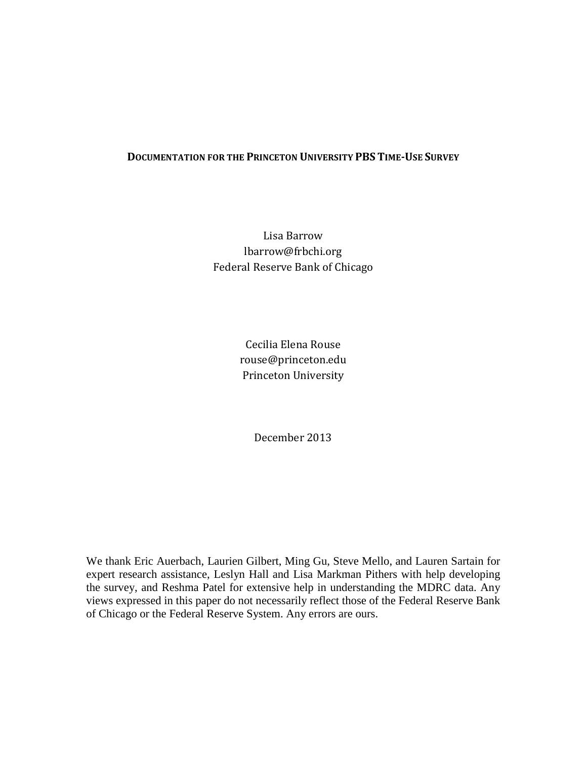# Documentation for the Princeton University PBS Time-Use Survey

Lisa Barrow
lbarrow@frbchi.org
Federal Reserve Bank of Chicago

Cecilia Elena Rouse
rouse@princeton.edu
Princeton University

December 2013

We thank Eric Auerbach, Laurien Gilbert, Ming Gu, Steve Mello, and Lauren Sartain for expert research assistance, Leslyn Hall and Lisa Markman Pithers with help developing the survey, and Reshma Patel for extensive help in understanding the MDRC data. Any views expressed in this paper do not necessarily reflect those of the Federal Reserve Bank of Chicago or the Federal Reserve System. Any errors are ours.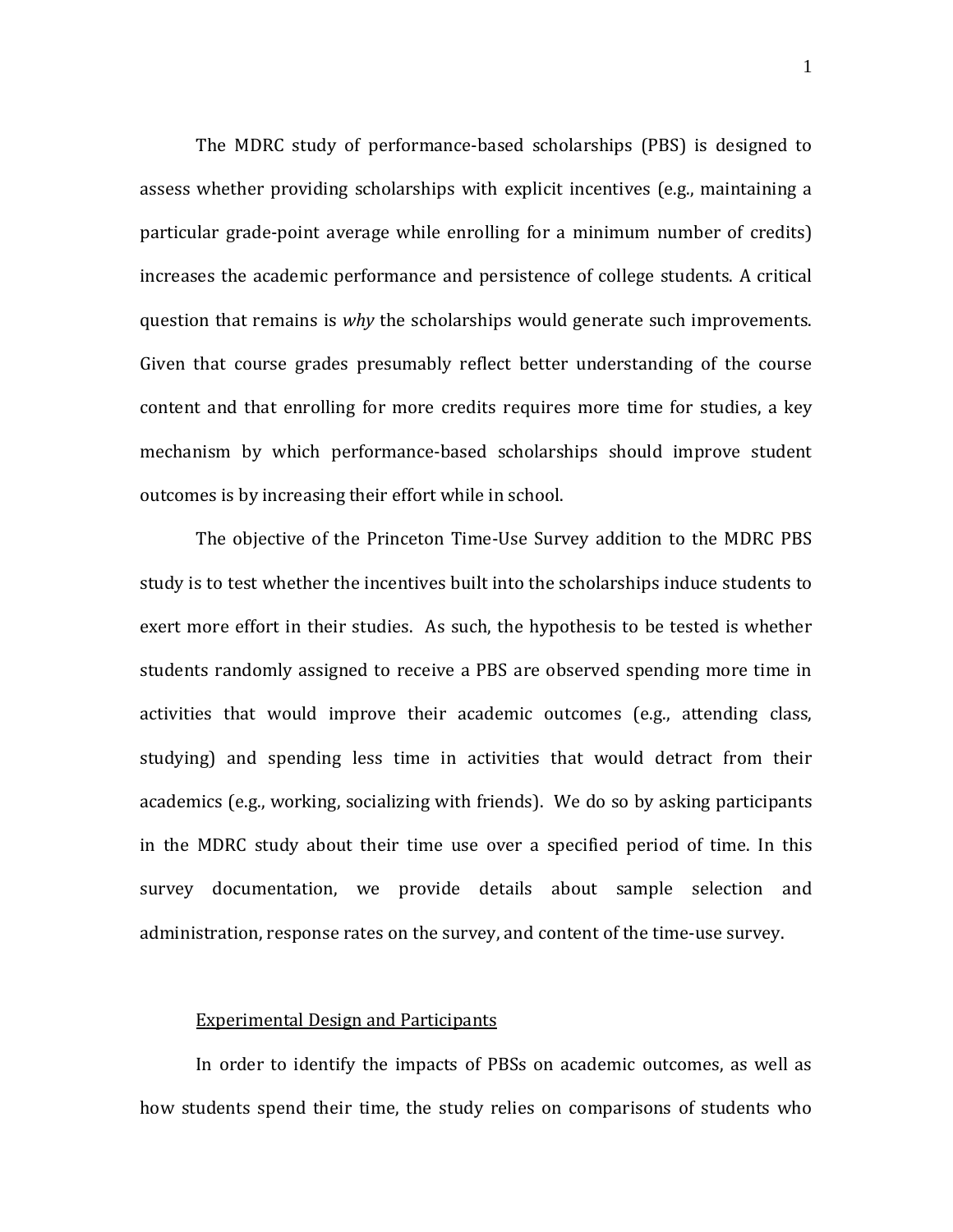The MDRC study of performance-based scholarships (PBS) is designed to assess whether providing scholarships with explicit incentives (e.g., maintaining a particular grade-point average while enrolling for a minimum number of credits) increases the academic performance and persistence of college students. A critical question that remains is *why* the scholarships would generate such improvements. Given that course grades presumably reflect better understanding of the course content and that enrolling for more credits requires more time for studies, a key mechanism by which performance-based scholarships should improve student outcomes is by increasing their effort while in school.

The objective of the Princeton Time-Use Survey addition to the MDRC PBS study is to test whether the incentives built into the scholarships induce students to exert more effort in their studies. As such, the hypothesis to be tested is whether students randomly assigned to receive a PBS are observed spending more time in activities that would improve their academic outcomes (e.g., attending class, studying) and spending less time in activities that would detract from their academics (e.g., working, socializing with friends). We do so by asking participants in the MDRC study about their time use over a specified period of time. In this survey documentation, we provide details about sample selection and administration, response rates on the survey, and content of the time-use survey.

## Experimental Design and Participants

In order to identify the impacts of PBSs on academic outcomes, as well as how students spend their time, the study relies on comparisons of students who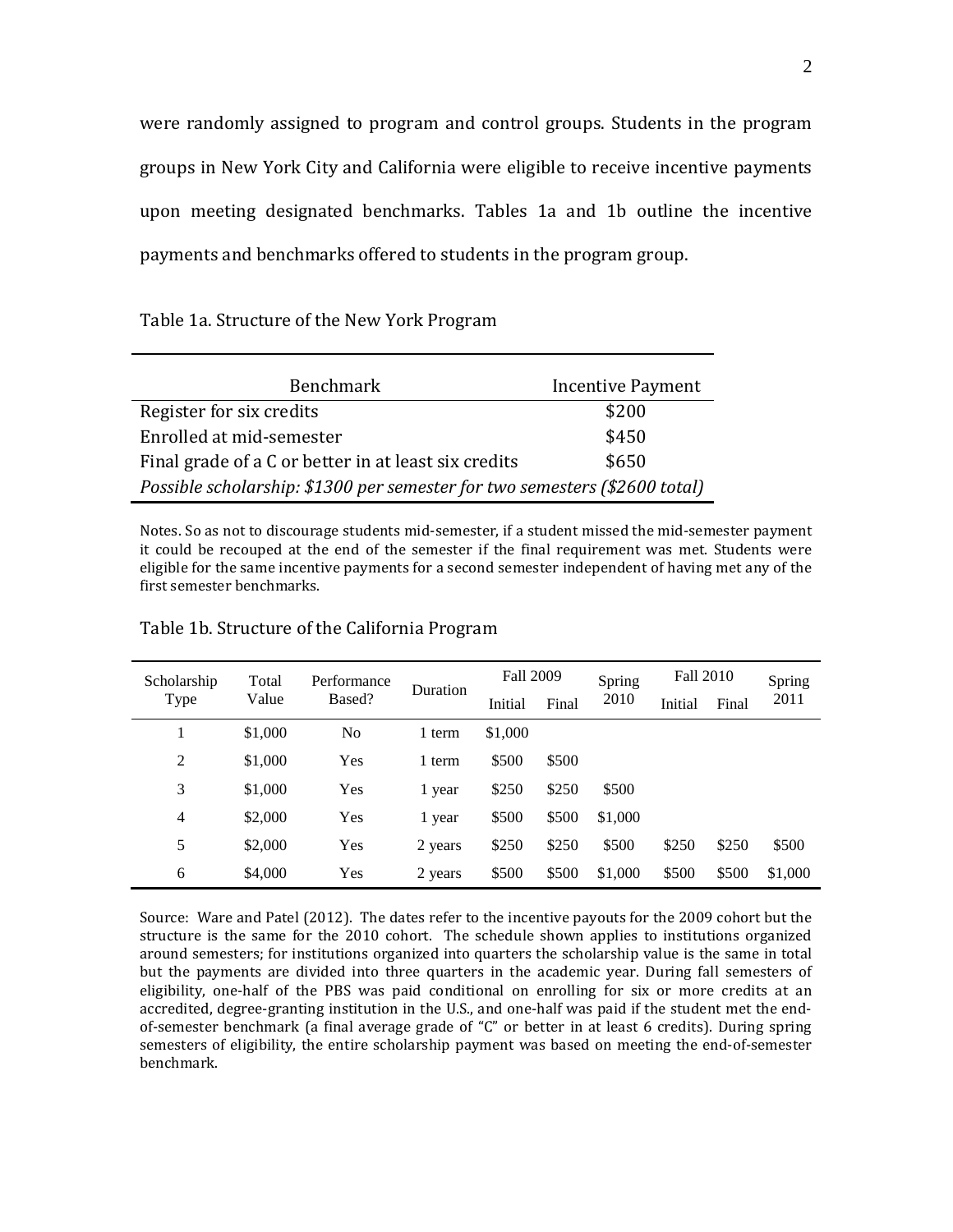were randomly assigned to program and control groups. Students in the program groups in New York City and California were eligible to receive incentive payments upon meeting designated benchmarks. Tables 1a and 1b outline the incentive payments and benchmarks offered to students in the program group.

Table 1a. Structure of the New York Program

| Benchmark | Incentive Payment |
|---|---|
| Register for six credits | \$200 |
| Enrolled at mid-semester | \$450 |
| Final grade of a C or better in at least six credits | \$650 |
| *Possible scholarship: \$1300 per semester for two semesters (\$2600 total)* | |

Notes. So as not to discourage students mid-semester, if a student missed the mid-semester payment it could be recouped at the end of the semester if the final requirement was met. Students were eligible for the same incentive payments for a second semester independent of having met any of the first semester benchmarks.

Table 1b. Structure of the California Program

| Scholarship Type | Total Value | Performance Based? | Duration | Fall 2009 | | Spring 2010 | Fall 2010 | | Spring 2011 |
|---|---|---|---|---|---|---|---|---|---|
| | | | | Initial | Final | | Initial | Final | |
| 1 | \$1,000 | No | 1 term | \$1,000 | | | | | |
| 2 | \$1,000 | Yes | 1 term | \$500 | \$500 | | | | |
| 3 | \$1,000 | Yes | 1 year | \$250 | \$250 | \$500 | | | |
| 4 | \$2,000 | Yes | 1 year | \$500 | \$500 | \$1,000 | | | |
| 5 | \$2,000 | Yes | 2 years | \$250 | \$250 | \$500 | \$250 | \$250 | \$500 |
| 6 | \$4,000 | Yes | 2 years | \$500 | \$500 | \$1,000 | \$500 | \$500 | \$1,000 |

Source: Ware and Patel (2012). The dates refer to the incentive payouts for the 2009 cohort but the structure is the same for the 2010 cohort. The schedule shown applies to institutions organized around semesters; for institutions organized into quarters the scholarship value is the same in total but the payments are divided into three quarters in the academic year. During fall semesters of eligibility, one-half of the PBS was paid conditional on enrolling for six or more credits at an accredited, degree-granting institution in the U.S., and one-half was paid if the student met the end-of-semester benchmark (a final average grade of "C" or better in at least 6 credits). During spring semesters of eligibility, the entire scholarship payment was based on meeting the end-of-semester benchmark.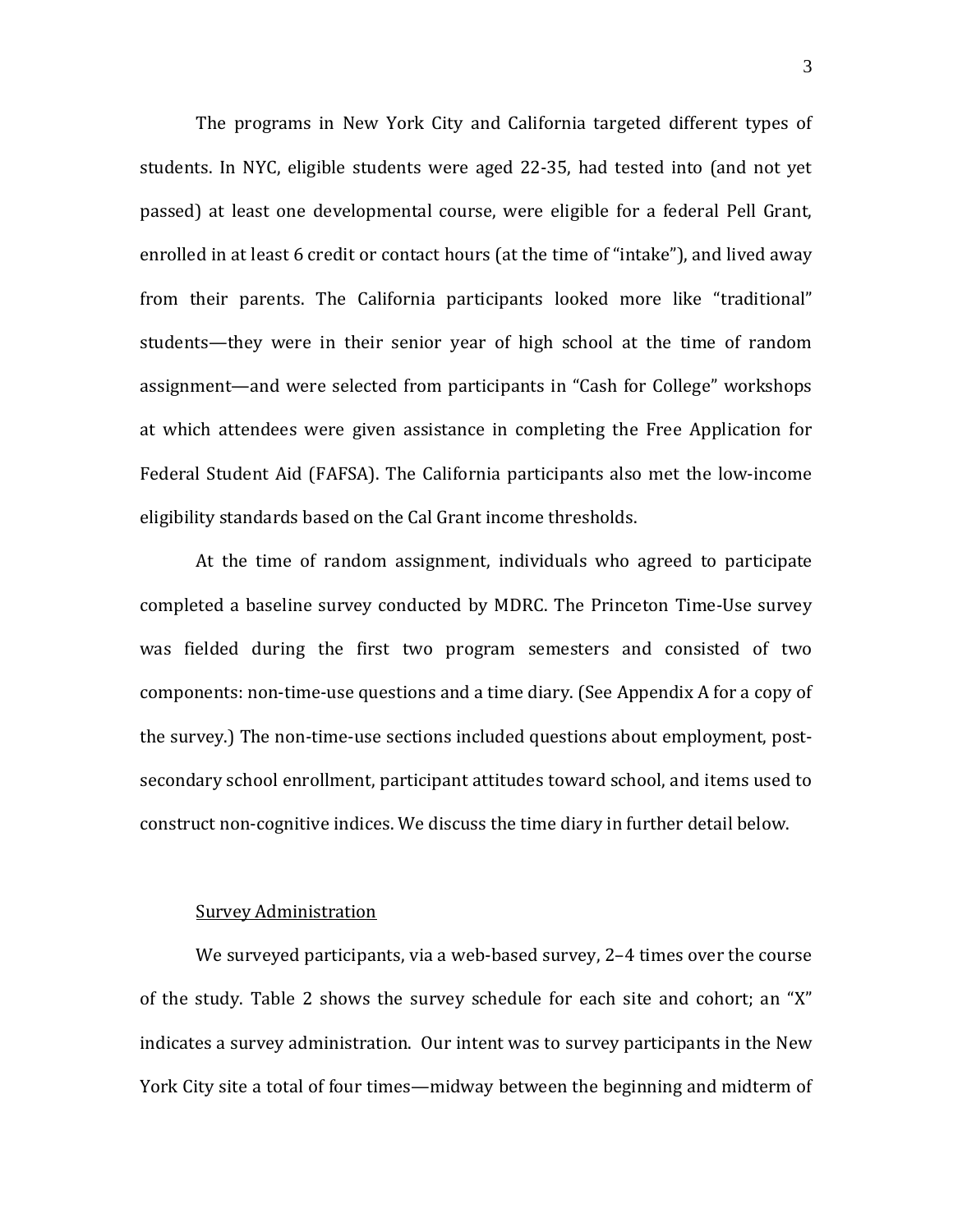The programs in New York City and California targeted different types of students. In NYC, eligible students were aged 22-35, had tested into (and not yet passed) at least one developmental course, were eligible for a federal Pell Grant, enrolled in at least 6 credit or contact hours (at the time of "intake"), and lived away from their parents. The California participants looked more like "traditional" students—they were in their senior year of high school at the time of random assignment—and were selected from participants in "Cash for College" workshops at which attendees were given assistance in completing the Free Application for Federal Student Aid (FAFSA). The California participants also met the low-income eligibility standards based on the Cal Grant income thresholds.

At the time of random assignment, individuals who agreed to participate completed a baseline survey conducted by MDRC. The Princeton Time-Use survey was fielded during the first two program semesters and consisted of two components: non-time-use questions and a time diary. (See Appendix A for a copy of the survey.) The non-time-use sections included questions about employment, post-secondary school enrollment, participant attitudes toward school, and items used to construct non-cognitive indices. We discuss the time diary in further detail below.

## Survey Administration

We surveyed participants, via a web-based survey, 2–4 times over the course of the study. Table 2 shows the survey schedule for each site and cohort; an "X" indicates a survey administration. Our intent was to survey participants in the New York City site a total of four times—midway between the beginning and midterm of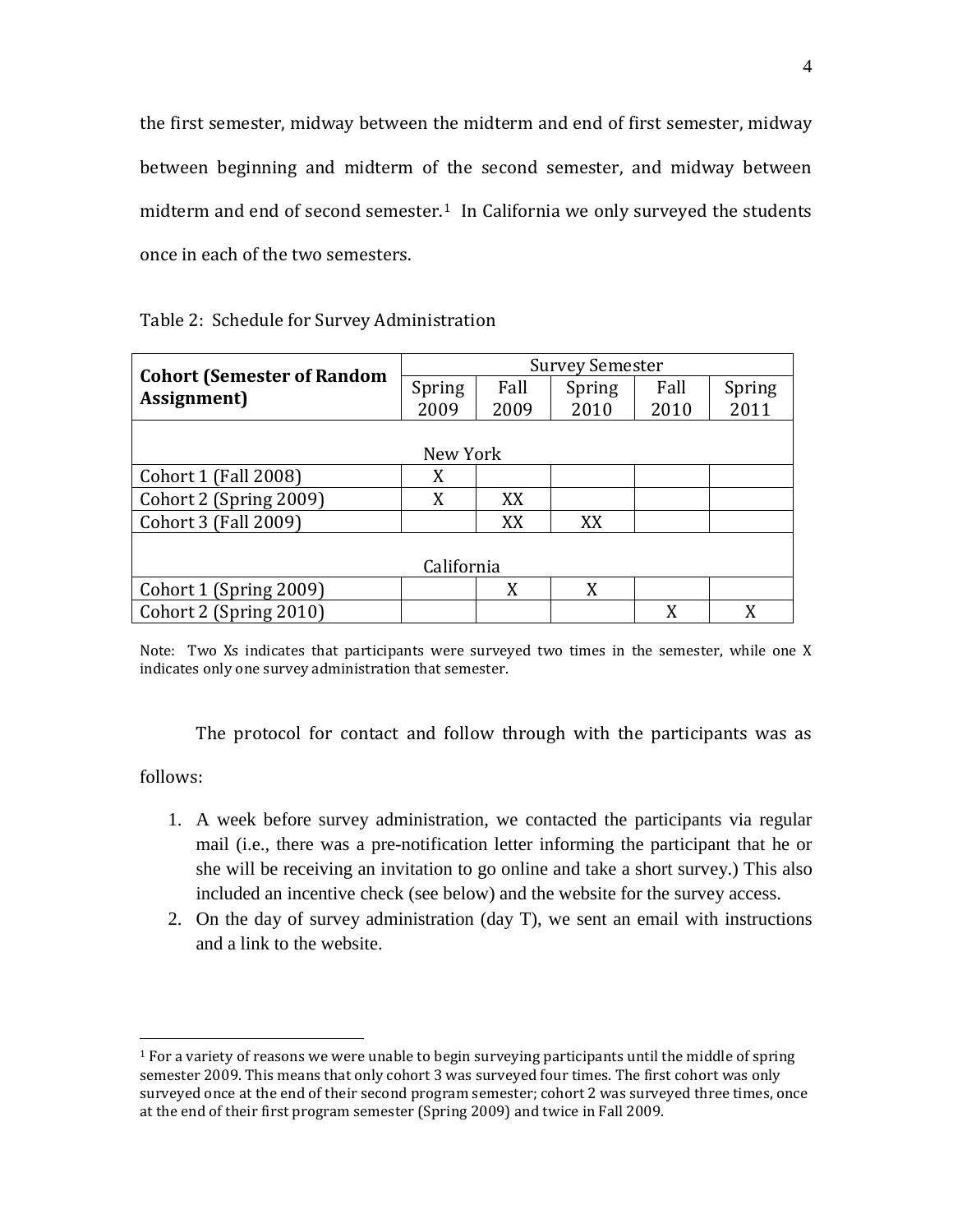the first semester, midway between the midterm and end of first semester, midway between beginning and midterm of the second semester, and midway between midterm and end of second semester.[1] In California we only surveyed the students once in each of the two semesters.

Table 2: Schedule for Survey Administration

| Cohort (Semester of Random Assignment) | Survey Semester | | | | |
|---|---|---|---|---|---|
| | Spring 2009 | Fall 2009 | Spring 2010 | Fall 2010 | Spring 2011 |
| **New York** | | | | | |
| Cohort 1 (Fall 2008) | X | | | | |
| Cohort 2 (Spring 2009) | X | XX | | | |
| Cohort 3 (Fall 2009) | | XX | XX | | |
| **California** | | | | | |
| Cohort 1 (Spring 2009) | | X | X | | |
| Cohort 2 (Spring 2010) | | | | X | X |

Note: Two Xs indicates that participants were surveyed two times in the semester, while one X indicates only one survey administration that semester.

The protocol for contact and follow through with the participants was as follows:

1. A week before survey administration, we contacted the participants via regular mail (i.e., there was a pre-notification letter informing the participant that he or she will be receiving an invitation to go online and take a short survey.) This also included an incentive check (see below) and the website for the survey access.
2. On the day of survey administration (day T), we sent an email with instructions and a link to the website.

[1] For a variety of reasons we were unable to begin surveying participants until the middle of spring semester 2009. This means that only cohort 3 was surveyed four times. The first cohort was only surveyed once at the end of their second program semester; cohort 2 was surveyed three times, once at the end of their first program semester (Spring 2009) and twice in Fall 2009.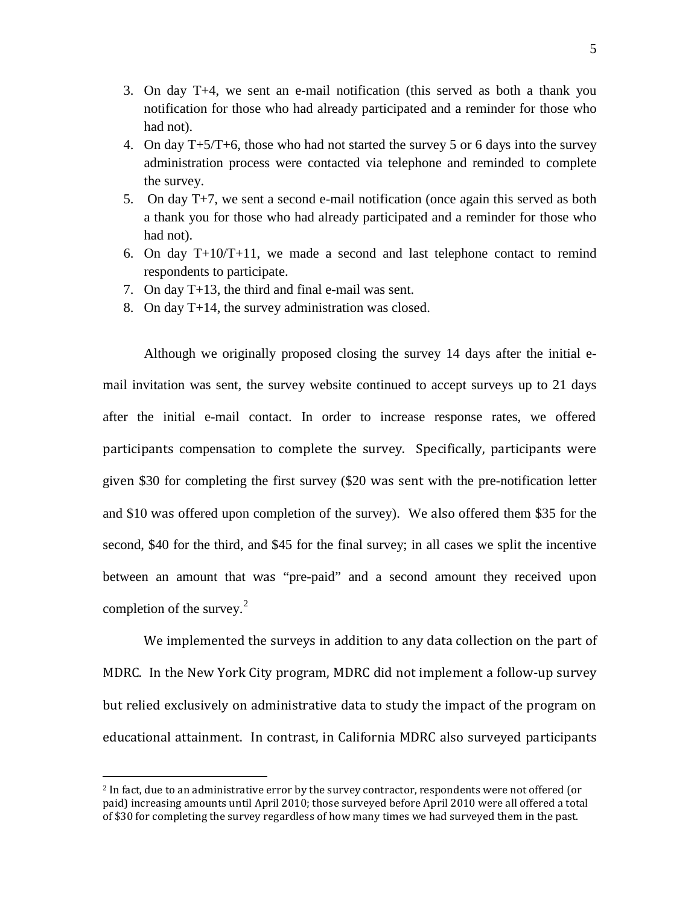3. On day T+4, we sent an e-mail notification (this served as both a thank you notification for those who had already participated and a reminder for those who had not).
4. On day T+5/T+6, those who had not started the survey 5 or 6 days into the survey administration process were contacted via telephone and reminded to complete the survey.
5. On day T+7, we sent a second e-mail notification (once again this served as both a thank you for those who had already participated and a reminder for those who had not).
6. On day T+10/T+11, we made a second and last telephone contact to remind respondents to participate.
7. On day T+13, the third and final e-mail was sent.
8. On day T+14, the survey administration was closed.

Although we originally proposed closing the survey 14 days after the initial e-mail invitation was sent, the survey website continued to accept surveys up to 21 days after the initial e-mail contact. In order to increase response rates, we offered participants compensation to complete the survey. Specifically, participants were given $30 for completing the first survey ($20 was sent with the pre-notification letter and $10 was offered upon completion of the survey). We also offered them $35 for the second, $40 for the third, and $45 for the final survey; in all cases we split the incentive between an amount that was "pre-paid" and a second amount they received upon completion of the survey.[2]

We implemented the surveys in addition to any data collection on the part of MDRC. In the New York City program, MDRC did not implement a follow-up survey but relied exclusively on administrative data to study the impact of the program on educational attainment. In contrast, in California MDRC also surveyed participants

[2] In fact, due to an administrative error by the survey contractor, respondents were not offered (or paid) increasing amounts until April 2010; those surveyed before April 2010 were all offered a total of $30 for completing the survey regardless of how many times we had surveyed them in the past.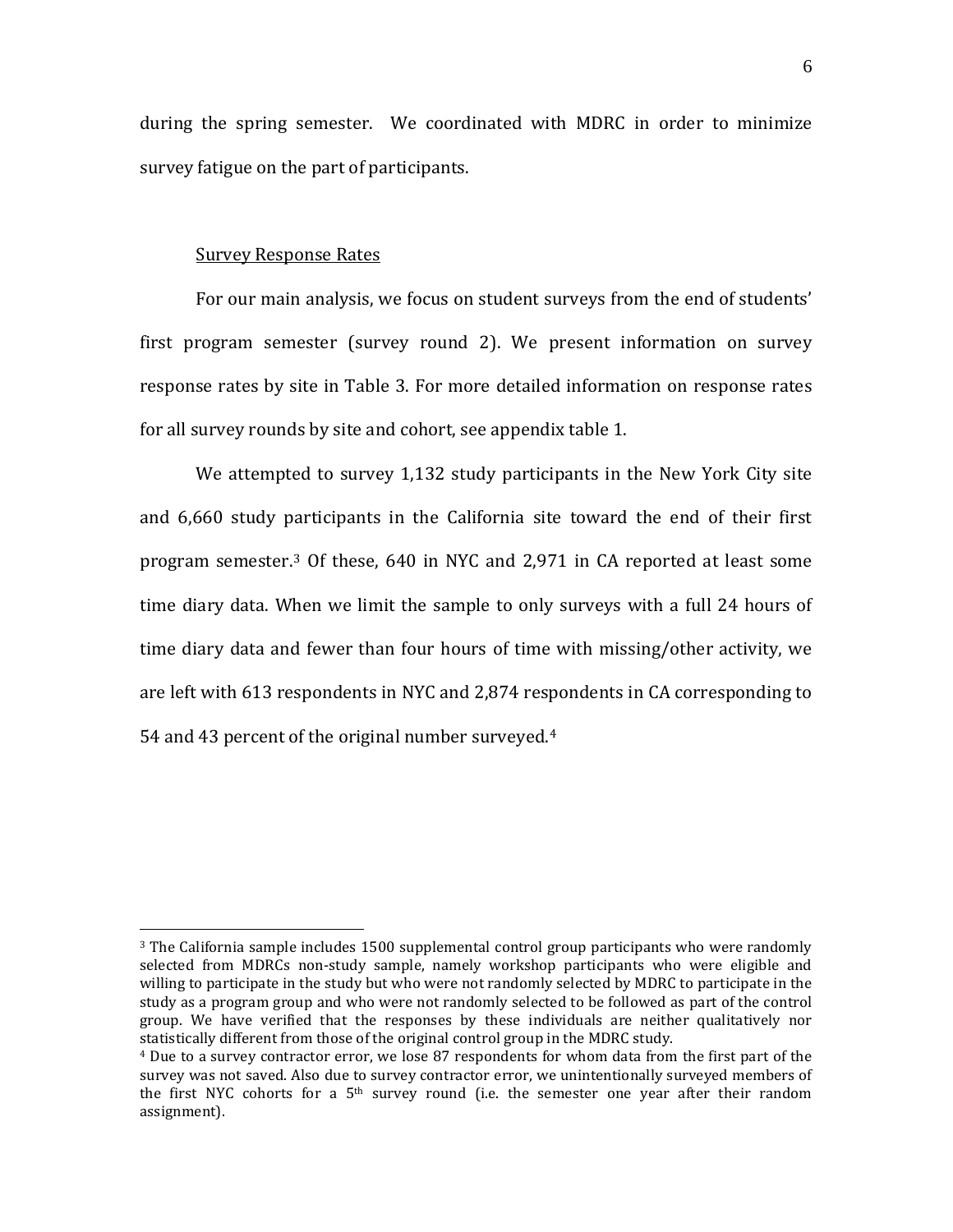during the spring semester. We coordinated with MDRC in order to minimize survey fatigue on the part of participants.

Survey Response Rates

For our main analysis, we focus on student surveys from the end of students' first program semester (survey round 2). We present information on survey response rates by site in Table 3. For more detailed information on response rates for all survey rounds by site and cohort, see appendix table 1.

We attempted to survey 1,132 study participants in the New York City site and 6,660 study participants in the California site toward the end of their first program semester.[3] Of these, 640 in NYC and 2,971 in CA reported at least some time diary data. When we limit the sample to only surveys with a full 24 hours of time diary data and fewer than four hours of time with missing/other activity, we are left with 613 respondents in NYC and 2,874 respondents in CA corresponding to 54 and 43 percent of the original number surveyed.[4]

---

[3] The California sample includes 1500 supplemental control group participants who were randomly selected from MDRCs non-study sample, namely workshop participants who were eligible and willing to participate in the study but who were not randomly selected by MDRC to participate in the study as a program group and who were not randomly selected to be followed as part of the control group. We have verified that the responses by these individuals are neither qualitatively nor statistically different from those of the original control group in the MDRC study.

[4] Due to a survey contractor error, we lose 87 respondents for whom data from the first part of the survey was not saved. Also due to survey contractor error, we unintentionally surveyed members of the first NYC cohorts for a 5th survey round (i.e. the semester one year after their random assignment).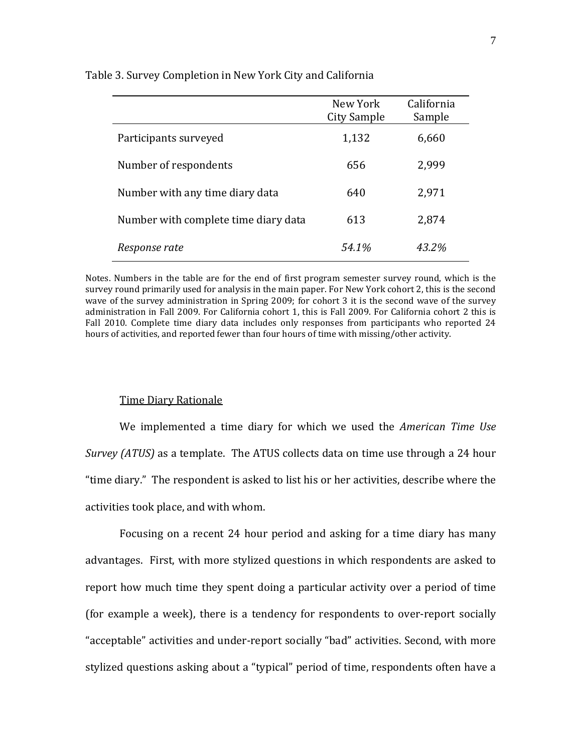Table 3. Survey Completion in New York City and California

| | New York City Sample | California Sample |
|---|---|---|
| Participants surveyed | 1,132 | 6,660 |
| Number of respondents | 656 | 2,999 |
| Number with any time diary data | 640 | 2,971 |
| Number with complete time diary data | 613 | 2,874 |
| *Response rate* | *54.1%* | *43.2%* |

Notes. Numbers in the table are for the end of first program semester survey round, which is the survey round primarily used for analysis in the main paper. For New York cohort 2, this is the second wave of the survey administration in Spring 2009; for cohort 3 it is the second wave of the survey administration in Fall 2009. For California cohort 1, this is Fall 2009. For California cohort 2 this is Fall 2010. Complete time diary data includes only responses from participants who reported 24 hours of activities, and reported fewer than four hours of time with missing/other activity.

Time Diary Rationale

We implemented a time diary for which we used the *American Time Use Survey (ATUS)* as a template. The ATUS collects data on time use through a 24 hour "time diary." The respondent is asked to list his or her activities, describe where the activities took place, and with whom.

Focusing on a recent 24 hour period and asking for a time diary has many advantages. First, with more stylized questions in which respondents are asked to report how much time they spent doing a particular activity over a period of time (for example a week), there is a tendency for respondents to over-report socially "acceptable" activities and under-report socially "bad" activities. Second, with more stylized questions asking about a "typical" period of time, respondents often have a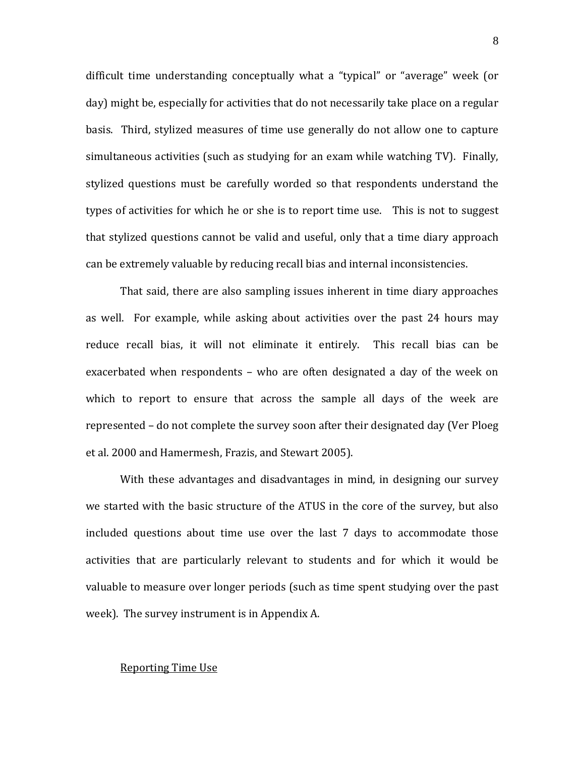difficult time understanding conceptually what a "typical" or "average" week (or day) might be, especially for activities that do not necessarily take place on a regular basis. Third, stylized measures of time use generally do not allow one to capture simultaneous activities (such as studying for an exam while watching TV). Finally, stylized questions must be carefully worded so that respondents understand the types of activities for which he or she is to report time use. This is not to suggest that stylized questions cannot be valid and useful, only that a time diary approach can be extremely valuable by reducing recall bias and internal inconsistencies.

That said, there are also sampling issues inherent in time diary approaches as well. For example, while asking about activities over the past 24 hours may reduce recall bias, it will not eliminate it entirely. This recall bias can be exacerbated when respondents – who are often designated a day of the week on which to report to ensure that across the sample all days of the week are represented – do not complete the survey soon after their designated day (Ver Ploeg et al. 2000 and Hamermesh, Frazis, and Stewart 2005).

With these advantages and disadvantages in mind, in designing our survey we started with the basic structure of the ATUS in the core of the survey, but also included questions about time use over the last 7 days to accommodate those activities that are particularly relevant to students and for which it would be valuable to measure over longer periods (such as time spent studying over the past week). The survey instrument is in Appendix A.

<u>Reporting Time Use</u>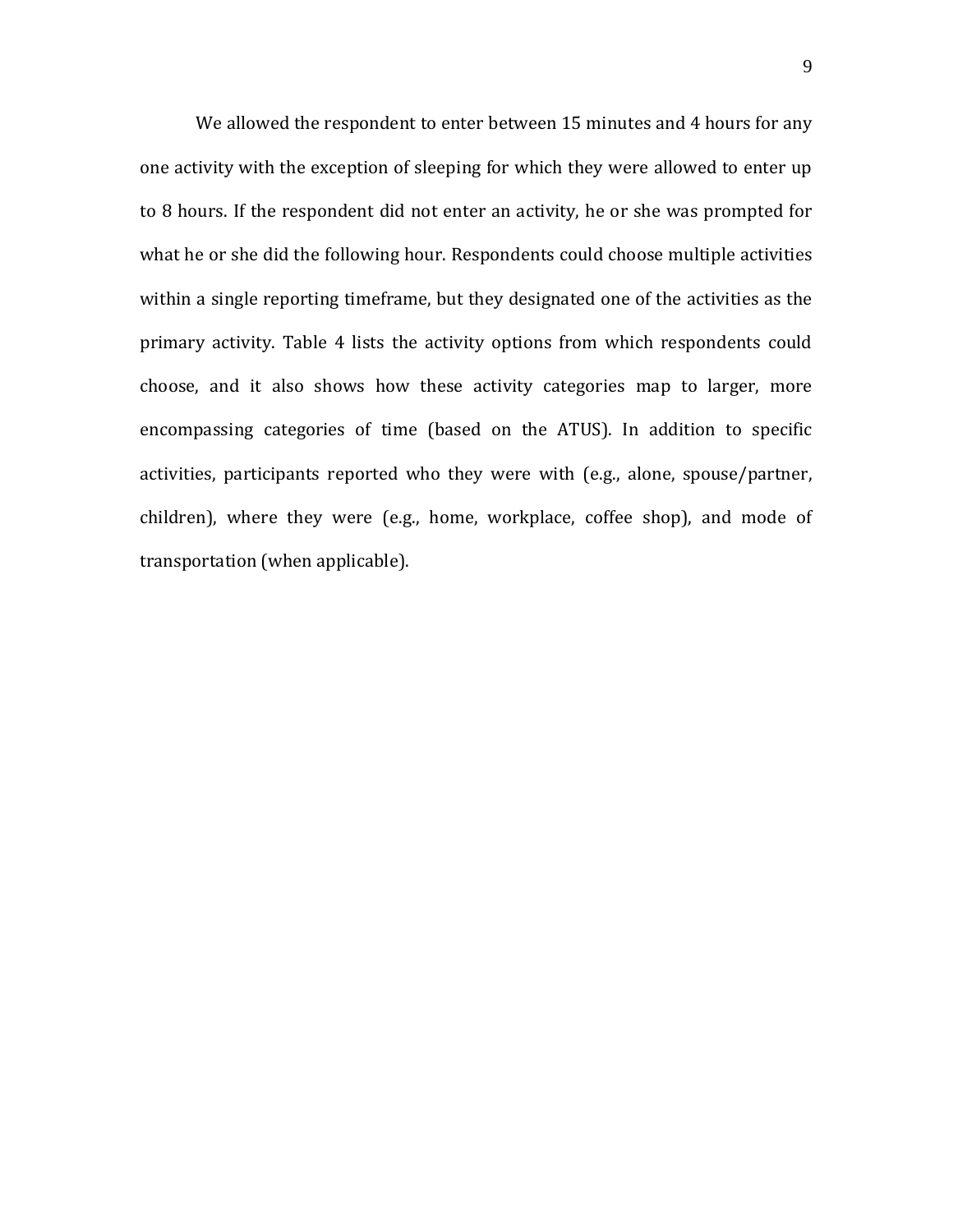We allowed the respondent to enter between 15 minutes and 4 hours for any one activity with the exception of sleeping for which they were allowed to enter up to 8 hours. If the respondent did not enter an activity, he or she was prompted for what he or she did the following hour. Respondents could choose multiple activities within a single reporting timeframe, but they designated one of the activities as the primary activity. Table 4 lists the activity options from which respondents could choose, and it also shows how these activity categories map to larger, more encompassing categories of time (based on the ATUS). In addition to specific activities, participants reported who they were with (e.g., alone, spouse/partner, children), where they were (e.g., home, workplace, coffee shop), and mode of transportation (when applicable).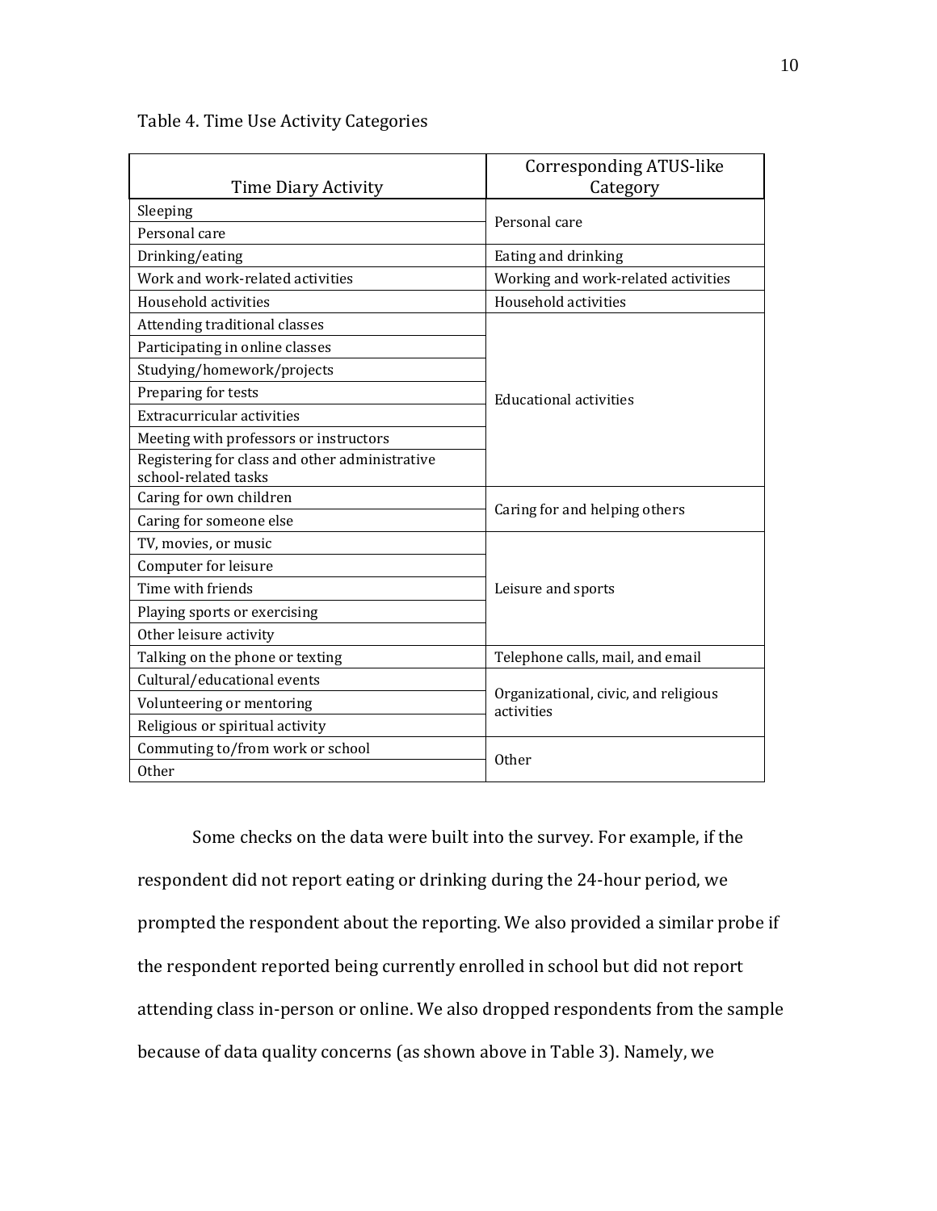Table 4. Time Use Activity Categories

| Time Diary Activity | Corresponding ATUS-like Category |
|---|---|
| Sleeping | Personal care |
| Personal care | |
| Drinking/eating | Eating and drinking |
| Work and work-related activities | Working and work-related activities |
| Household activities | Household activities |
| Attending traditional classes | Educational activities |
| Participating in online classes | |
| Studying/homework/projects | |
| Preparing for tests | |
| Extracurricular activities | |
| Meeting with professors or instructors | |
| Registering for class and other administrative school-related tasks | |
| Caring for own children | Caring for and helping others |
| Caring for someone else | |
| TV, movies, or music | Leisure and sports |
| Computer for leisure | |
| Time with friends | |
| Playing sports or exercising | |
| Other leisure activity | |
| Talking on the phone or texting | Telephone calls, mail, and email |
| Cultural/educational events | Organizational, civic, and religious activities |
| Volunteering or mentoring | |
| Religious or spiritual activity | |
| Commuting to/from work or school | Other |
| Other | |

Some checks on the data were built into the survey. For example, if the respondent did not report eating or drinking during the 24-hour period, we prompted the respondent about the reporting. We also provided a similar probe if the respondent reported being currently enrolled in school but did not report attending class in-person or online. We also dropped respondents from the sample because of data quality concerns (as shown above in Table 3). Namely, we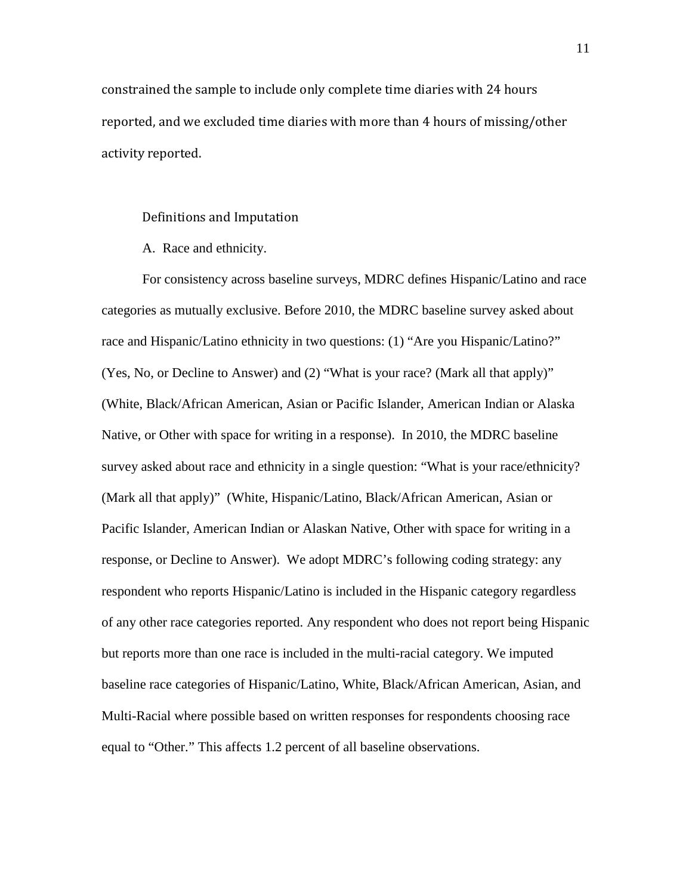constrained the sample to include only complete time diaries with 24 hours reported, and we excluded time diaries with more than 4 hours of missing/other activity reported.

## Definitions and Imputation

A. Race and ethnicity.

For consistency across baseline surveys, MDRC defines Hispanic/Latino and race categories as mutually exclusive. Before 2010, the MDRC baseline survey asked about race and Hispanic/Latino ethnicity in two questions: (1) "Are you Hispanic/Latino?" (Yes, No, or Decline to Answer) and (2) "What is your race? (Mark all that apply)" (White, Black/African American, Asian or Pacific Islander, American Indian or Alaska Native, or Other with space for writing in a response). In 2010, the MDRC baseline survey asked about race and ethnicity in a single question: "What is your race/ethnicity? (Mark all that apply)" (White, Hispanic/Latino, Black/African American, Asian or Pacific Islander, American Indian or Alaskan Native, Other with space for writing in a response, or Decline to Answer). We adopt MDRC's following coding strategy: any respondent who reports Hispanic/Latino is included in the Hispanic category regardless of any other race categories reported. Any respondent who does not report being Hispanic but reports more than one race is included in the multi-racial category. We imputed baseline race categories of Hispanic/Latino, White, Black/African American, Asian, and Multi-Racial where possible based on written responses for respondents choosing race equal to "Other." This affects 1.2 percent of all baseline observations.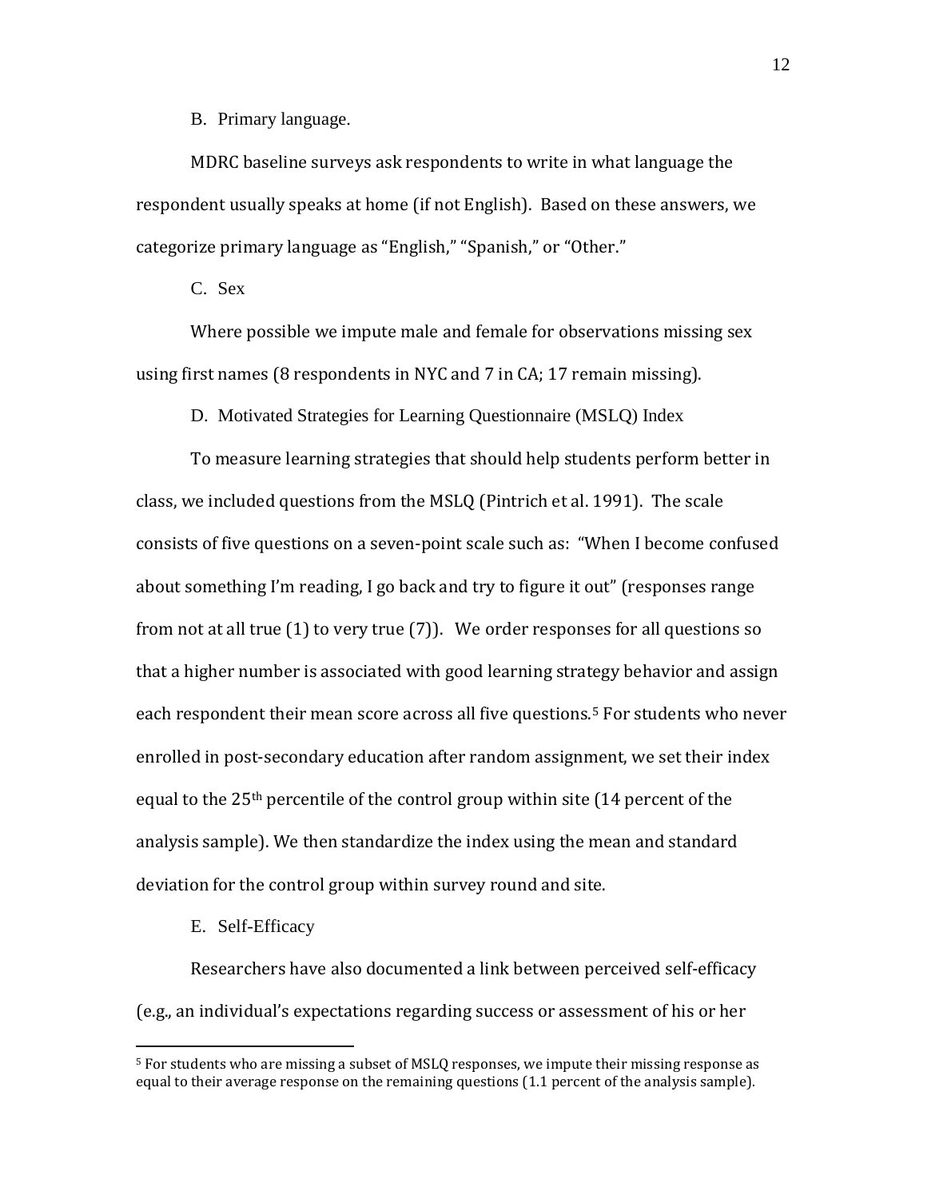B. Primary language.

MDRC baseline surveys ask respondents to write in what language the respondent usually speaks at home (if not English). Based on these answers, we categorize primary language as "English," "Spanish," or "Other."

C. Sex

Where possible we impute male and female for observations missing sex using first names (8 respondents in NYC and 7 in CA; 17 remain missing).

D. Motivated Strategies for Learning Questionnaire (MSLQ) Index

To measure learning strategies that should help students perform better in class, we included questions from the MSLQ (Pintrich et al. 1991). The scale consists of five questions on a seven-point scale such as: "When I become confused about something I'm reading, I go back and try to figure it out" (responses range from not at all true (1) to very true (7)). We order responses for all questions so that a higher number is associated with good learning strategy behavior and assign each respondent their mean score across all five questions.[5] For students who never enrolled in post-secondary education after random assignment, we set their index equal to the 25th percentile of the control group within site (14 percent of the analysis sample). We then standardize the index using the mean and standard deviation for the control group within survey round and site.

E. Self-Efficacy

Researchers have also documented a link between perceived self-efficacy (e.g., an individual's expectations regarding success or assessment of his or her

---

[5] For students who are missing a subset of MSLQ responses, we impute their missing response as equal to their average response on the remaining questions (1.1 percent of the analysis sample).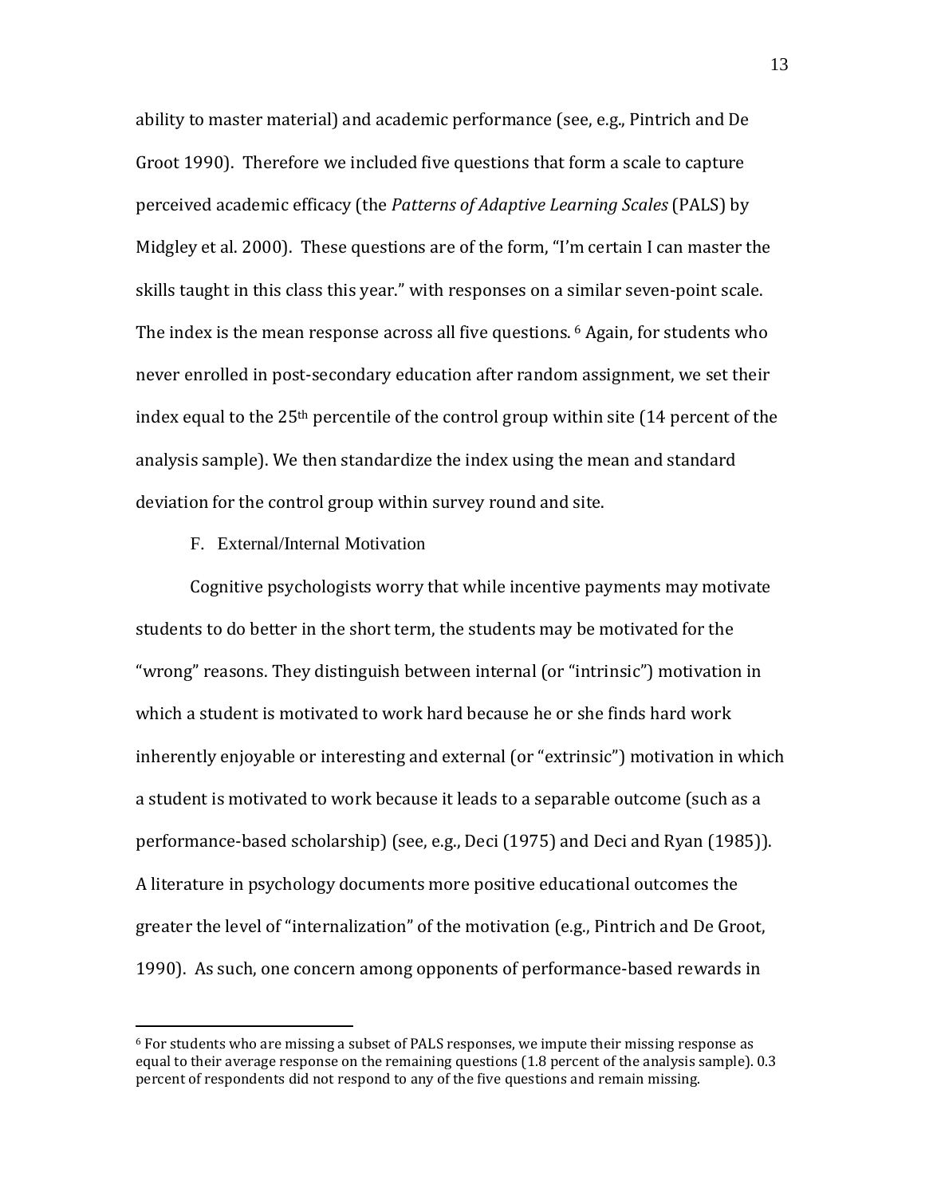ability to master material) and academic performance (see, e.g., Pintrich and De Groot 1990). Therefore we included five questions that form a scale to capture perceived academic efficacy (the *Patterns of Adaptive Learning Scales* (PALS) by Midgley et al. 2000). These questions are of the form, "I'm certain I can master the skills taught in this class this year." with responses on a similar seven-point scale. The index is the mean response across all five questions. [6] Again, for students who never enrolled in post-secondary education after random assignment, we set their index equal to the 25th percentile of the control group within site (14 percent of the analysis sample). We then standardize the index using the mean and standard deviation for the control group within survey round and site.

### F. External/Internal Motivation

Cognitive psychologists worry that while incentive payments may motivate students to do better in the short term, the students may be motivated for the "wrong" reasons. They distinguish between internal (or "intrinsic") motivation in which a student is motivated to work hard because he or she finds hard work inherently enjoyable or interesting and external (or "extrinsic") motivation in which a student is motivated to work because it leads to a separable outcome (such as a performance-based scholarship) (see, e.g., Deci (1975) and Deci and Ryan (1985)). A literature in psychology documents more positive educational outcomes the greater the level of "internalization" of the motivation (e.g., Pintrich and De Groot, 1990). As such, one concern among opponents of performance-based rewards in

---

[6] For students who are missing a subset of PALS responses, we impute their missing response as equal to their average response on the remaining questions (1.8 percent of the analysis sample). 0.3 percent of respondents did not respond to any of the five questions and remain missing.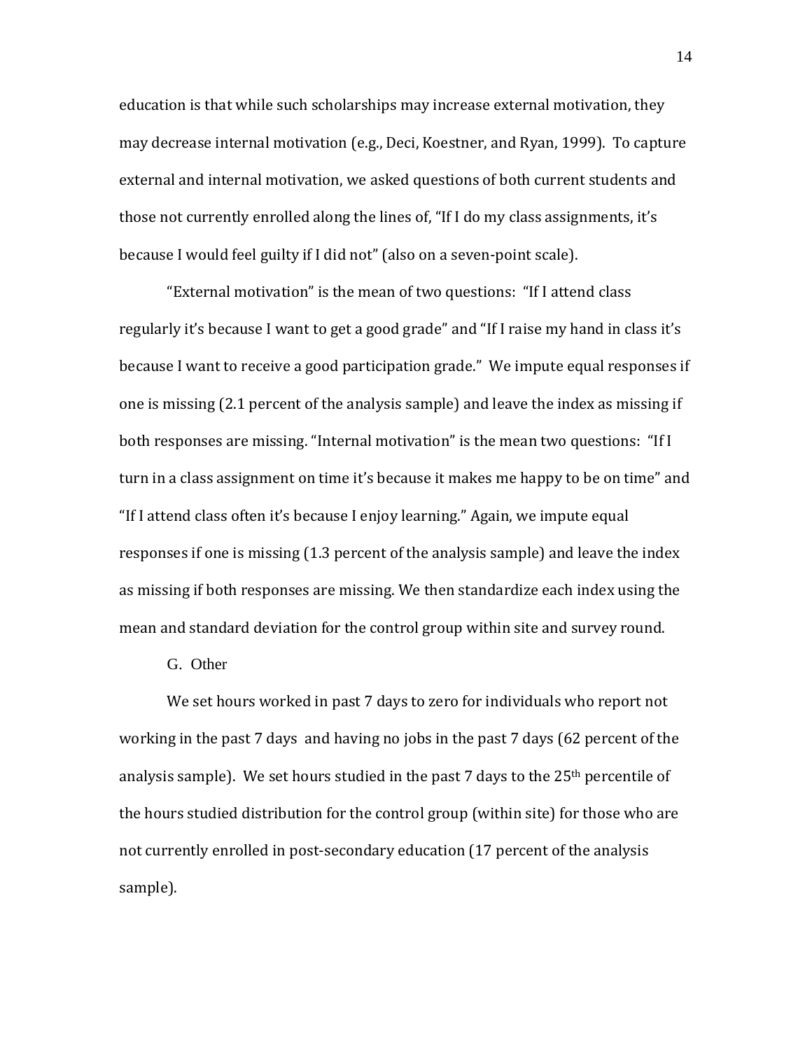education is that while such scholarships may increase external motivation, they may decrease internal motivation (e.g., Deci, Koestner, and Ryan, 1999). To capture external and internal motivation, we asked questions of both current students and those not currently enrolled along the lines of, "If I do my class assignments, it's because I would feel guilty if I did not" (also on a seven-point scale).

"External motivation" is the mean of two questions: "If I attend class regularly it's because I want to get a good grade" and "If I raise my hand in class it's because I want to receive a good participation grade." We impute equal responses if one is missing (2.1 percent of the analysis sample) and leave the index as missing if both responses are missing. "Internal motivation" is the mean two questions: "If I turn in a class assignment on time it's because it makes me happy to be on time" and "If I attend class often it's because I enjoy learning." Again, we impute equal responses if one is missing (1.3 percent of the analysis sample) and leave the index as missing if both responses are missing. We then standardize each index using the mean and standard deviation for the control group within site and survey round.

G. Other

We set hours worked in past 7 days to zero for individuals who report not working in the past 7 days and having no jobs in the past 7 days (62 percent of the analysis sample). We set hours studied in the past 7 days to the 25th percentile of the hours studied distribution for the control group (within site) for those who are not currently enrolled in post-secondary education (17 percent of the analysis sample).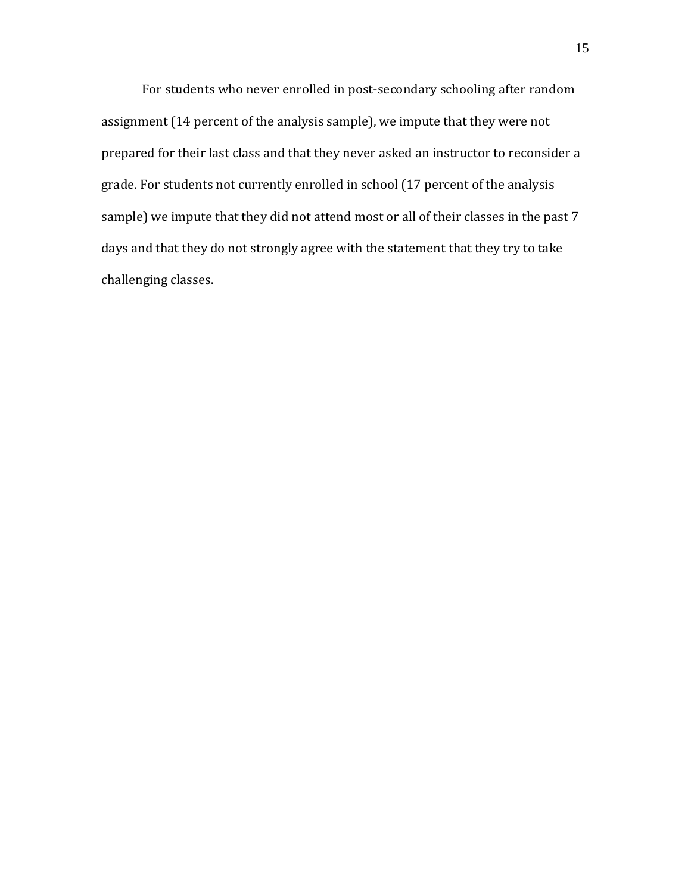For students who never enrolled in post-secondary schooling after random assignment (14 percent of the analysis sample), we impute that they were not prepared for their last class and that they never asked an instructor to reconsider a grade. For students not currently enrolled in school (17 percent of the analysis sample) we impute that they did not attend most or all of their classes in the past 7 days and that they do not strongly agree with the statement that they try to take challenging classes.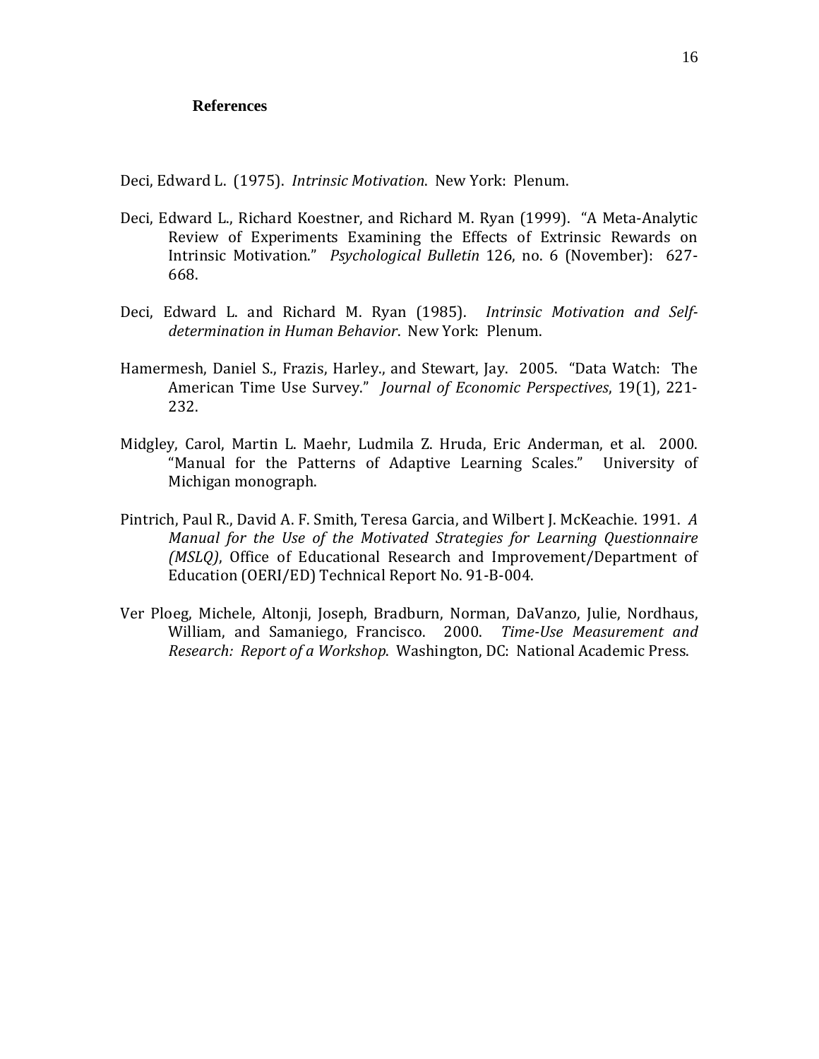## References

Deci, Edward L. (1975). *Intrinsic Motivation*. New York: Plenum.

Deci, Edward L., Richard Koestner, and Richard M. Ryan (1999). "A Meta-Analytic Review of Experiments Examining the Effects of Extrinsic Rewards on Intrinsic Motivation." *Psychological Bulletin* 126, no. 6 (November): 627-668.

Deci, Edward L. and Richard M. Ryan (1985). *Intrinsic Motivation and Self-determination in Human Behavior*. New York: Plenum.

Hamermesh, Daniel S., Frazis, Harley., and Stewart, Jay. 2005. "Data Watch: The American Time Use Survey." *Journal of Economic Perspectives*, 19(1), 221-232.

Midgley, Carol, Martin L. Maehr, Ludmila Z. Hruda, Eric Anderman, et al. 2000. "Manual for the Patterns of Adaptive Learning Scales." University of Michigan monograph.

Pintrich, Paul R., David A. F. Smith, Teresa Garcia, and Wilbert J. McKeachie. 1991. *A Manual for the Use of the Motivated Strategies for Learning Questionnaire (MSLQ)*, Office of Educational Research and Improvement/Department of Education (OERI/ED) Technical Report No. 91-B-004.

Ver Ploeg, Michele, Altonji, Joseph, Bradburn, Norman, DaVanzo, Julie, Nordhaus, William, and Samaniego, Francisco. 2000. *Time-Use Measurement and Research: Report of a Workshop*. Washington, DC: National Academic Press.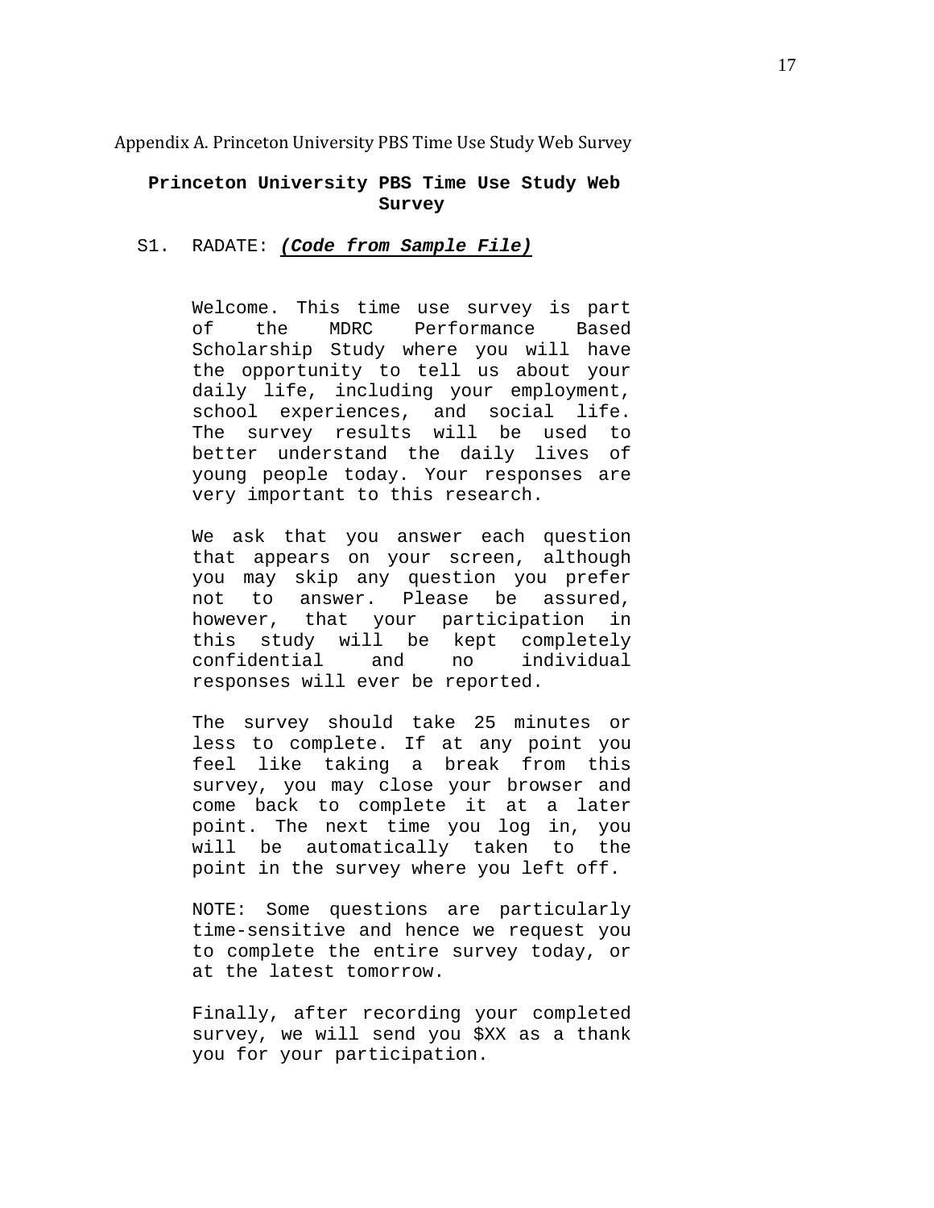Appendix A. Princeton University PBS Time Use Study Web Survey

## Princeton University PBS Time Use Study Web Survey

S1. RADATE: ***(Code from Sample File)***

Welcome. This time use survey is part of the MDRC Performance Based Scholarship Study where you will have the opportunity to tell us about your daily life, including your employment, school experiences, and social life. The survey results will be used to better understand the daily lives of young people today. Your responses are very important to this research.

We ask that you answer each question that appears on your screen, although you may skip any question you prefer not to answer. Please be assured, however, that your participation in this study will be kept completely confidential and no individual responses will ever be reported.

The survey should take 25 minutes or less to complete. If at any point you feel like taking a break from this survey, you may close your browser and come back to complete it at a later point. The next time you log in, you will be automatically taken to the point in the survey where you left off.

NOTE: Some questions are particularly time-sensitive and hence we request you to complete the entire survey today, or at the latest tomorrow.

Finally, after recording your completed survey, we will send you $XX as a thank you for your participation.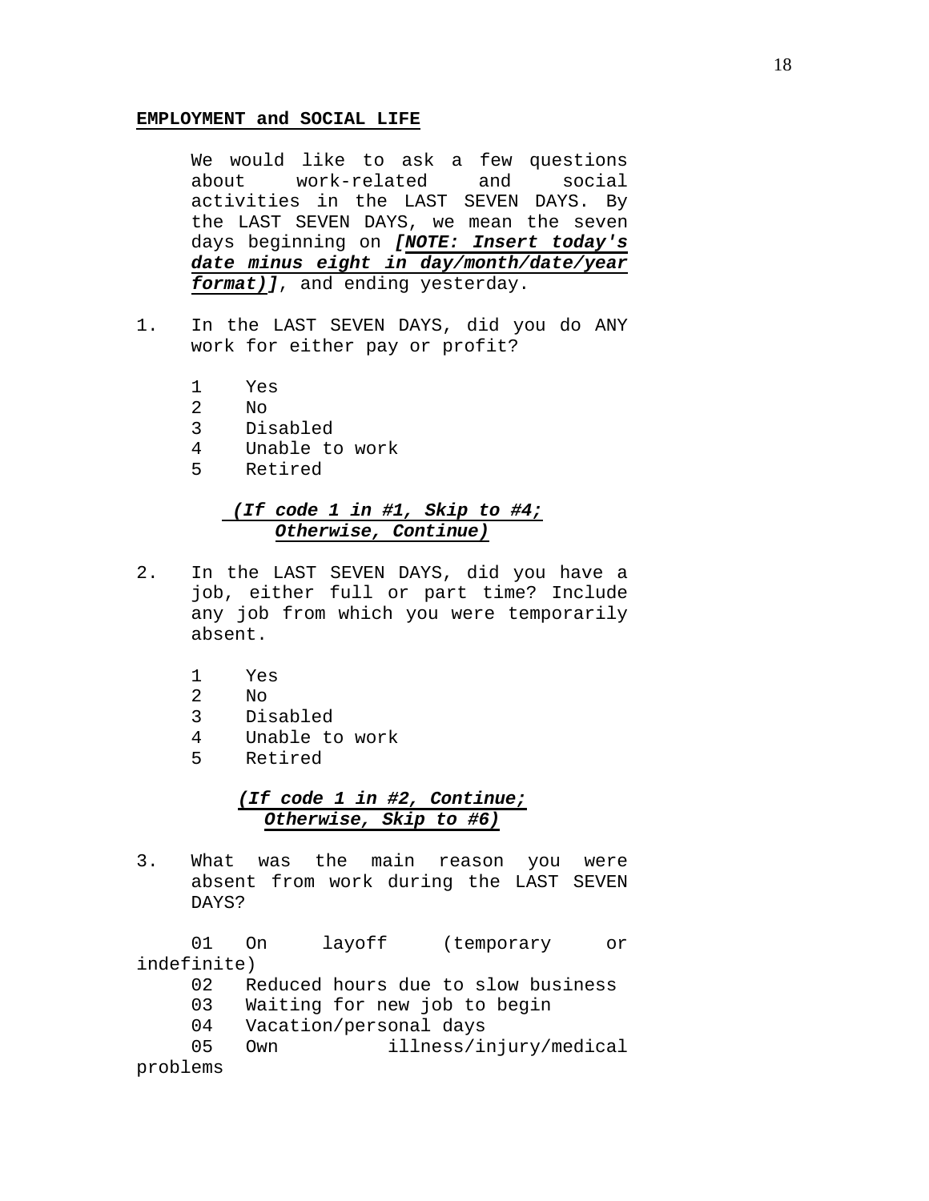**EMPLOYMENT and SOCIAL LIFE**

We would like to ask a few questions about work-related and social activities in the LAST SEVEN DAYS. By the LAST SEVEN DAYS, we mean the seven days beginning on ***[NOTE: Insert today's date minus eight in day/month/date/year format)]***, and ending yesterday.

1. In the LAST SEVEN DAYS, did you do ANY work for either pay or profit?

   1 Yes
   2 No
   3 Disabled
   4 Unable to work
   5 Retired

   ***(If code 1 in #1, Skip to #4; Otherwise, Continue)***

2. In the LAST SEVEN DAYS, did you have a job, either full or part time? Include any job from which you were temporarily absent.

   1 Yes
   2 No
   3 Disabled
   4 Unable to work
   5 Retired

   ***(If code 1 in #2, Continue; Otherwise, Skip to #6)***

3. What was the main reason you were absent from work during the LAST SEVEN DAYS?

   01 On layoff (temporary or indefinite)
   02 Reduced hours due to slow business
   03 Waiting for new job to begin
   04 Vacation/personal days
   05 Own illness/injury/medical problems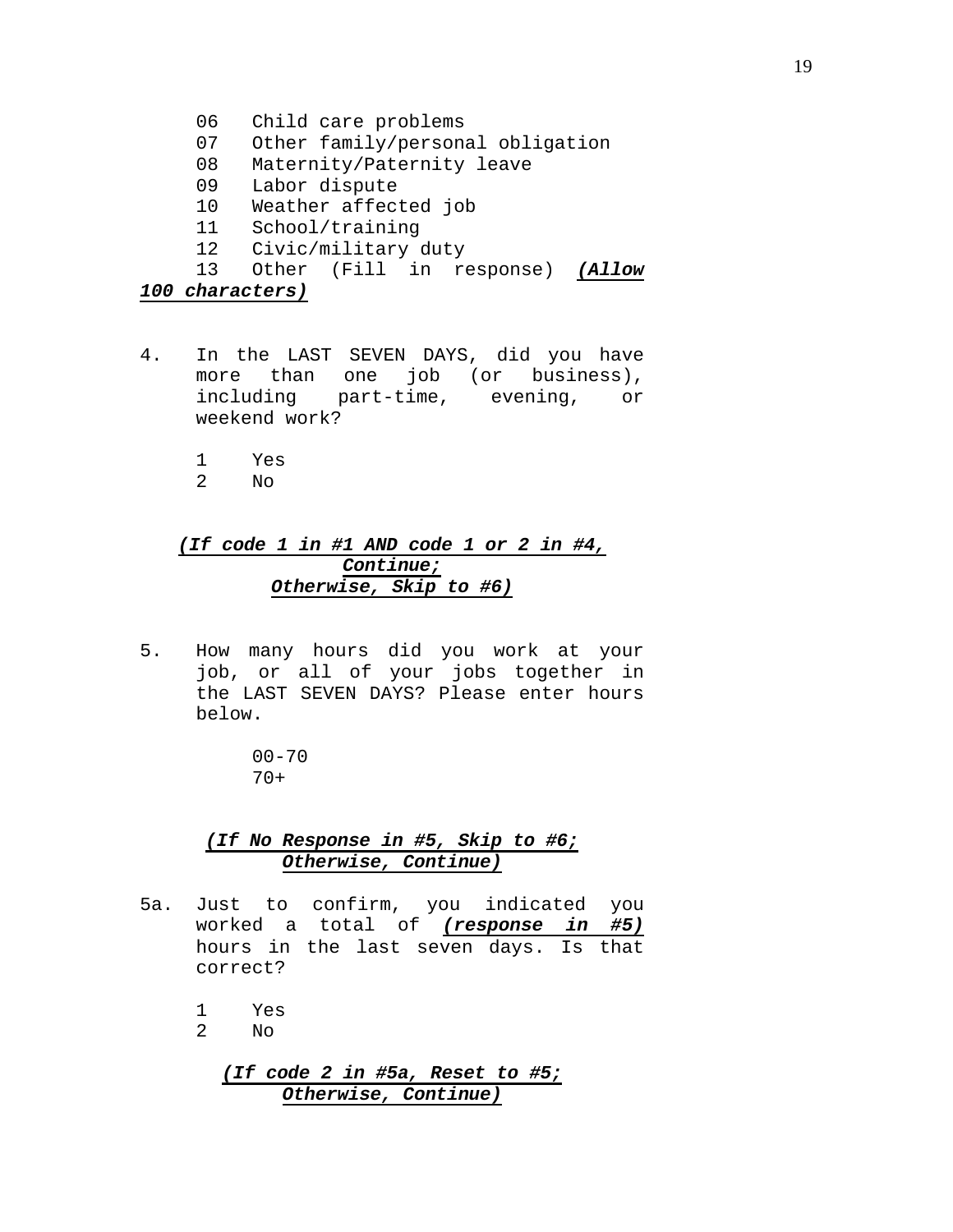06 Child care problems
07 Other family/personal obligation
08 Maternity/Paternity leave
09 Labor dispute
10 Weather affected job
11 School/training
12 Civic/military duty
13 Other (Fill in response) ***(Allow 100 characters)***

4. In the LAST SEVEN DAYS, did you have more than one job (or business), including part-time, evening, or weekend work?

    1 Yes
    2 No

***(If code 1 in #1 AND code 1 or 2 in #4, Continue; Otherwise, Skip to #6)***

5. How many hours did you work at your job, or all of your jobs together in the LAST SEVEN DAYS? Please enter hours below.

    00-70
    70+

***(If No Response in #5, Skip to #6; Otherwise, Continue)***

5a. Just to confirm, you indicated you worked a total of ***(response in #5)*** hours in the last seven days. Is that correct?

    1 Yes
    2 No

***(If code 2 in #5a, Reset to #5; Otherwise, Continue)***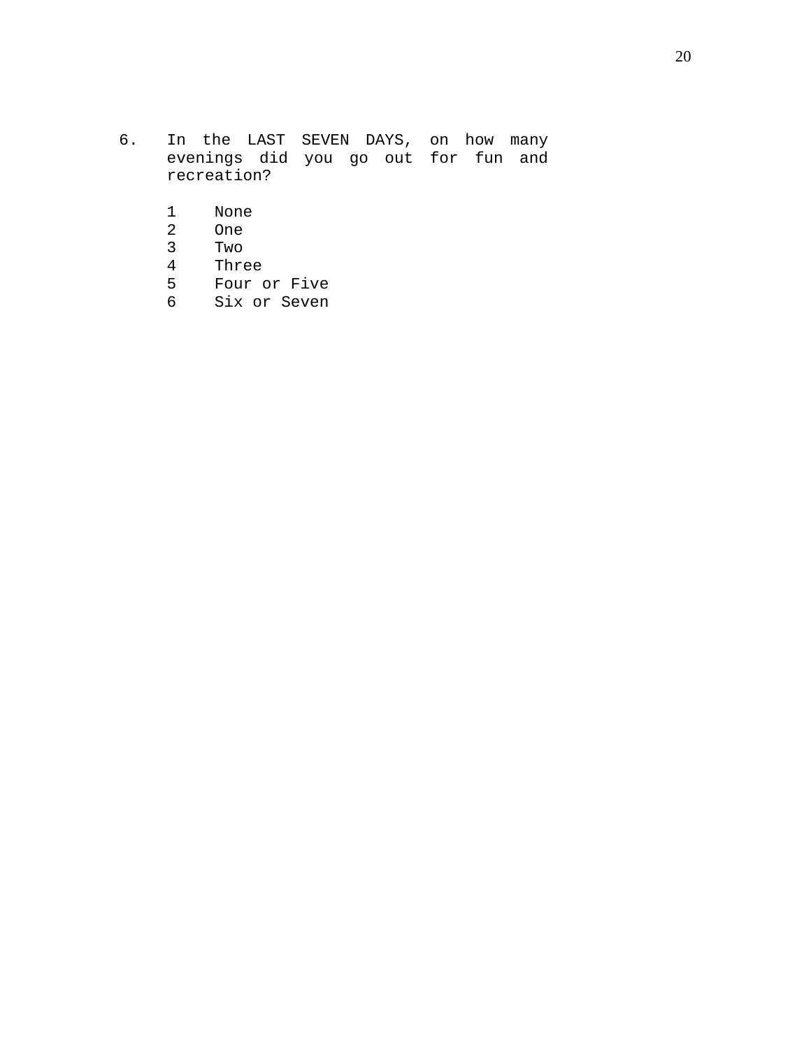6. In the LAST SEVEN DAYS, on how many evenings did you go out for fun and recreation?

   1 None
   2 One
   3 Two
   4 Three
   5 Four or Five
   6 Six or Seven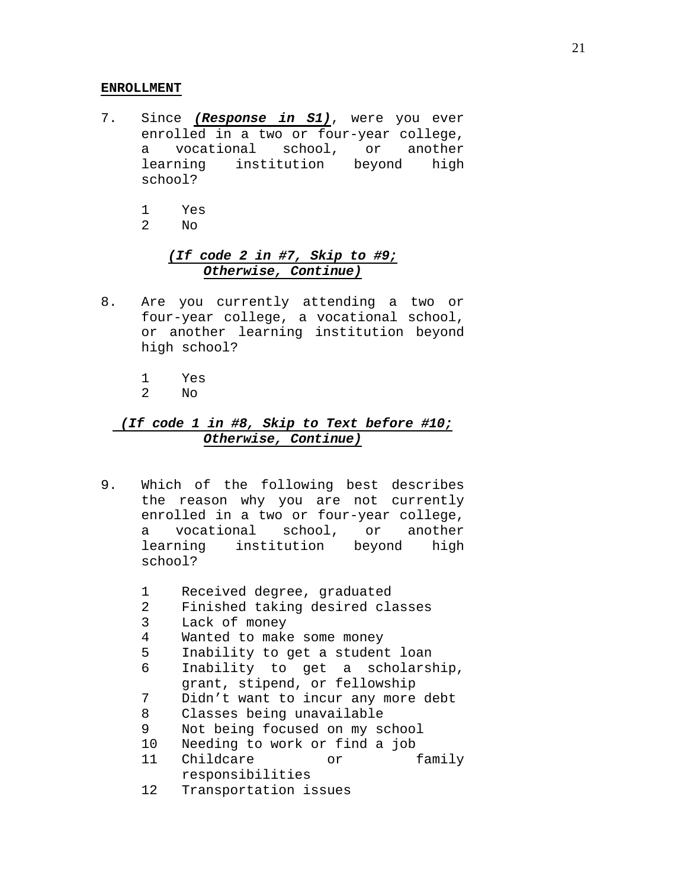**ENROLLMENT**

7. Since ***(Response in S1)***, were you ever enrolled in a two or four-year college, a vocational school, or another learning institution beyond high school?

   1 Yes
   2 No

   ***(If code 2 in #7, Skip to #9; Otherwise, Continue)***

8. Are you currently attending a two or four-year college, a vocational school, or another learning institution beyond high school?

   1 Yes
   2 No

   ***(If code 1 in #8, Skip to Text before #10; Otherwise, Continue)***

9. Which of the following best describes the reason why you are not currently enrolled in a two or four-year college, a vocational school, or another learning institution beyond high school?

   1 Received degree, graduated
   2 Finished taking desired classes
   3 Lack of money
   4 Wanted to make some money
   5 Inability to get a student loan
   6 Inability to get a scholarship, grant, stipend, or fellowship
   7 Didn't want to incur any more debt
   8 Classes being unavailable
   9 Not being focused on my school
   10 Needing to work or find a job
   11 Childcare or family responsibilities
   12 Transportation issues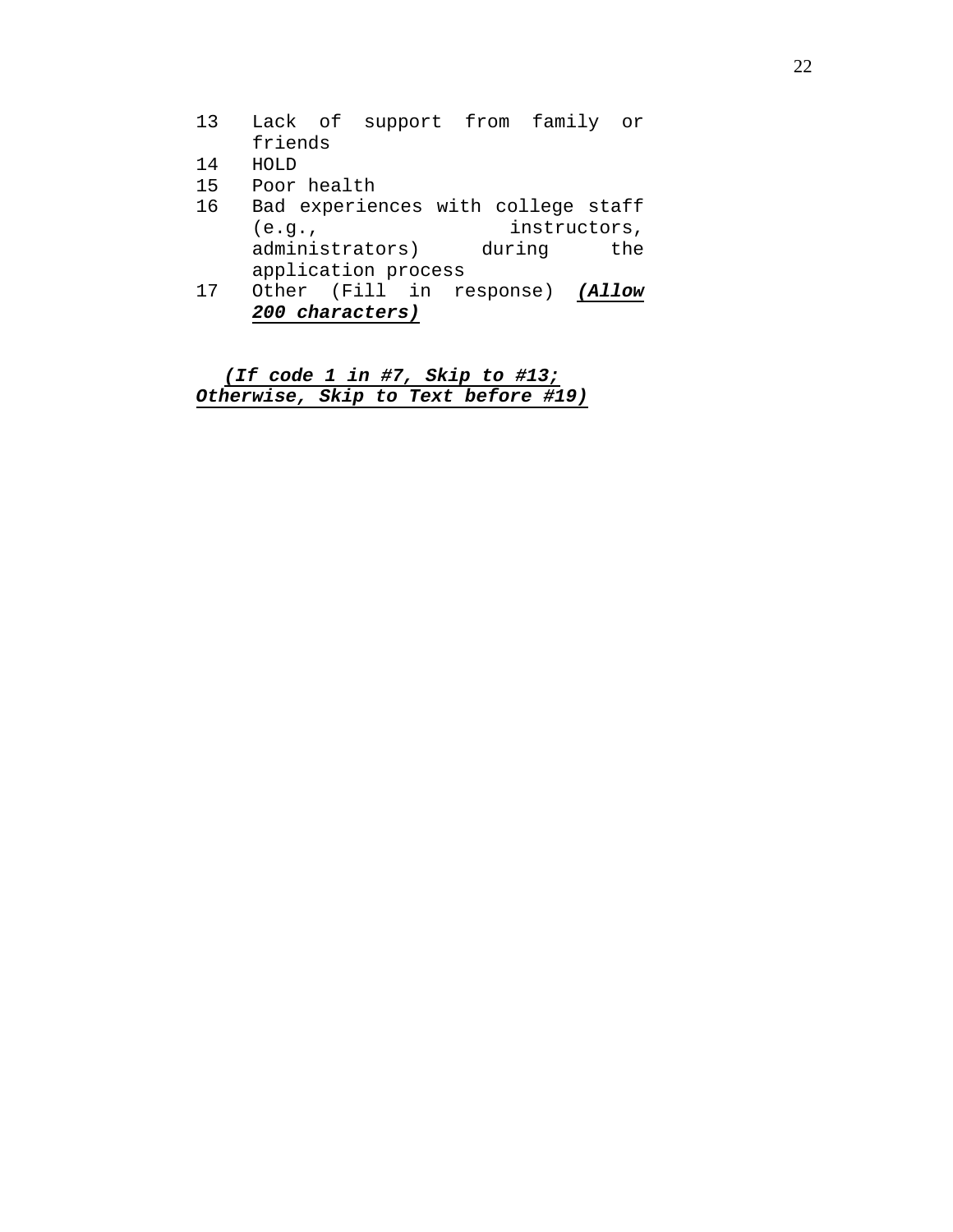13 Lack of support from family or friends
14 HOLD
15 Poor health
16 Bad experiences with college staff (e.g., instructors, administrators) during the application process
17 Other (Fill in response) ***(Allow 200 characters)***

***(If code 1 in #7, Skip to #13; Otherwise, Skip to Text before #19)***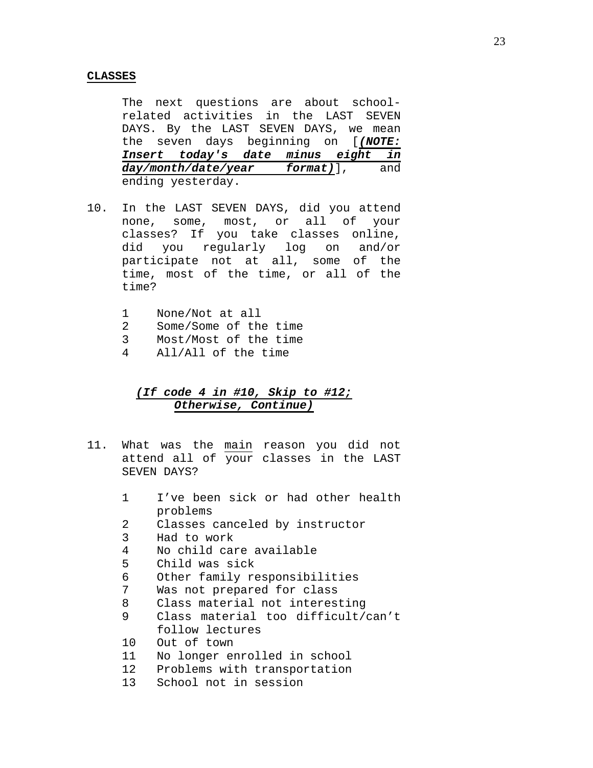**CLASSES**

The next questions are about school-related activities in the LAST SEVEN DAYS. By the LAST SEVEN DAYS, we mean the seven days beginning on [***(NOTE: Insert today's date minus eight in day/month/date/year format)***], and ending yesterday.

10. In the LAST SEVEN DAYS, did you attend none, some, most, or all of your classes? If you take classes online, did you regularly log on and/or participate not at all, some of the time, most of the time, or all of the time?

    1 None/Not at all
    2 Some/Some of the time
    3 Most/Most of the time
    4 All/All of the time

***(If code 4 in #10, Skip to #12; Otherwise, Continue)***

11. What was the main reason you did not attend all of your classes in the LAST SEVEN DAYS?

    1 I've been sick or had other health problems
    2 Classes canceled by instructor
    3 Had to work
    4 No child care available
    5 Child was sick
    6 Other family responsibilities
    7 Was not prepared for class
    8 Class material not interesting
    9 Class material too difficult/can't follow lectures
    10 Out of town
    11 No longer enrolled in school
    12 Problems with transportation
    13 School not in session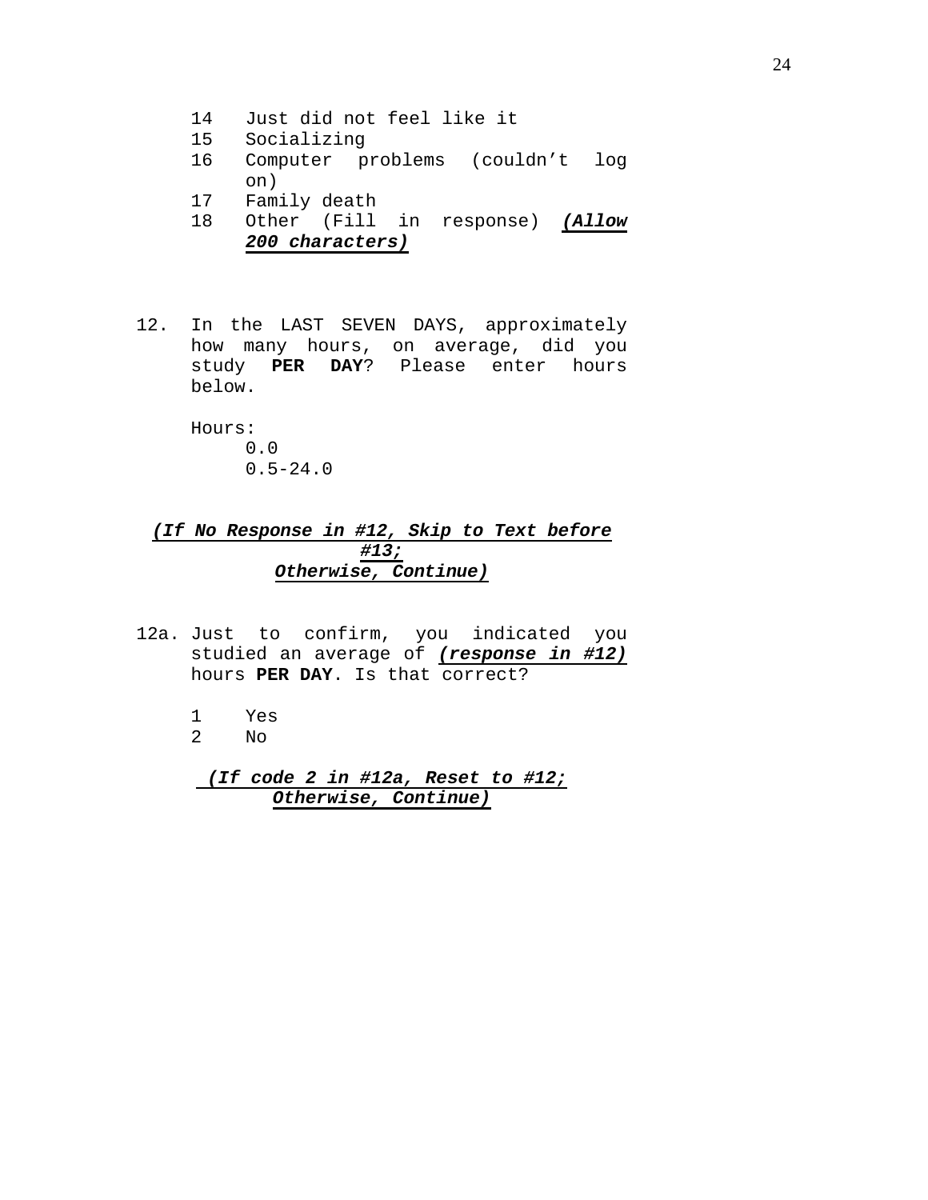14 Just did not feel like it
15 Socializing
16 Computer problems (couldn't log on)
17 Family death
18 Other (Fill in response) ***(Allow 200 characters)***

12. In the LAST SEVEN DAYS, approximately how many hours, on average, did you study **PER DAY**? Please enter hours below.

    Hours:
    0.0
    0.5-24.0

***(If No Response in #12, Skip to Text before #13; Otherwise, Continue)***

12a. Just to confirm, you indicated you studied an average of ***(response in #12)*** hours **PER DAY**. Is that correct?

    1 Yes
    2 No

***(If code 2 in #12a, Reset to #12; Otherwise, Continue)***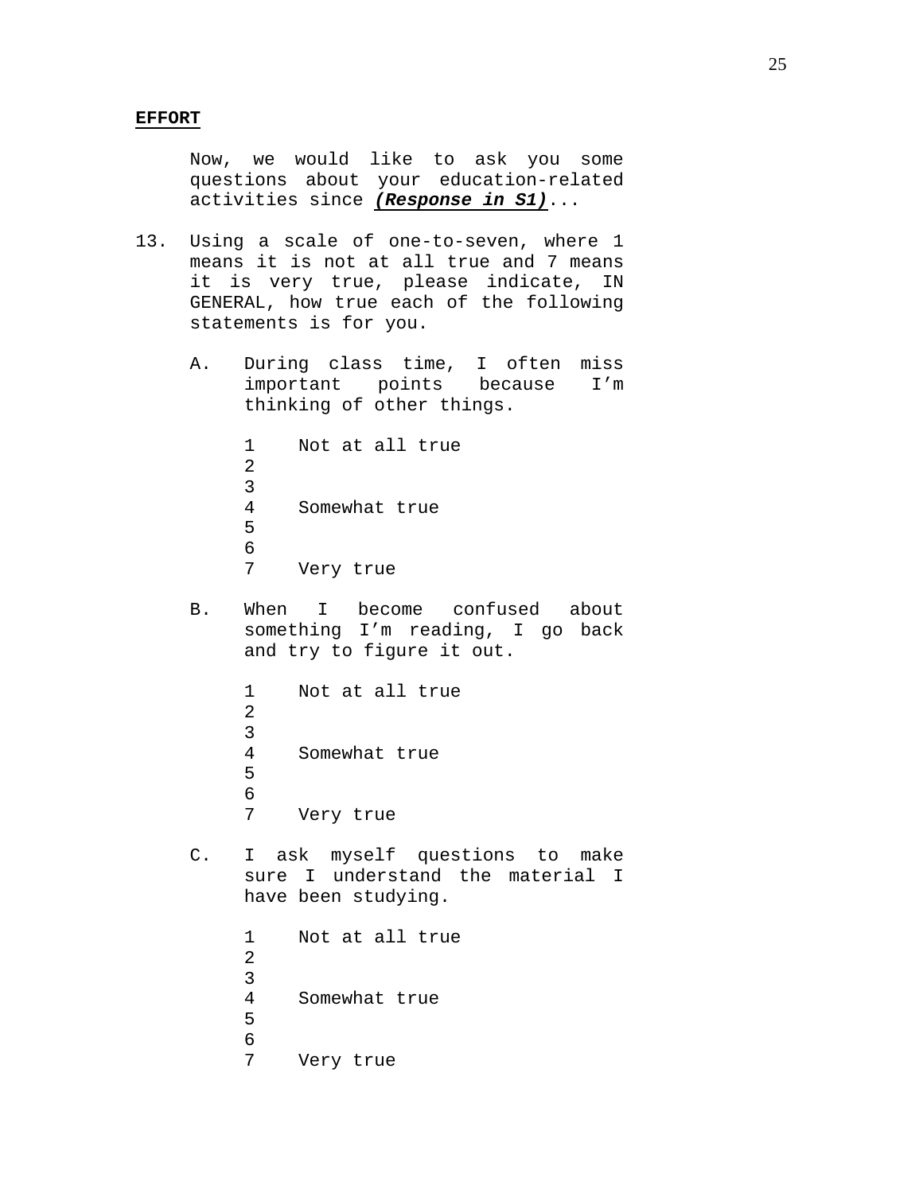**EFFORT**

Now, we would like to ask you some questions about your education-related activities since ***(Response in S1)***...

13. Using a scale of one-to-seven, where 1 means it is not at all true and 7 means it is very true, please indicate, IN GENERAL, how true each of the following statements is for you.

    A. During class time, I often miss important points because I'm thinking of other things.

    1 Not at all true
    2
    3
    4 Somewhat true
    5
    6
    7 Very true

    B. When I become confused about something I'm reading, I go back and try to figure it out.

    1 Not at all true
    2
    3
    4 Somewhat true
    5
    6
    7 Very true

    C. I ask myself questions to make sure I understand the material I have been studying.

    1 Not at all true
    2
    3
    4 Somewhat true
    5
    6
    7 Very true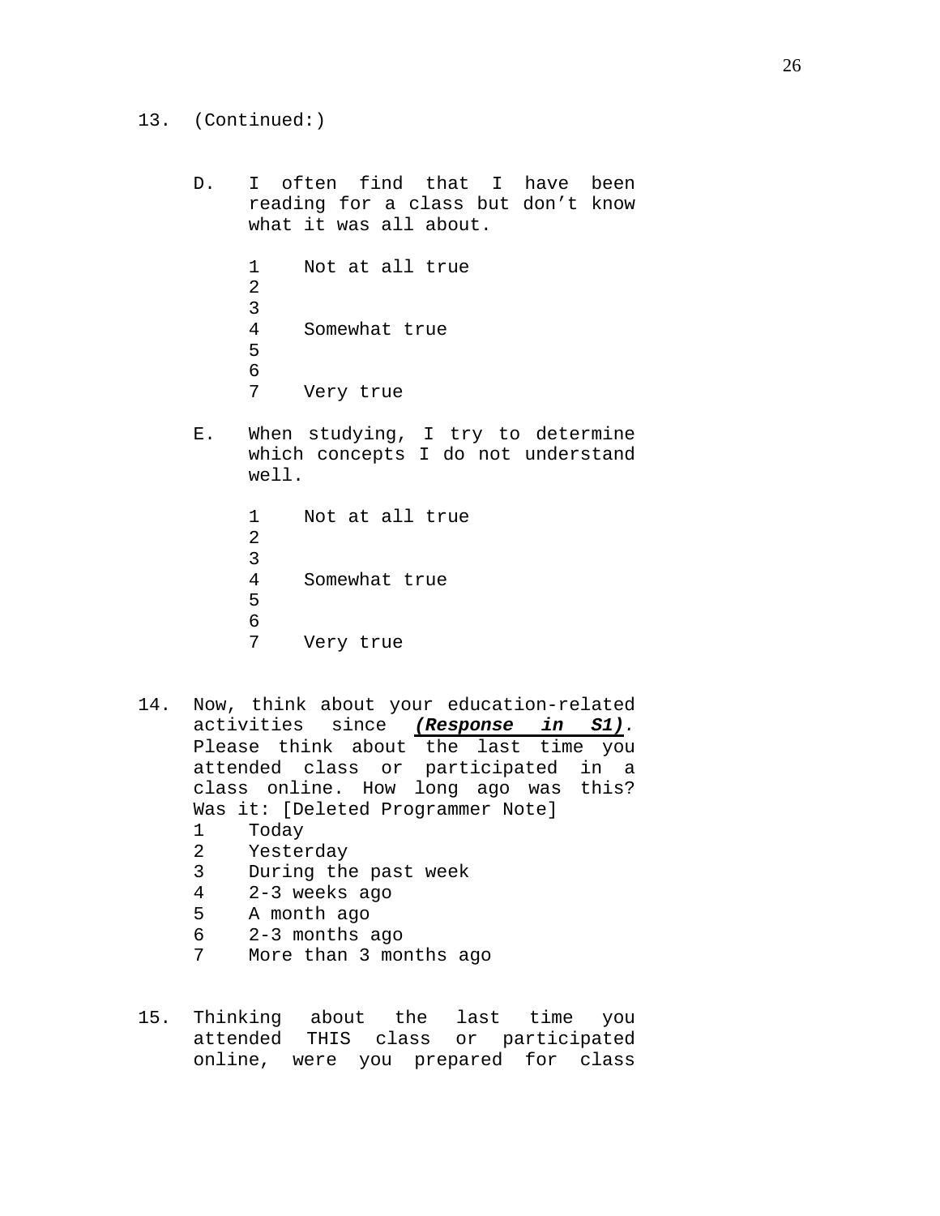13. (Continued:)

D. I often find that I have been reading for a class but don't know what it was all about.

1 Not at all true
2
3
4 Somewhat true
5
6
7 Very true

E. When studying, I try to determine which concepts I do not understand well.

1 Not at all true
2
3
4 Somewhat true
5
6
7 Very true

14. Now, think about your education-related activities since ***(Response in S1)***. Please think about the last time you attended class or participated in a class online. How long ago was this? Was it: [Deleted Programmer Note]

1 Today
2 Yesterday
3 During the past week
4 2-3 weeks ago
5 A month ago
6 2-3 months ago
7 More than 3 months ago

15. Thinking about the last time you attended THIS class or participated online, were you prepared for class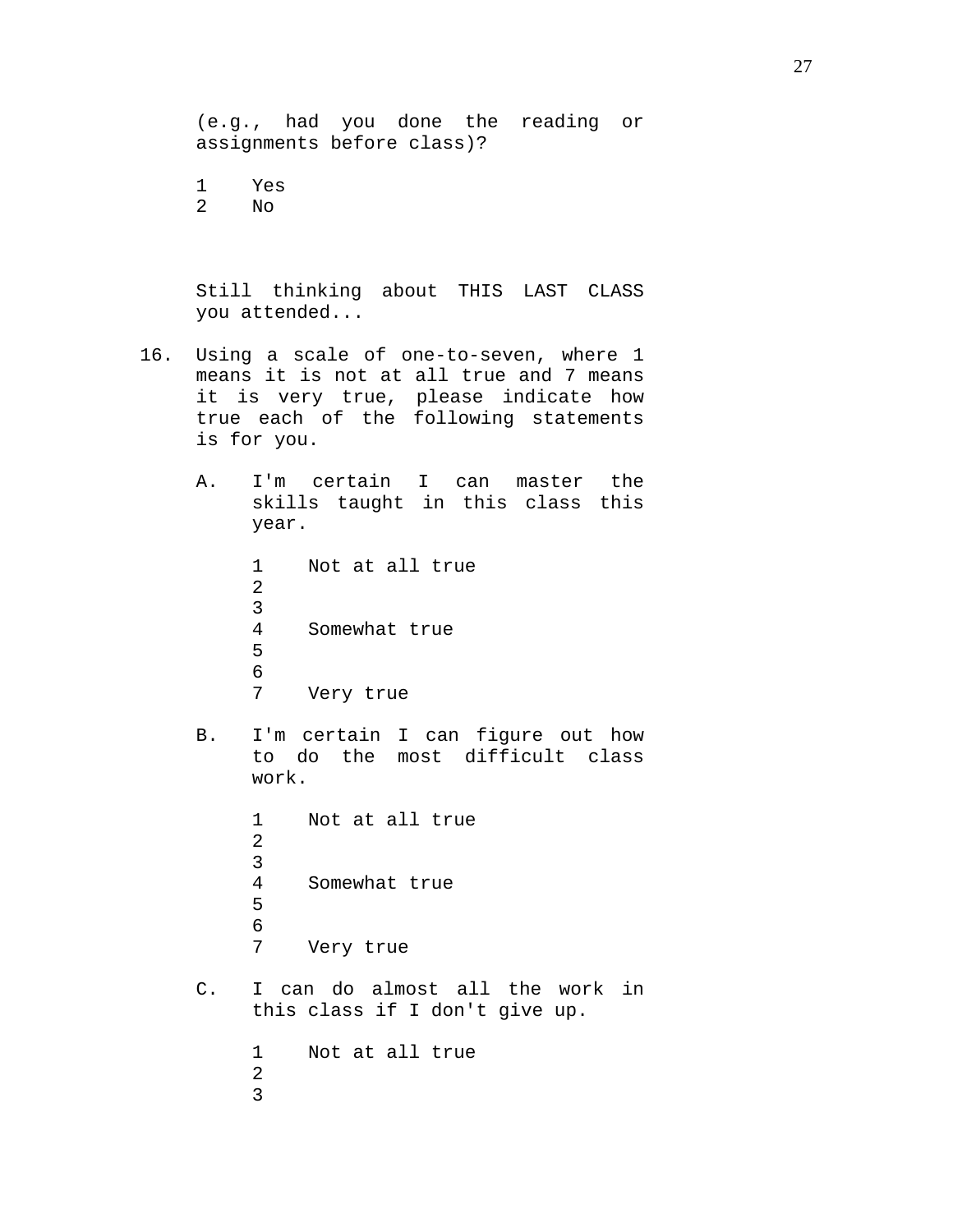(e.g., had you done the reading or assignments before class)?

1 Yes
2 No

Still thinking about THIS LAST CLASS you attended...

16. Using a scale of one-to-seven, where 1 means it is not at all true and 7 means it is very true, please indicate how true each of the following statements is for you.

A. I'm certain I can master the skills taught in this class this year.

1 Not at all true
2
3
4 Somewhat true
5
6
7 Very true

B. I'm certain I can figure out how to do the most difficult class work.

1 Not at all true
2
3
4 Somewhat true
5
6
7 Very true

C. I can do almost all the work in this class if I don't give up.

1 Not at all true
2
3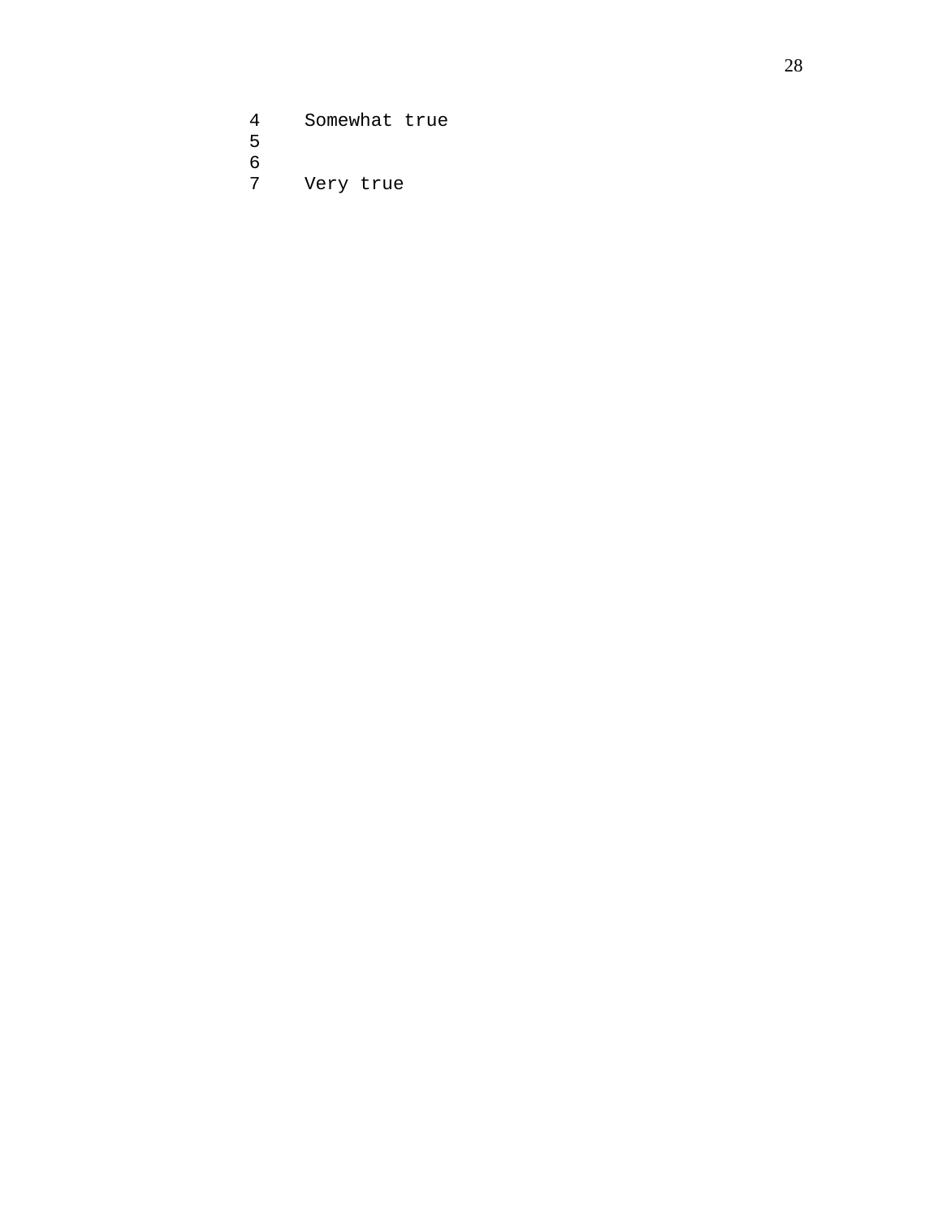```
4    Somewhat true
5
6
7    Very true
```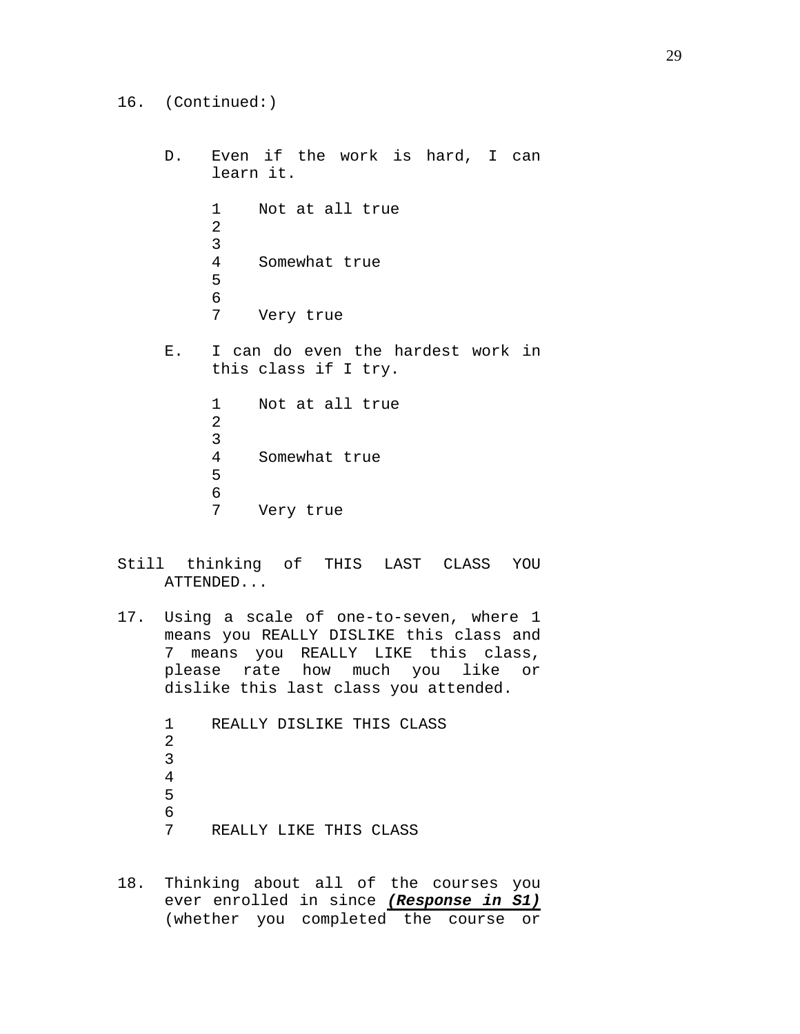16. (Continued:)

D. Even if the work is hard, I can learn it.

1 Not at all true
2
3
4 Somewhat true
5
6
7 Very true

E. I can do even the hardest work in this class if I try.

1 Not at all true
2
3
4 Somewhat true
5
6
7 Very true

Still thinking of THIS LAST CLASS YOU ATTENDED...

17. Using a scale of one-to-seven, where 1 means you REALLY DISLIKE this class and 7 means you REALLY LIKE this class, please rate how much you like or dislike this last class you attended.

1 REALLY DISLIKE THIS CLASS
2
3
4
5
6
7 REALLY LIKE THIS CLASS

18. Thinking about all of the courses you ever enrolled in since ***(Response in S1)*** (whether you completed the course or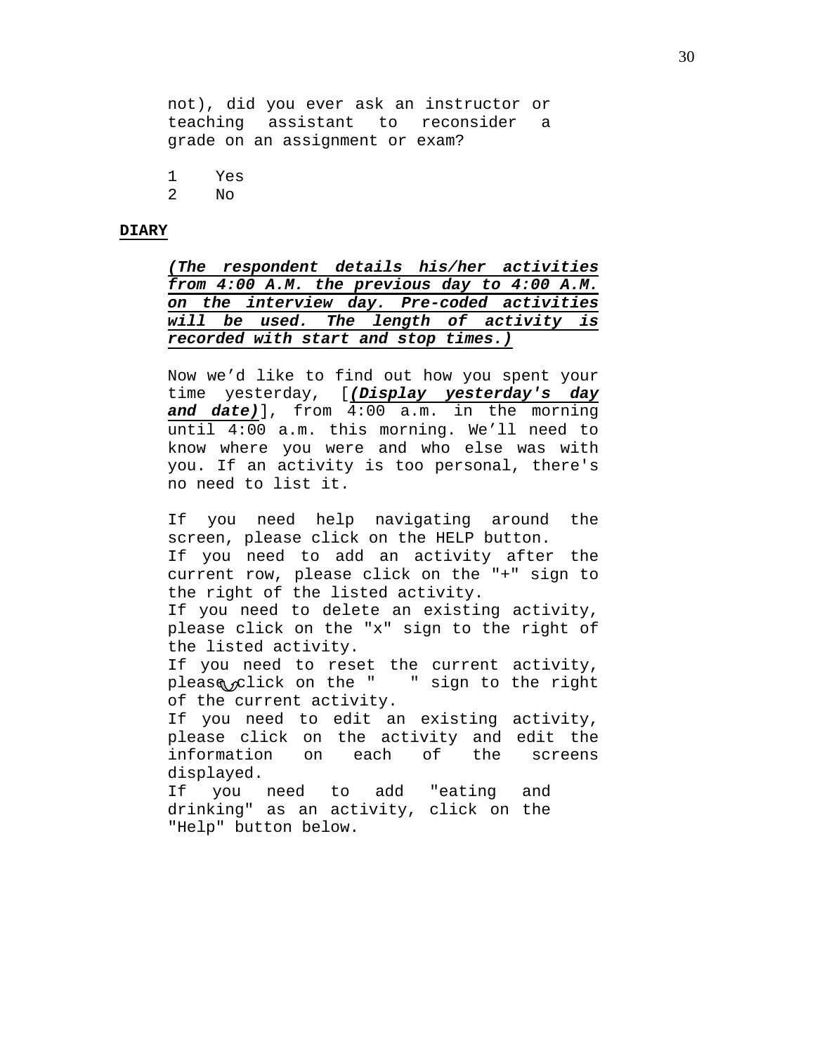not), did you ever ask an instructor or teaching assistant to reconsider a grade on an assignment or exam?

1 Yes
2 No

**DIARY**

***(The respondent details his/her activities from 4:00 A.M. the previous day to 4:00 A.M. on the interview day. Pre-coded activities will be used. The length of activity is recorded with start and stop times.)***

Now we'd like to find out how you spent your time yesterday, [***(Display yesterday's day and date)***], from 4:00 a.m. in the morning until 4:00 a.m. this morning. We'll need to know where you were and who else was with you. If an activity is too personal, there's no need to list it.

If you need help navigating around the screen, please click on the HELP button.
If you need to add an activity after the current row, please click on the "+" sign to the right of the listed activity.
If you need to delete an existing activity, please click on the "x" sign to the right of the listed activity.
If you need to reset the current activity, please click on the " " sign to the right of the current activity.
If you need to edit an existing activity, please click on the activity and edit the information on each of the screens displayed.
If you need to add "eating and drinking" as an activity, click on the "Help" button below.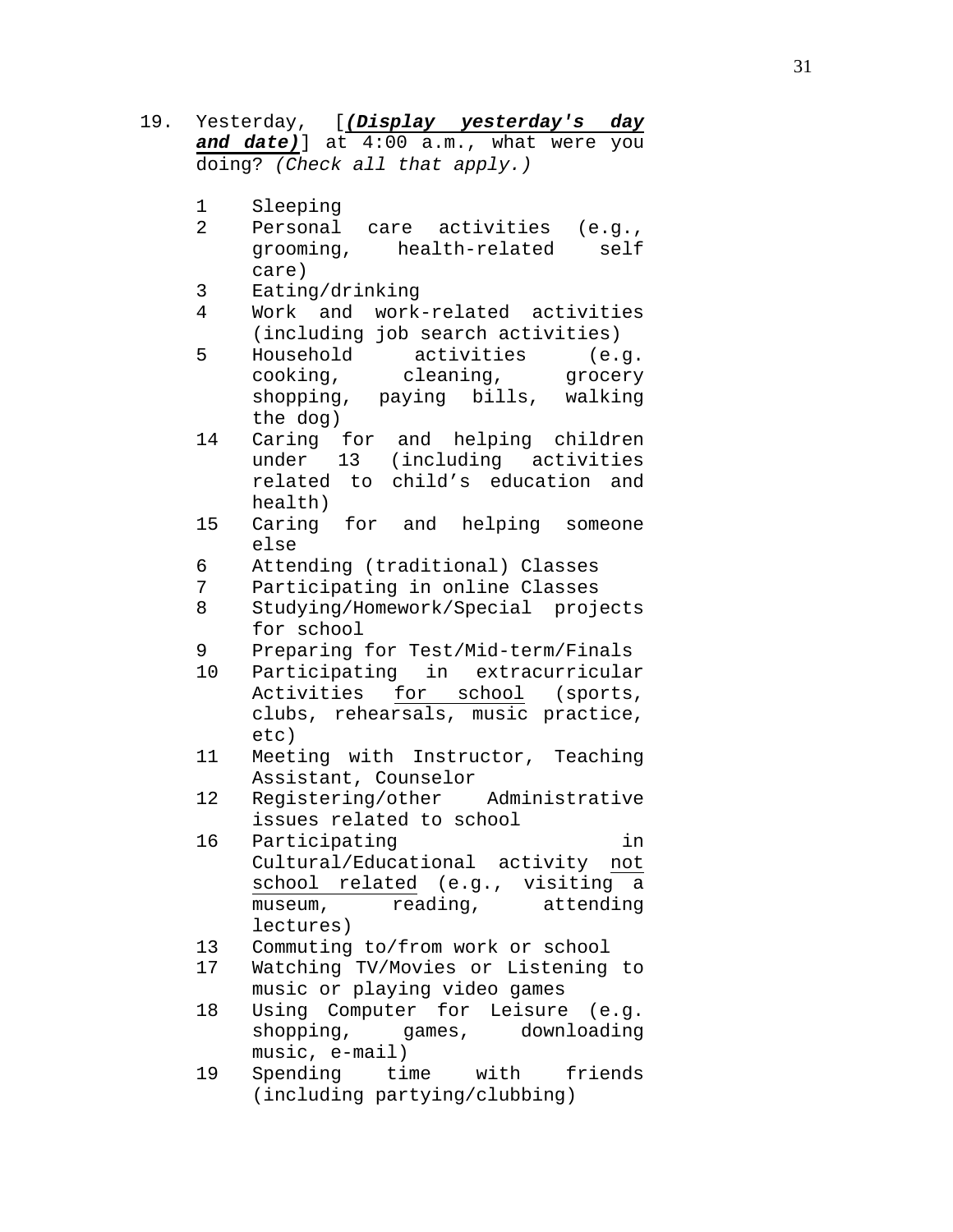19. Yesterday, [***(Display yesterday's day and date)***] at 4:00 a.m., what were you doing? *(Check all that apply.)*

    1 Sleeping
    2 Personal care activities (e.g., grooming, health-related self care)
    3 Eating/drinking
    4 Work and work-related activities (including job search activities)
    5 Household activities (e.g. cooking, cleaning, grocery shopping, paying bills, walking the dog)
    14 Caring for and helping children under 13 (including activities related to child’s education and health)
    15 Caring for and helping someone else
    6 Attending (traditional) Classes
    7 Participating in online Classes
    8 Studying/Homework/Special projects for school
    9 Preparing for Test/Mid-term/Finals
    10 Participating in extracurricular Activities <u>for school</u> (sports, clubs, rehearsals, music practice, etc)
    11 Meeting with Instructor, Teaching Assistant, Counselor
    12 Registering/other Administrative issues related to school
    16 Participating in Cultural/Educational activity <u>not school related</u> (e.g., visiting a museum, reading, attending lectures)
    13 Commuting to/from work or school
    17 Watching TV/Movies or Listening to music or playing video games
    18 Using Computer for Leisure (e.g. shopping, games, downloading music, e-mail)
    19 Spending time with friends (including partying/clubbing)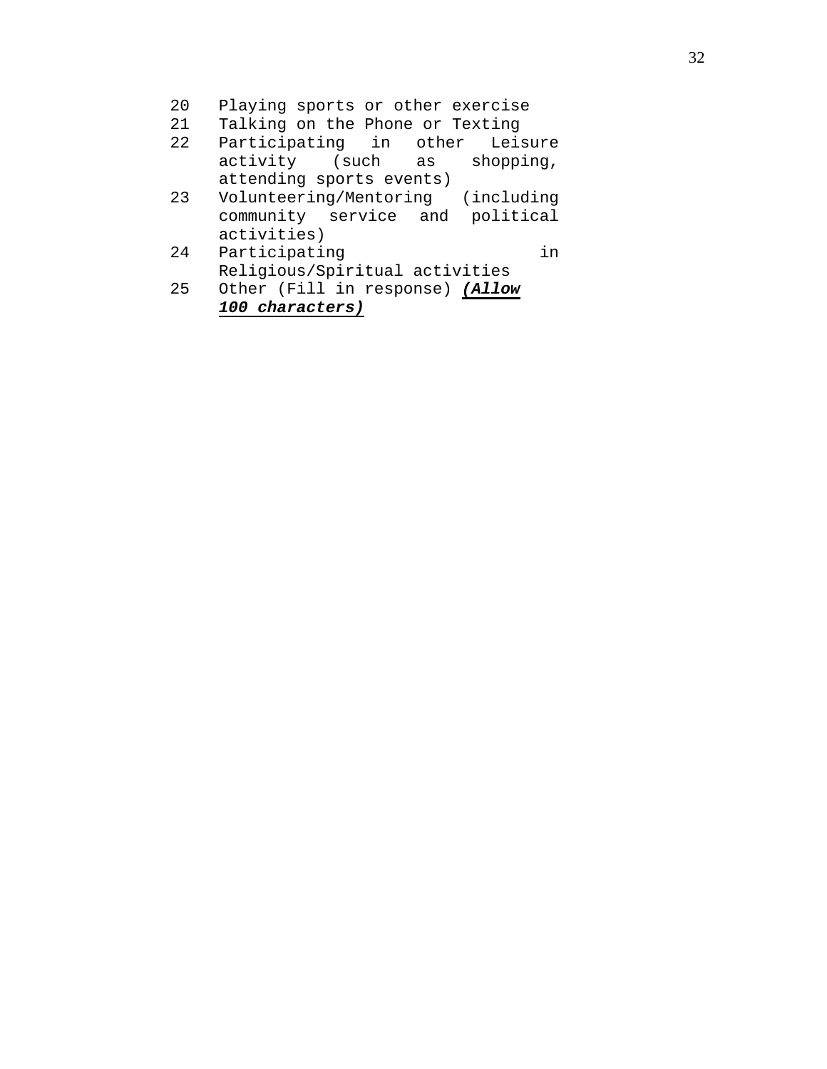20 Playing sports or other exercise
21 Talking on the Phone or Texting
22 Participating in other Leisure activity (such as shopping, attending sports events)
23 Volunteering/Mentoring (including community service and political activities)
24 Participating in Religious/Spiritual activities
25 Other (Fill in response) ***(Allow 100 characters)***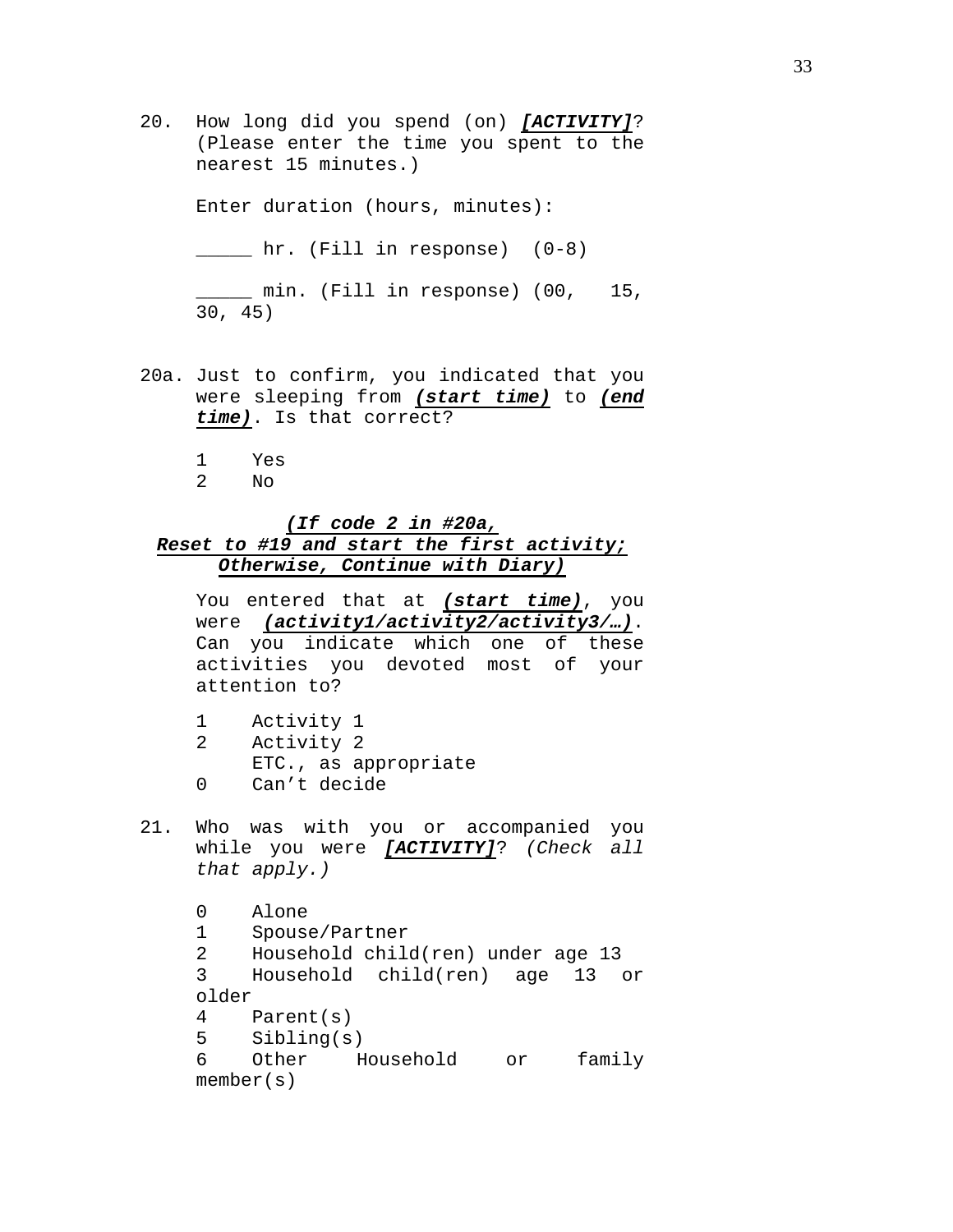20. How long did you spend (on) ***[ACTIVITY]***? (Please enter the time you spent to the nearest 15 minutes.)

    Enter duration (hours, minutes):

    _____ hr. (Fill in response) (0-8)

    _____ min. (Fill in response) (00, 15, 30, 45)

20a. Just to confirm, you indicated that you were sleeping from ***(start time)*** to ***(end time)***. Is that correct?

    1 Yes
    2 No

***(If code 2 in #20a, Reset to #19 and start the first activity; Otherwise, Continue with Diary)***

You entered that at ***(start time)***, you were ***(activity1/activity2/activity3/…)***. Can you indicate which one of these activities you devoted most of your attention to?

    1 Activity 1
    2 Activity 2
      ETC., as appropriate
    0 Can’t decide

21. Who was with you or accompanied you while you were ***[ACTIVITY]***? *(Check all that apply.)*

    0 Alone
    1 Spouse/Partner
    2 Household child(ren) under age 13
    3 Household child(ren) age 13 or older
    4 Parent(s)
    5 Sibling(s)
    6 Other Household or family member(s)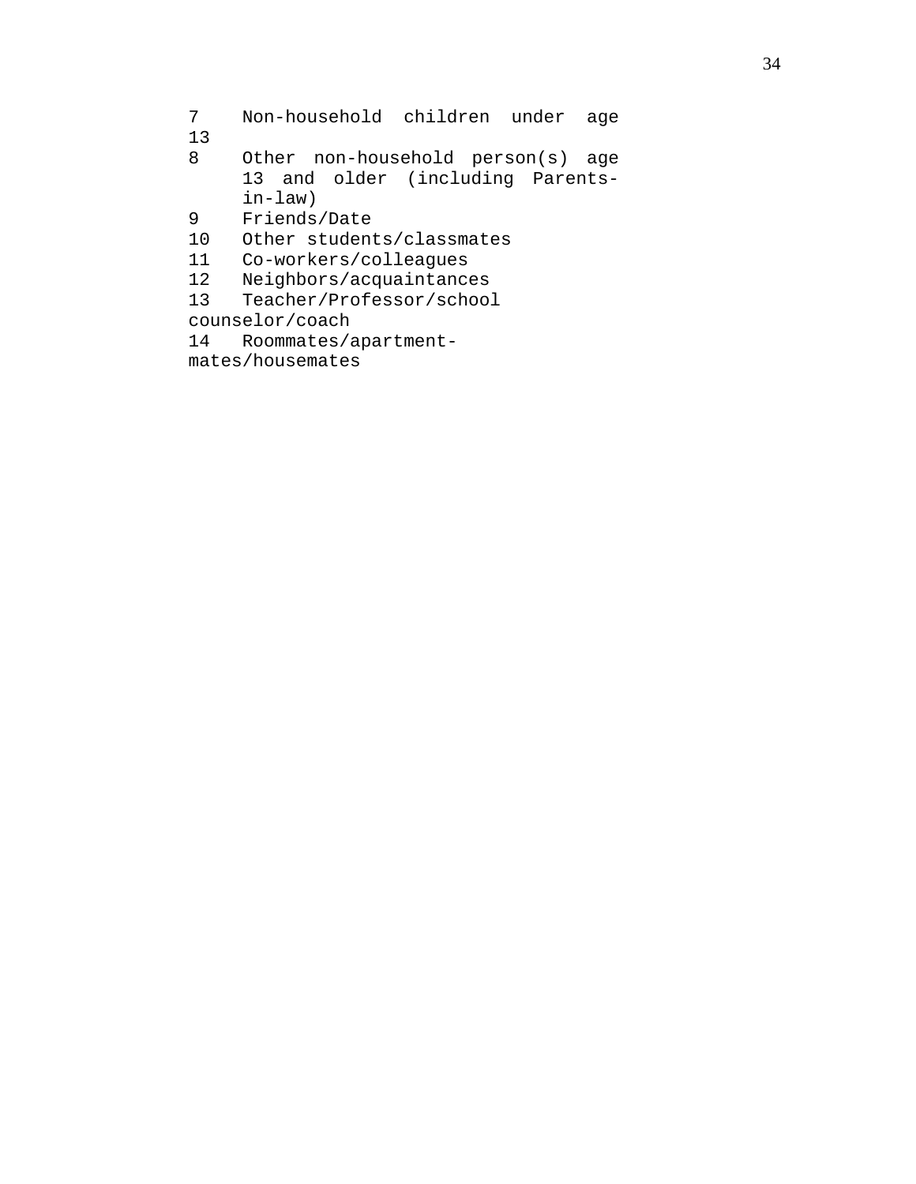7 Non-household children under age 13
8 Other non-household person(s) age 13 and older (including Parents-in-law)
9 Friends/Date
10 Other students/classmates
11 Co-workers/colleagues
12 Neighbors/acquaintances
13 Teacher/Professor/school counselor/coach
14 Roommates/apartment-mates/housemates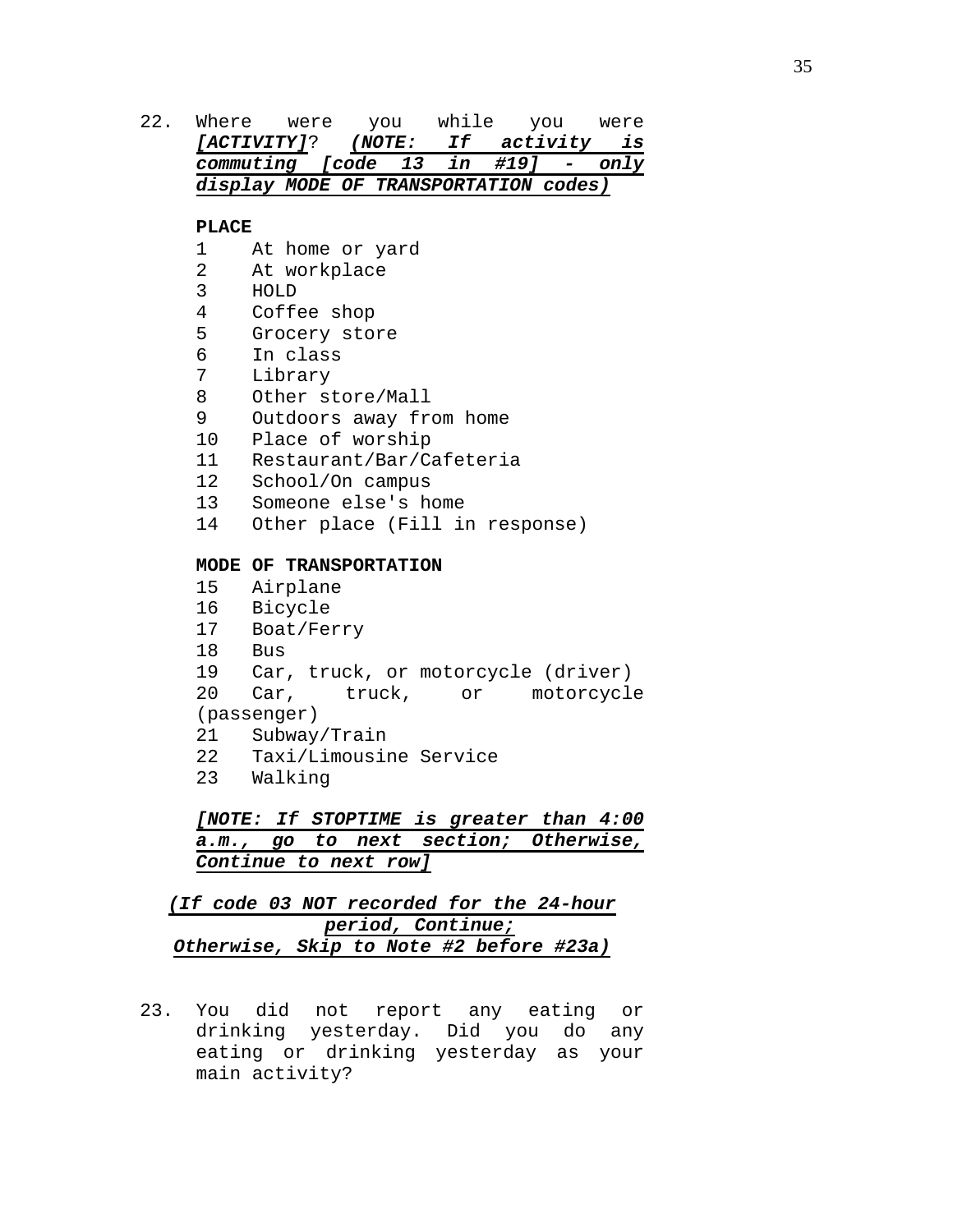22. Where were you while you were ***[ACTIVITY]***? ***(NOTE: If activity is commuting [code 13 in #19] - only display MODE OF TRANSPORTATION codes)***

**PLACE**

1 At home or yard
2 At workplace
3 HOLD
4 Coffee shop
5 Grocery store
6 In class
7 Library
8 Other store/Mall
9 Outdoors away from home
10 Place of worship
11 Restaurant/Bar/Cafeteria
12 School/On campus
13 Someone else's home
14 Other place (Fill in response)

**MODE OF TRANSPORTATION**

15 Airplane
16 Bicycle
17 Boat/Ferry
18 Bus
19 Car, truck, or motorcycle (driver)
20 Car, truck, or motorcycle (passenger)
21 Subway/Train
22 Taxi/Limousine Service
23 Walking

***[NOTE: If STOPTIME is greater than 4:00 a.m., go to next section; Otherwise, Continue to next row]***

***(If code 03 NOT recorded for the 24-hour period, Continue; Otherwise, Skip to Note #2 before #23a)***

23. You did not report any eating or drinking yesterday. Did you do any eating or drinking yesterday as your main activity?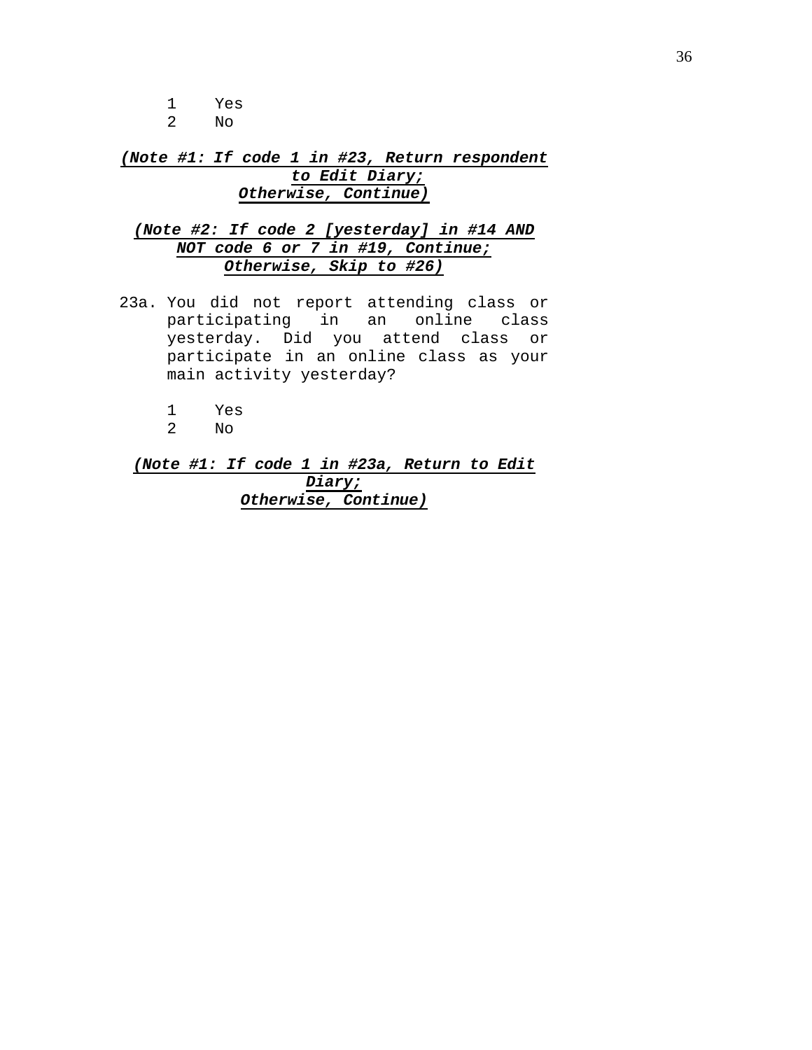1 Yes
2 No

***(Note #1: If code 1 in #23, Return respondent to Edit Diary; Otherwise, Continue)***

***(Note #2: If code 2 [yesterday] in #14 AND NOT code 6 or 7 in #19, Continue; Otherwise, Skip to #26)***

23a. You did not report attending class or participating in an online class yesterday. Did you attend class or participate in an online class as your main activity yesterday?

1 Yes
2 No

***(Note #1: If code 1 in #23a, Return to Edit Diary; Otherwise, Continue)***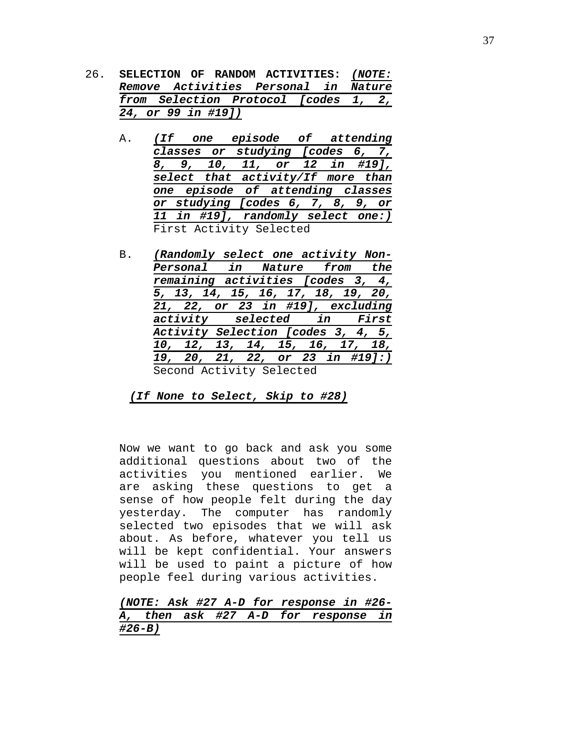26. **SELECTION OF RANDOM ACTIVITIES:** ***(NOTE: Remove Activities Personal in Nature from Selection Protocol [codes 1, 2, 24, or 99 in #19])***

   A. ***(If one episode of attending classes or studying [codes 6, 7, 8, 9, 10, 11, or 12 in #19], select that activity/If more than one episode of attending classes or studying [codes 6, 7, 8, 9, or 11 in #19], randomly select one:)*** First Activity Selected

   B. ***(Randomly select one activity Non-Personal in Nature from the remaining activities [codes 3, 4, 5, 13, 14, 15, 16, 17, 18, 19, 20, 21, 22, or 23 in #19], excluding activity selected in First Activity Selection [codes 3, 4, 5, 10, 12, 13, 14, 15, 16, 17, 18, 19, 20, 21, 22, or 23 in #19]:)*** Second Activity Selected

   ***(If None to Select, Skip to #28)***

Now we want to go back and ask you some additional questions about two of the activities you mentioned earlier. We are asking these questions to get a sense of how people felt during the day yesterday. The computer has randomly selected two episodes that we will ask about. As before, whatever you tell us will be kept confidential. Your answers will be used to paint a picture of how people feel during various activities.

***(NOTE: Ask #27 A-D for response in #26-A, then ask #27 A-D for response in #26-B)***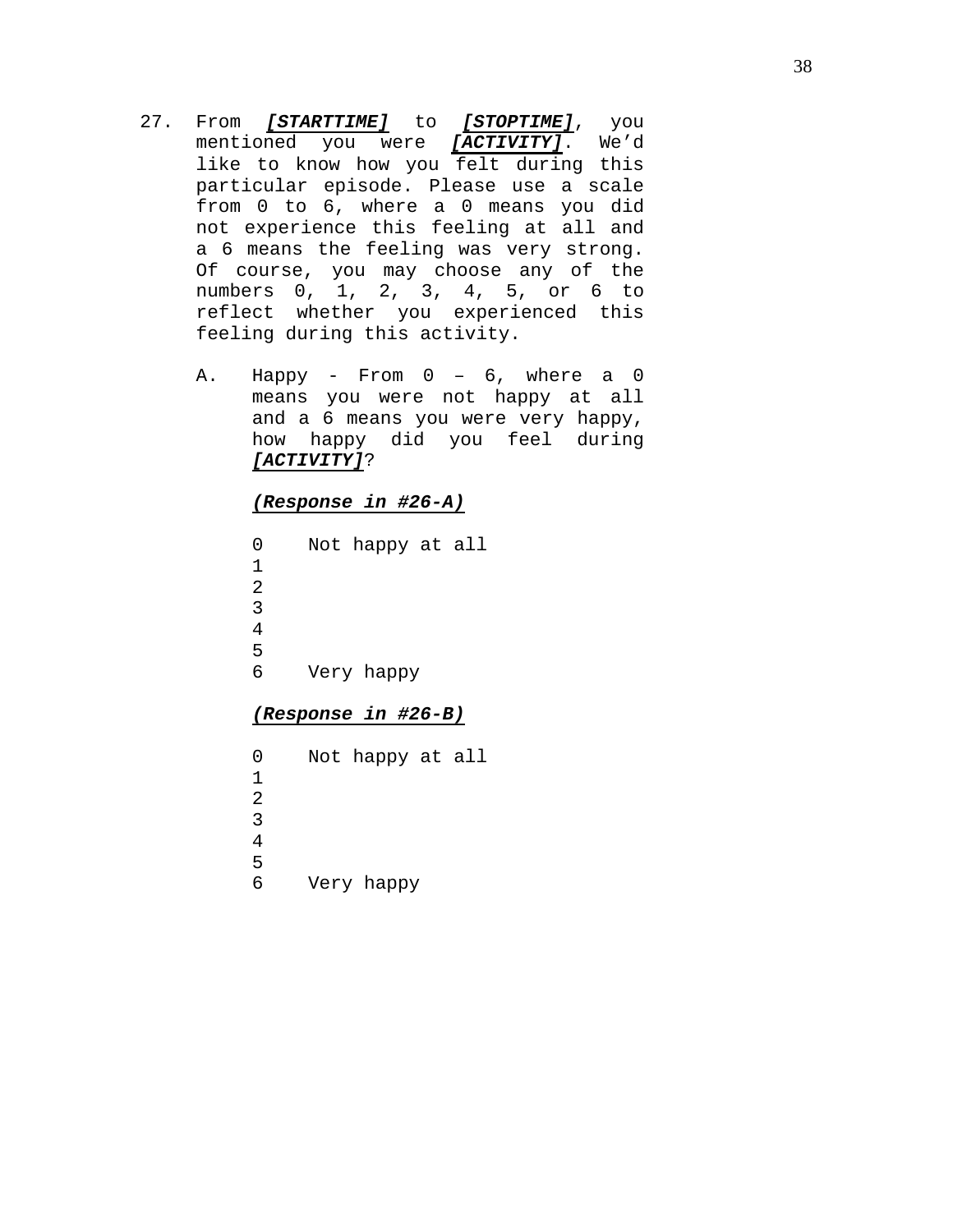27. From ***[STARTTIME]*** to ***[STOPTIME]***, you mentioned you were ***[ACTIVITY]***. We'd like to know how you felt during this particular episode. Please use a scale from 0 to 6, where a 0 means you did not experience this feeling at all and a 6 means the feeling was very strong. Of course, you may choose any of the numbers 0, 1, 2, 3, 4, 5, or 6 to reflect whether you experienced this feeling during this activity.

    A. Happy - From 0 – 6, where a 0 means you were not happy at all and a 6 means you were very happy, how happy did you feel during ***[ACTIVITY]***?

       ***(Response in #26-A)***

       0 Not happy at all
       1
       2
       3
       4
       5
       6 Very happy

       ***(Response in #26-B)***

       0 Not happy at all
       1
       2
       3
       4
       5
       6 Very happy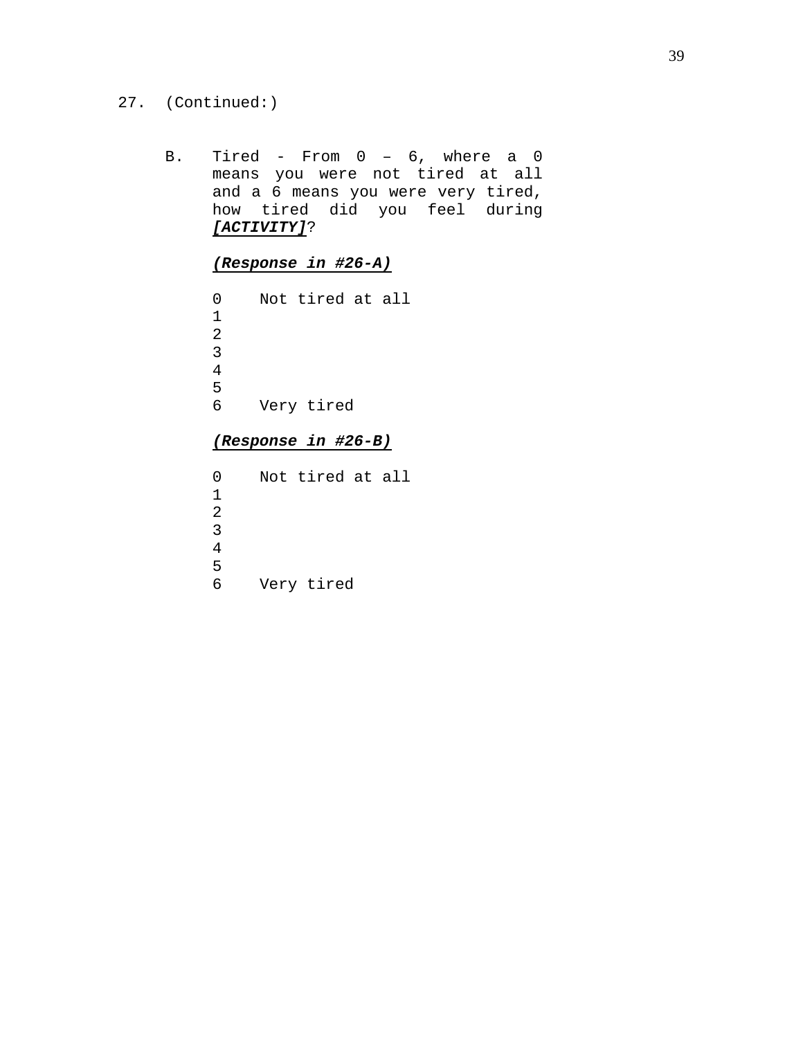27. (Continued:)

B. Tired - From 0 – 6, where a 0 means you were not tired at all and a 6 means you were very tired, how tired did you feel during ***[ACTIVITY]***?

***(Response in #26-A)***

0 Not tired at all
1
2
3
4
5
6 Very tired

***(Response in #26-B)***

0 Not tired at all
1
2
3
4
5
6 Very tired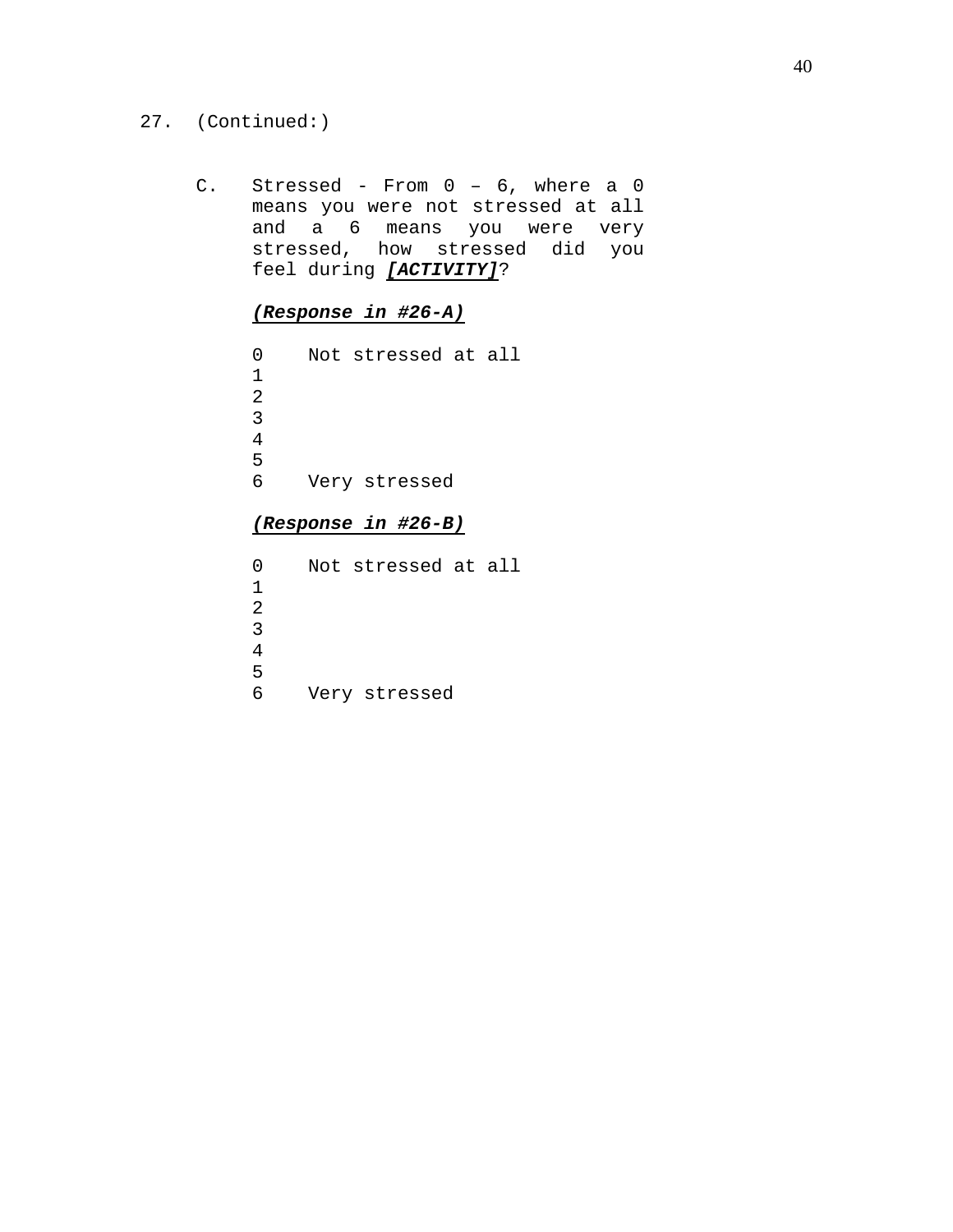27. (Continued:)

C. Stressed - From 0 – 6, where a 0 means you were not stressed at all and a 6 means you were very stressed, how stressed did you feel during ***[ACTIVITY]***?

***(Response in #26-A)***

0 Not stressed at all
1
2
3
4
5
6 Very stressed

***(Response in #26-B)***

0 Not stressed at all
1
2
3
4
5
6 Very stressed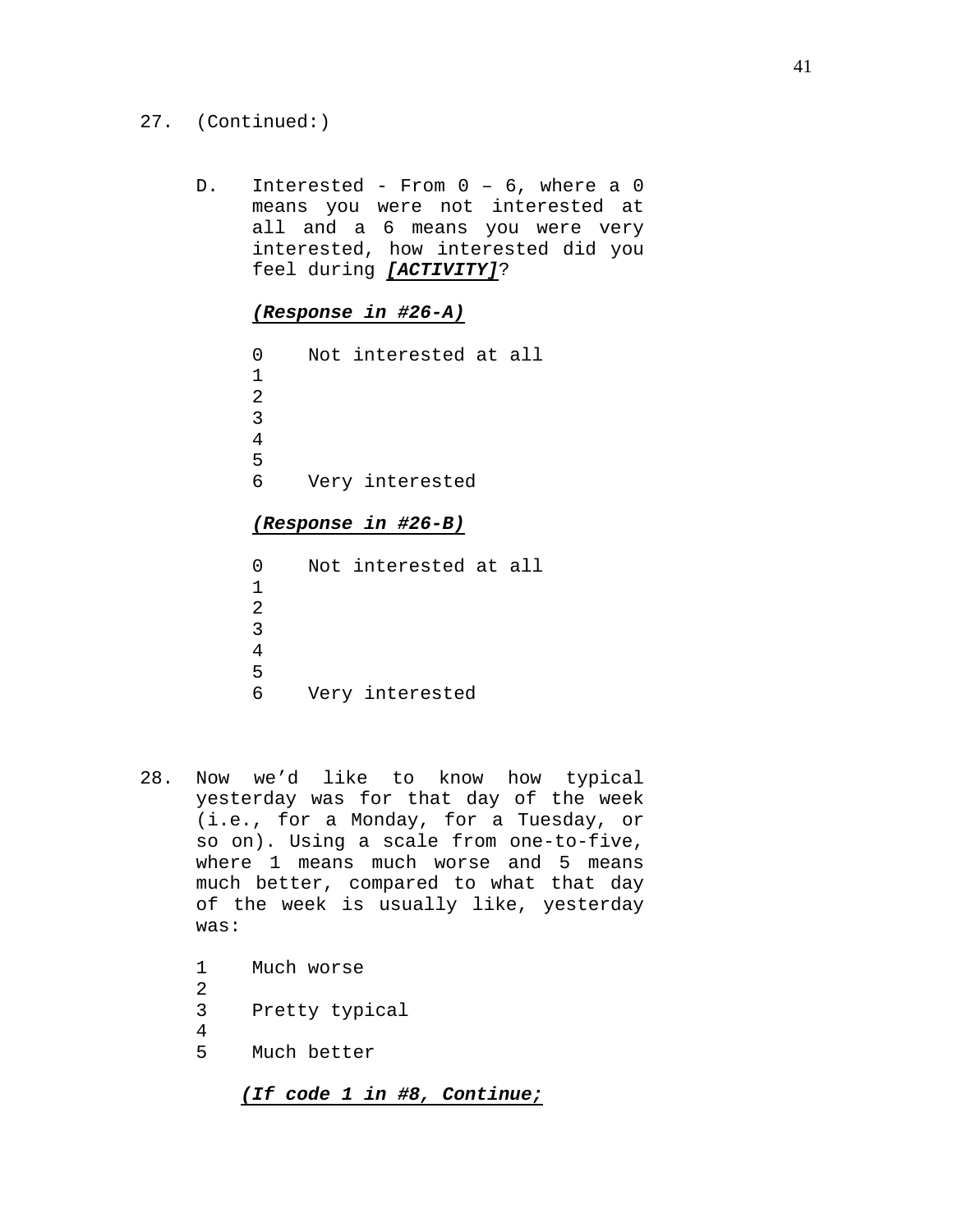27. (Continued:)

D. Interested - From 0 – 6, where a 0 means you were not interested at all and a 6 means you were very interested, how interested did you feel during ***[ACTIVITY]***?

***(Response in #26-A)***

0 Not interested at all
1
2
3
4
5
6 Very interested

***(Response in #26-B)***

0 Not interested at all
1
2
3
4
5
6 Very interested

28. Now we'd like to know how typical yesterday was for that day of the week (i.e., for a Monday, for a Tuesday, or so on). Using a scale from one-to-five, where 1 means much worse and 5 means much better, compared to what that day of the week is usually like, yesterday was:

1 Much worse
2
3 Pretty typical
4
5 Much better

***(If code 1 in #8, Continue;***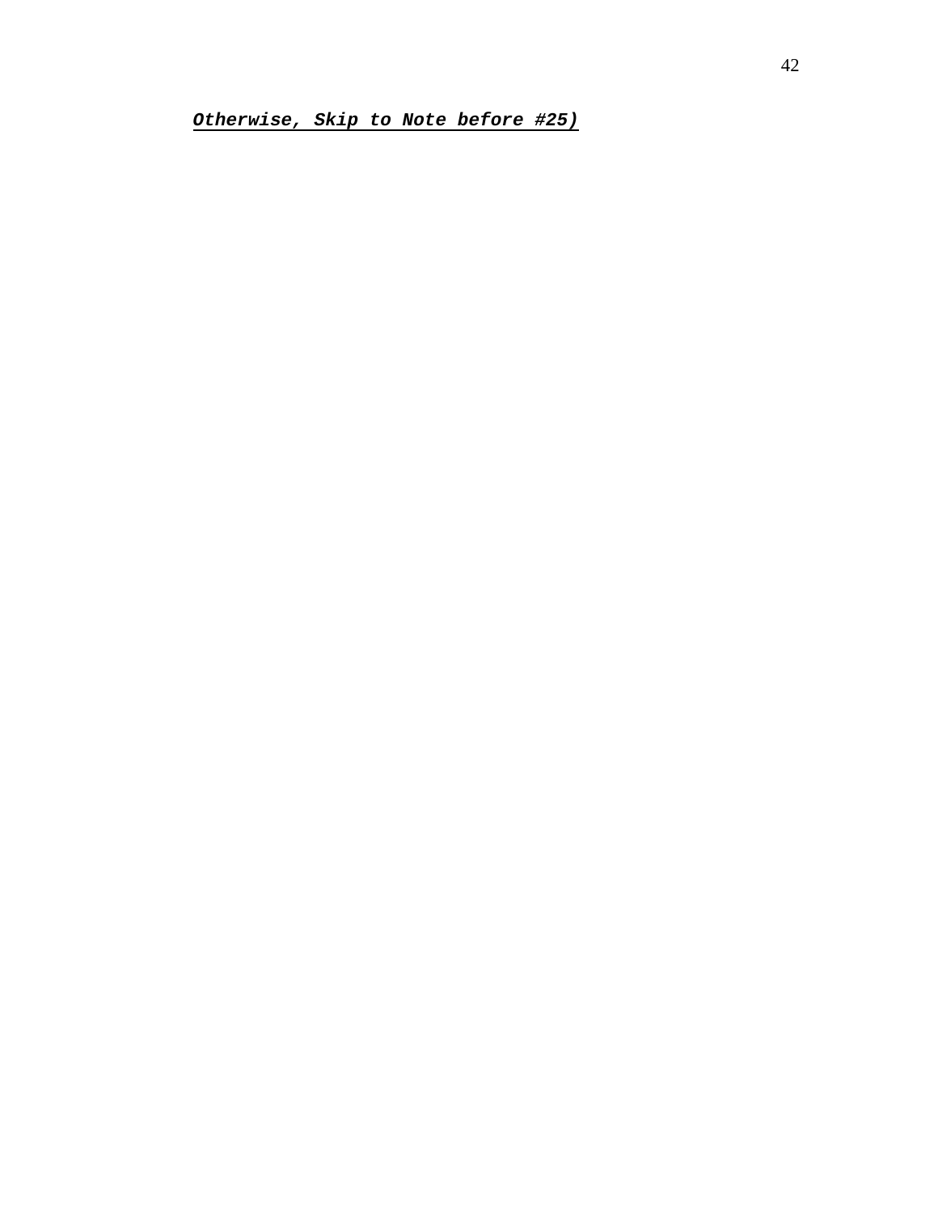***Otherwise, Skip to Note before #25)***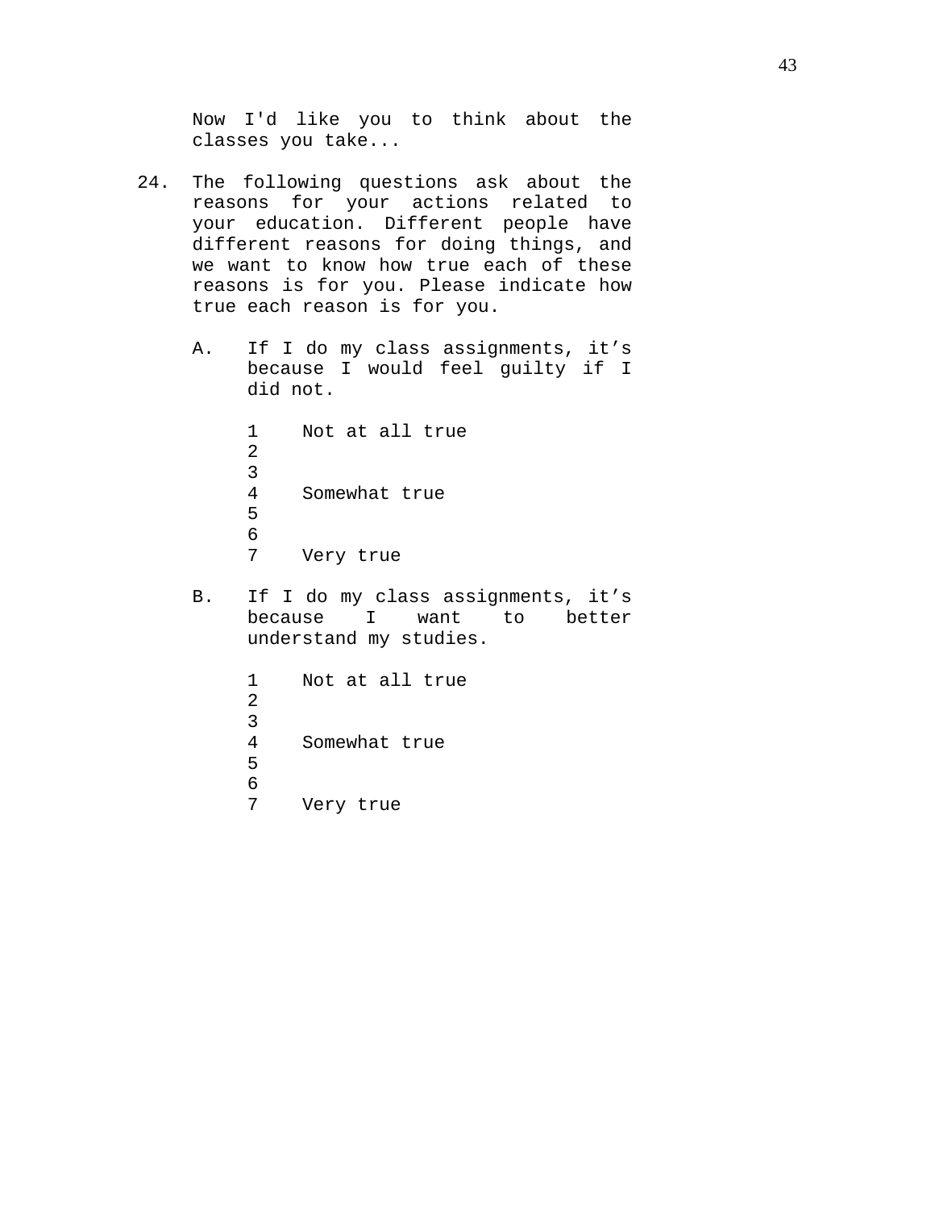Now I'd like you to think about the classes you take...

24. The following questions ask about the reasons for your actions related to your education. Different people have different reasons for doing things, and we want to know how true each of these reasons is for you. Please indicate how true each reason is for you.

    A. If I do my class assignments, it's because I would feel guilty if I did not.

        1 Not at all true
        2
        3
        4 Somewhat true
        5
        6
        7 Very true

    B. If I do my class assignments, it's because I want to better understand my studies.

        1 Not at all true
        2
        3
        4 Somewhat true
        5
        6
        7 Very true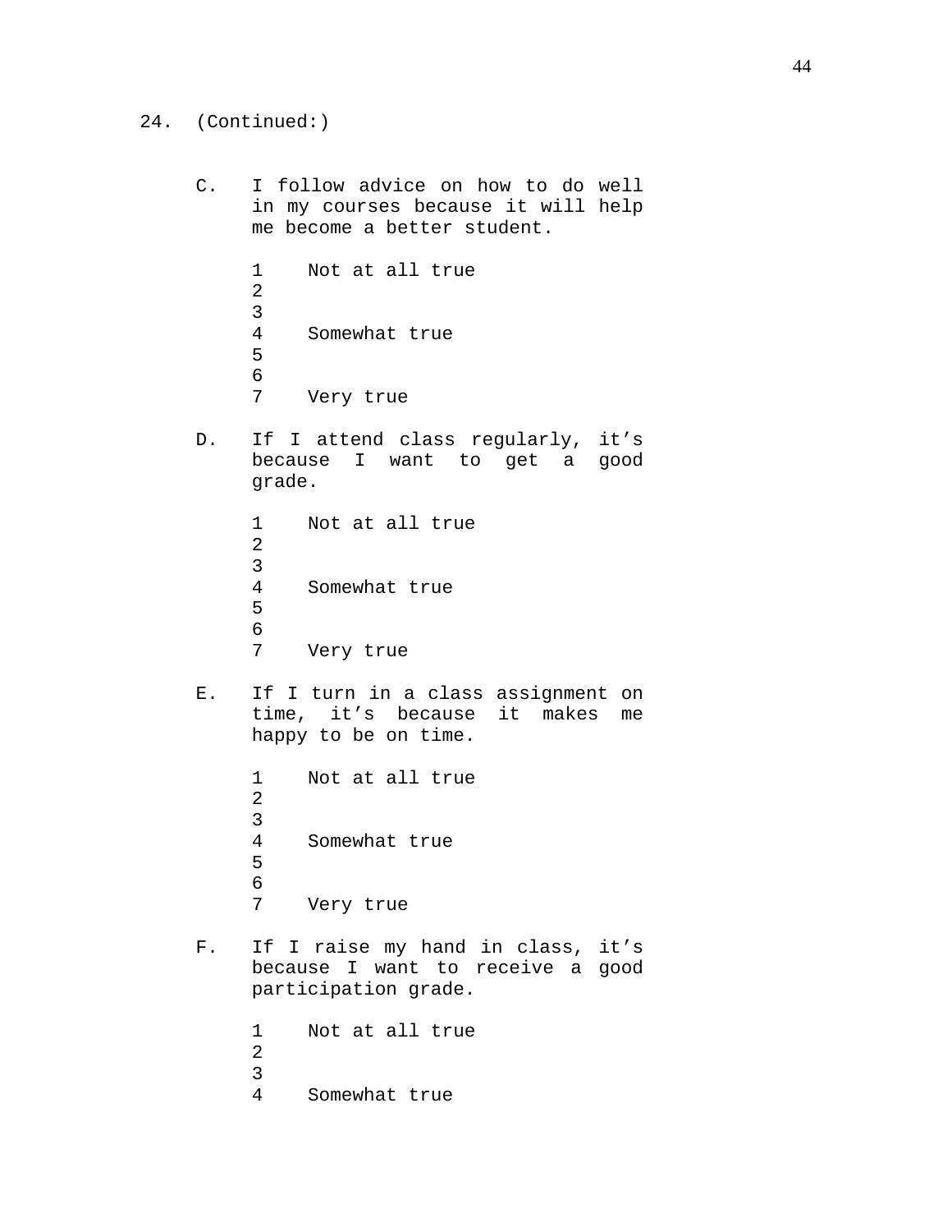24. (Continued:)

C. I follow advice on how to do well in my courses because it will help me become a better student.

   1 Not at all true
   2
   3
   4 Somewhat true
   5
   6
   7 Very true

D. If I attend class regularly, it's because I want to get a good grade.

   1 Not at all true
   2
   3
   4 Somewhat true
   5
   6
   7 Very true

E. If I turn in a class assignment on time, it's because it makes me happy to be on time.

   1 Not at all true
   2
   3
   4 Somewhat true
   5
   6
   7 Very true

F. If I raise my hand in class, it's because I want to receive a good participation grade.

   1 Not at all true
   2
   3
   4 Somewhat true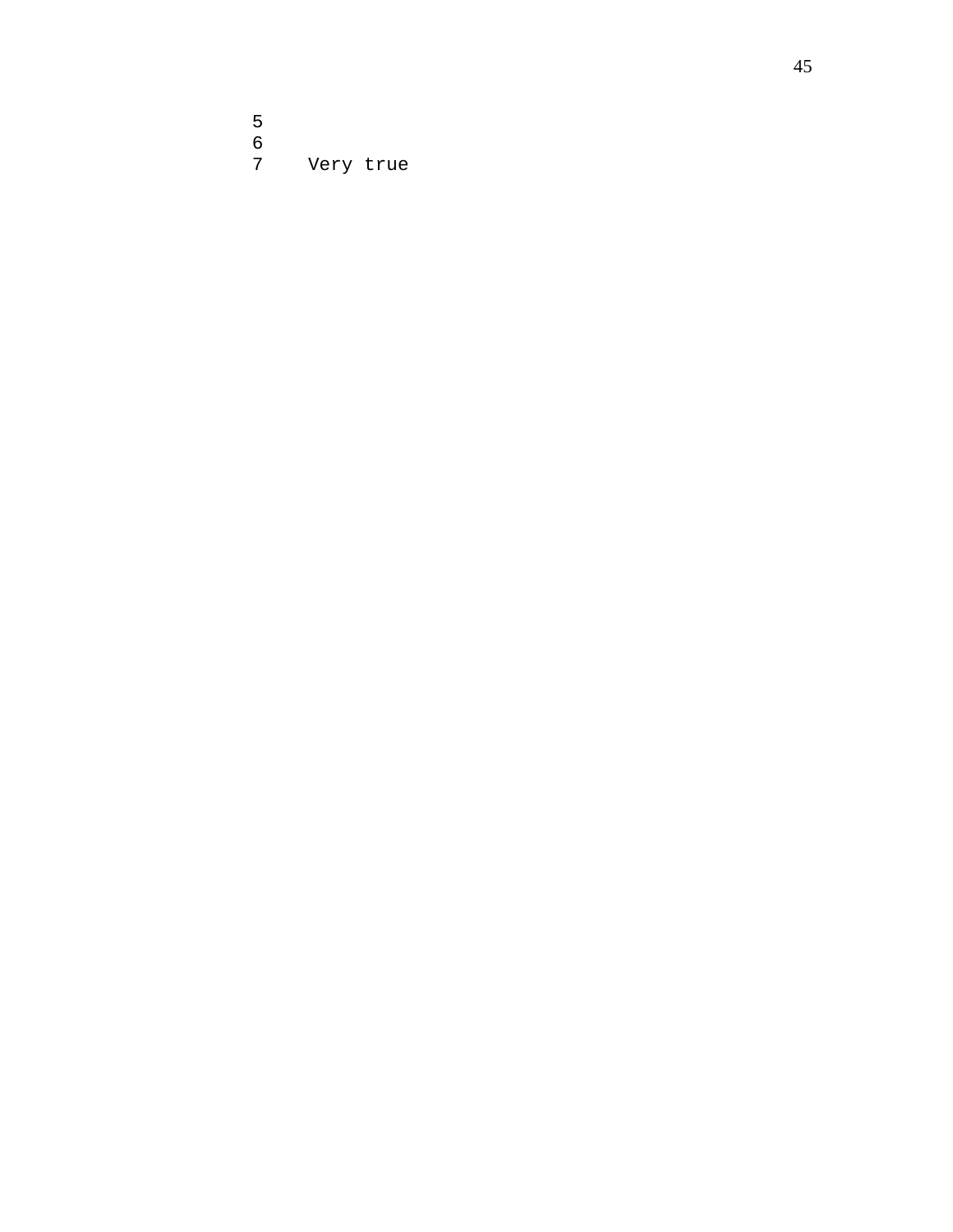```
5
6
7    Very true
```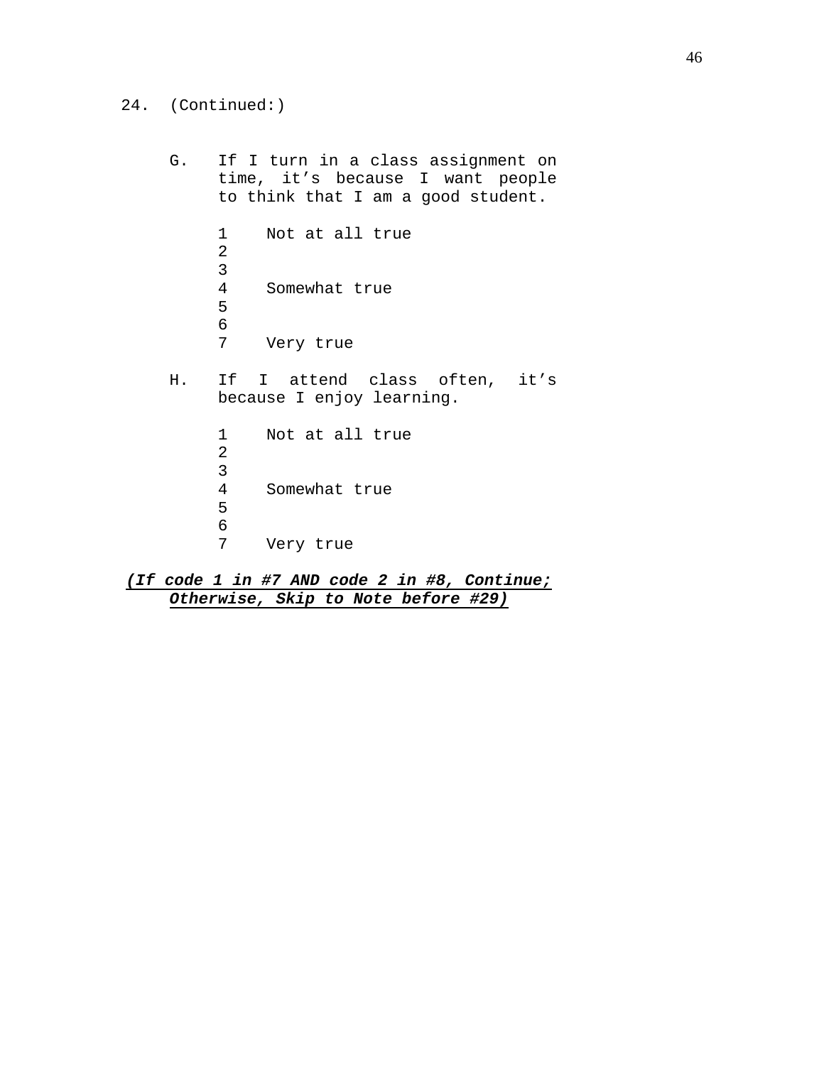24. (Continued:)

G. If I turn in a class assignment on time, it’s because I want people to think that I am a good student.

1 Not at all true
2
3
4 Somewhat true
5
6
7 Very true

H. If I attend class often, it’s because I enjoy learning.

1 Not at all true
2
3
4 Somewhat true
5
6
7 Very true

***(If code 1 in #7 AND code 2 in #8, Continue; Otherwise, Skip to Note before #29)***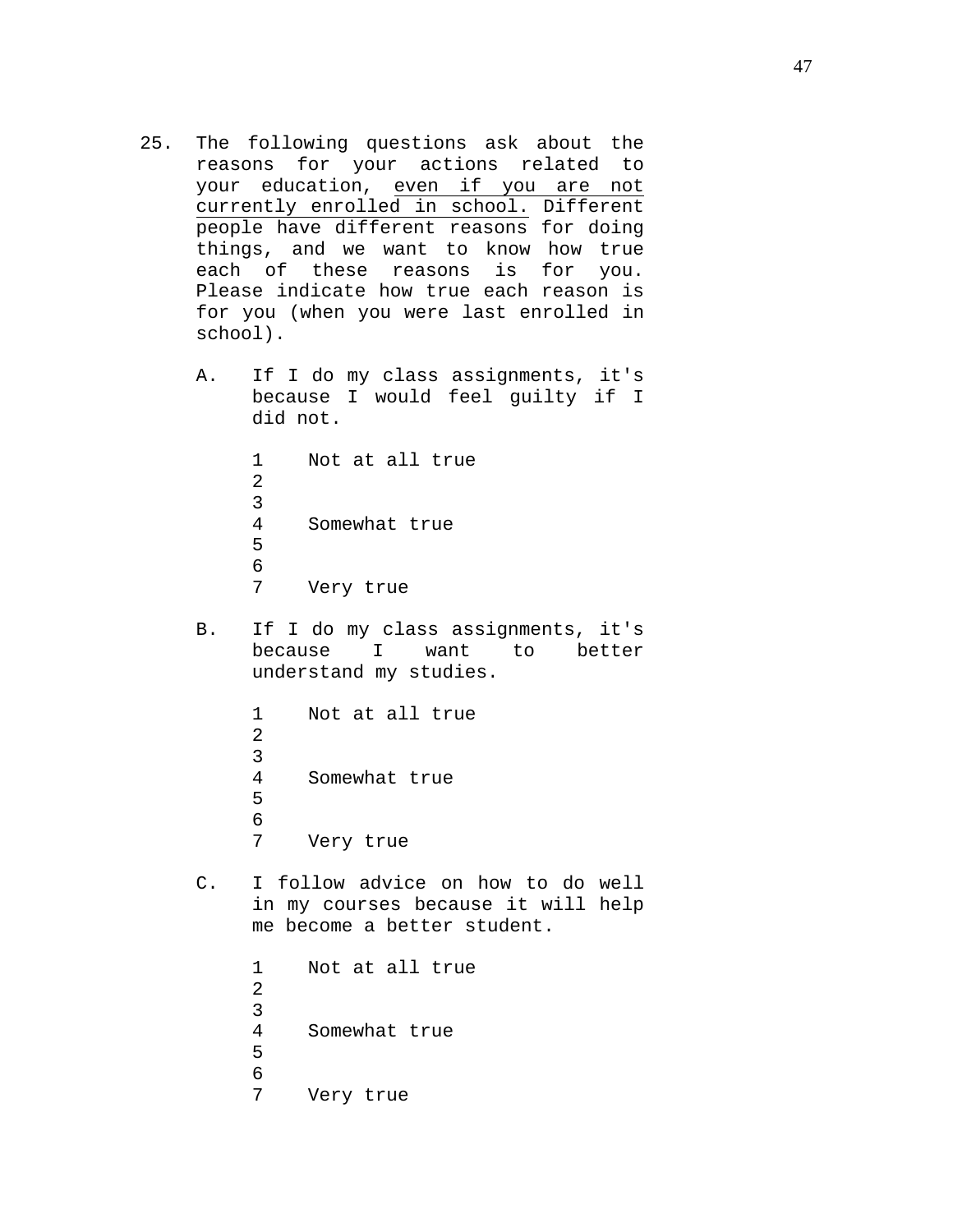25. The following questions ask about the reasons for your actions related to your education, <u>even if you are not currently enrolled in school.</u> Different people have different reasons for doing things, and we want to know how true each of these reasons is for you. Please indicate how true each reason is for you (when you were last enrolled in school).

    A. If I do my class assignments, it's because I would feel guilty if I did not.

        1 Not at all true
        2
        3
        4 Somewhat true
        5
        6
        7 Very true

    B. If I do my class assignments, it's because I want to better understand my studies.

        1 Not at all true
        2
        3
        4 Somewhat true
        5
        6
        7 Very true

    C. I follow advice on how to do well in my courses because it will help me become a better student.

        1 Not at all true
        2
        3
        4 Somewhat true
        5
        6
        7 Very true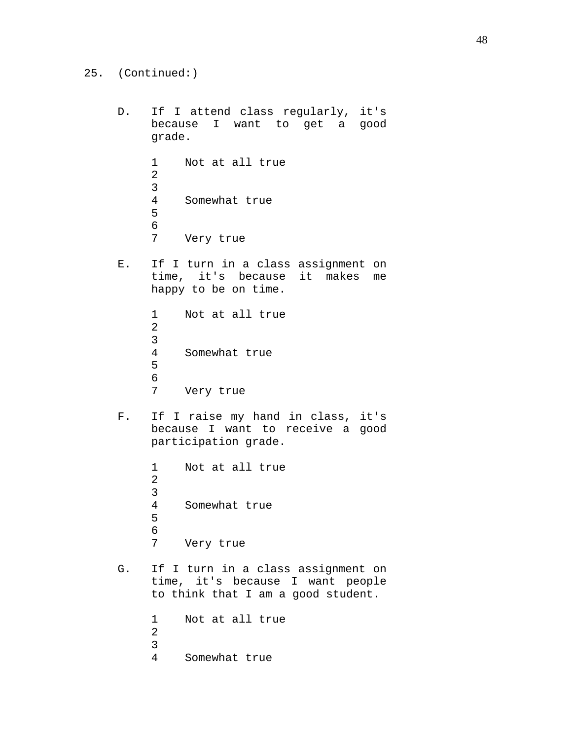25. (Continued:)

D. If I attend class regularly, it's because I want to get a good grade.

1 Not at all true
2
3
4 Somewhat true
5
6
7 Very true

E. If I turn in a class assignment on time, it's because it makes me happy to be on time.

1 Not at all true
2
3
4 Somewhat true
5
6
7 Very true

F. If I raise my hand in class, it's because I want to receive a good participation grade.

1 Not at all true
2
3
4 Somewhat true
5
6
7 Very true

G. If I turn in a class assignment on time, it's because I want people to think that I am a good student.

1 Not at all true
2
3
4 Somewhat true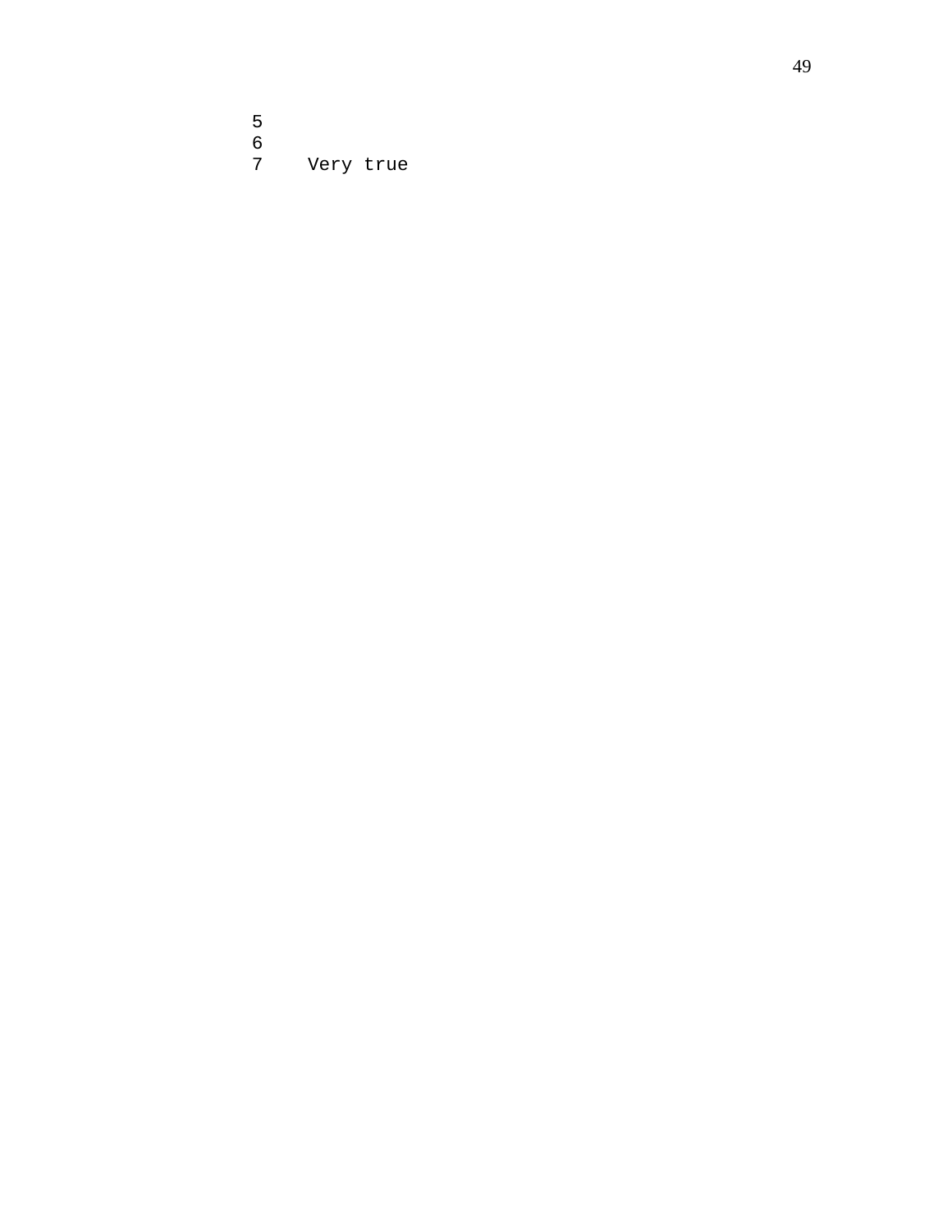```
5
6
7    Very true
```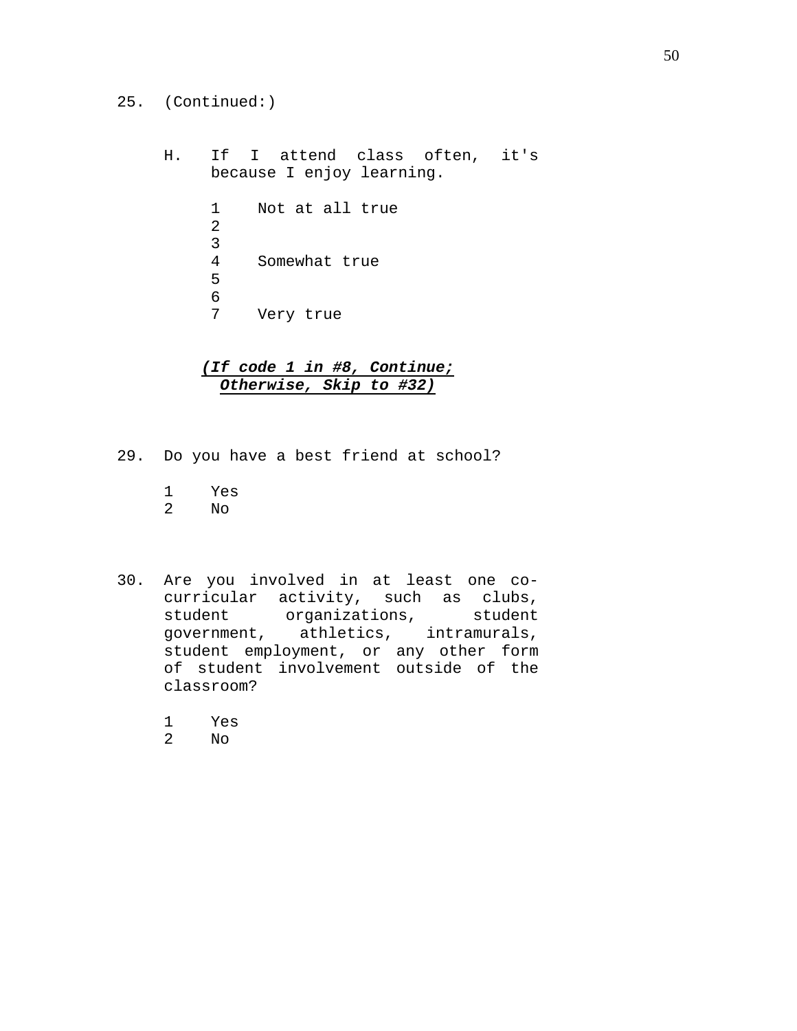25. (Continued:)

H. If I attend class often, it's because I enjoy learning.

1 Not at all true
2
3
4 Somewhat true
5
6
7 Very true

***(If code 1 in #8, Continue; Otherwise, Skip to #32)***

29. Do you have a best friend at school?

1 Yes
2 No

30. Are you involved in at least one co-curricular activity, such as clubs, student organizations, student government, athletics, intramurals, student employment, or any other form of student involvement outside of the classroom?

1 Yes
2 No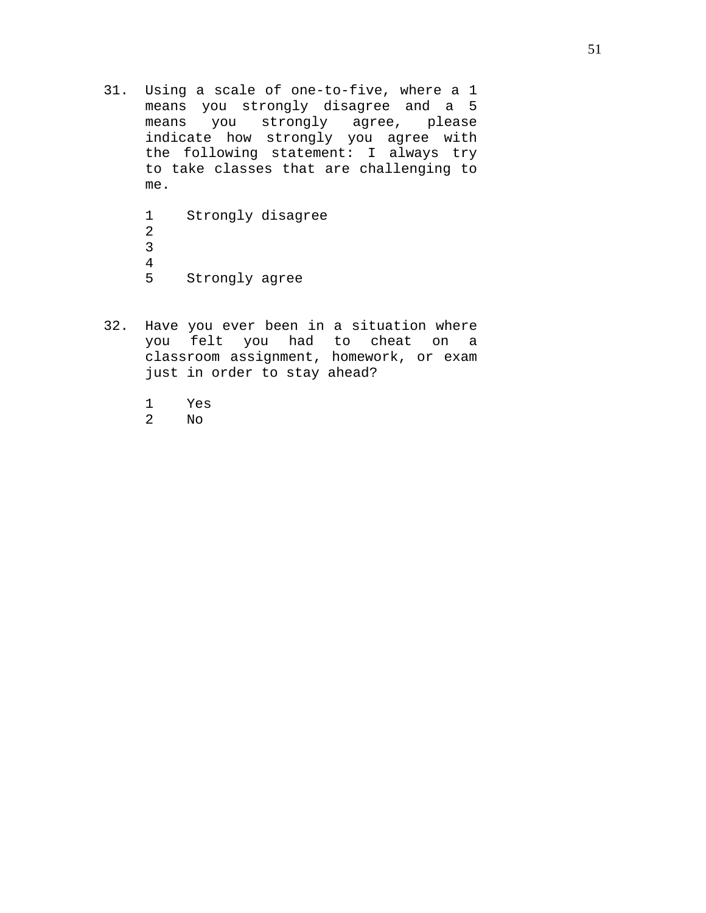31. Using a scale of one-to-five, where a 1 means you strongly disagree and a 5 means you strongly agree, please indicate how strongly you agree with the following statement: I always try to take classes that are challenging to me.

    1 Strongly disagree
    2
    3
    4
    5 Strongly agree

32. Have you ever been in a situation where you felt you had to cheat on a classroom assignment, homework, or exam just in order to stay ahead?

    1 Yes
    2 No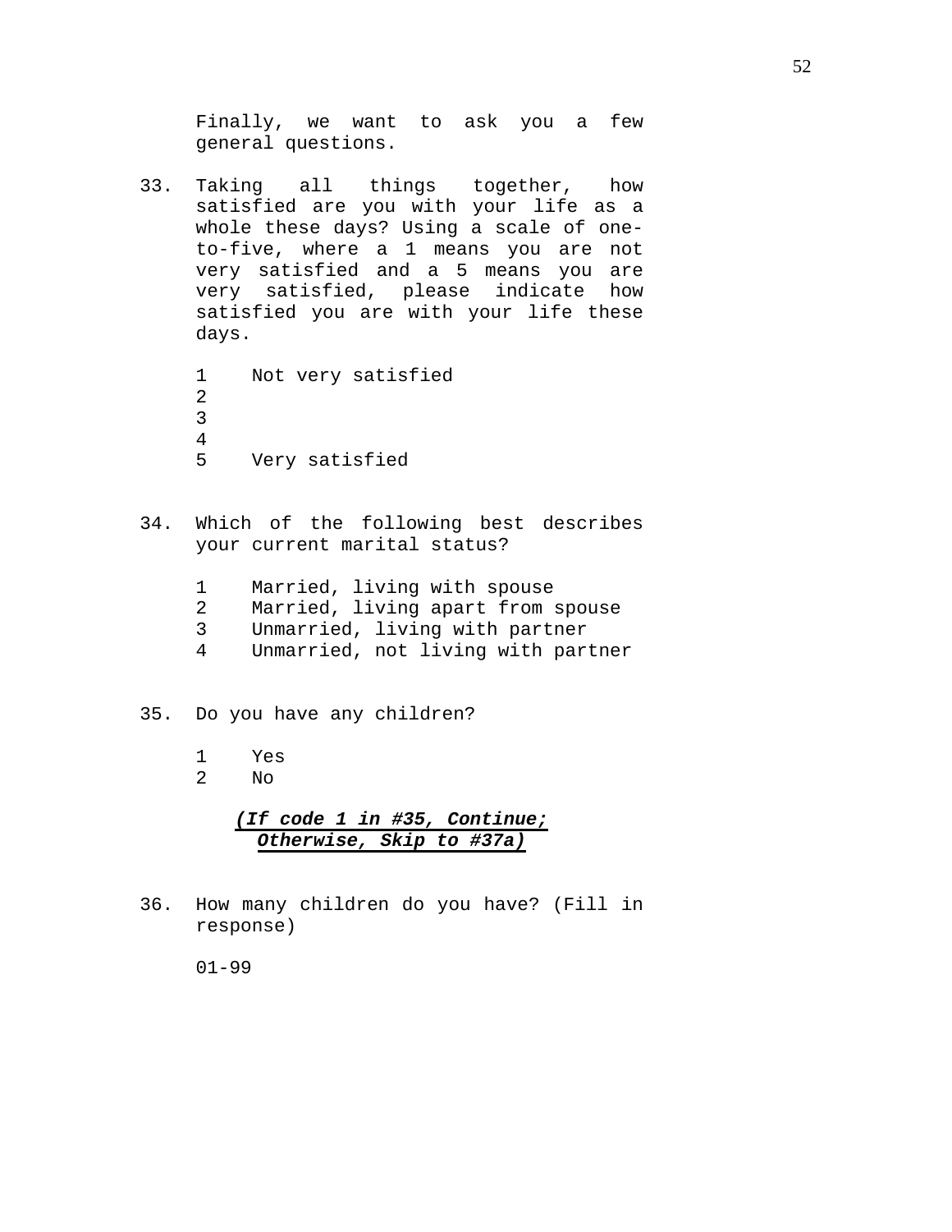Finally, we want to ask you a few general questions.

33. Taking all things together, how satisfied are you with your life as a whole these days? Using a scale of one-to-five, where a 1 means you are not very satisfied and a 5 means you are very satisfied, please indicate how satisfied you are with your life these days.

    1 Not very satisfied
    2
    3
    4
    5 Very satisfied

34. Which of the following best describes your current marital status?

    1 Married, living with spouse
    2 Married, living apart from spouse
    3 Unmarried, living with partner
    4 Unmarried, not living with partner

35. Do you have any children?

    1 Yes
    2 No

***(If code 1 in #35, Continue; Otherwise, Skip to #37a)***

36. How many children do you have? (Fill in response)

    01-99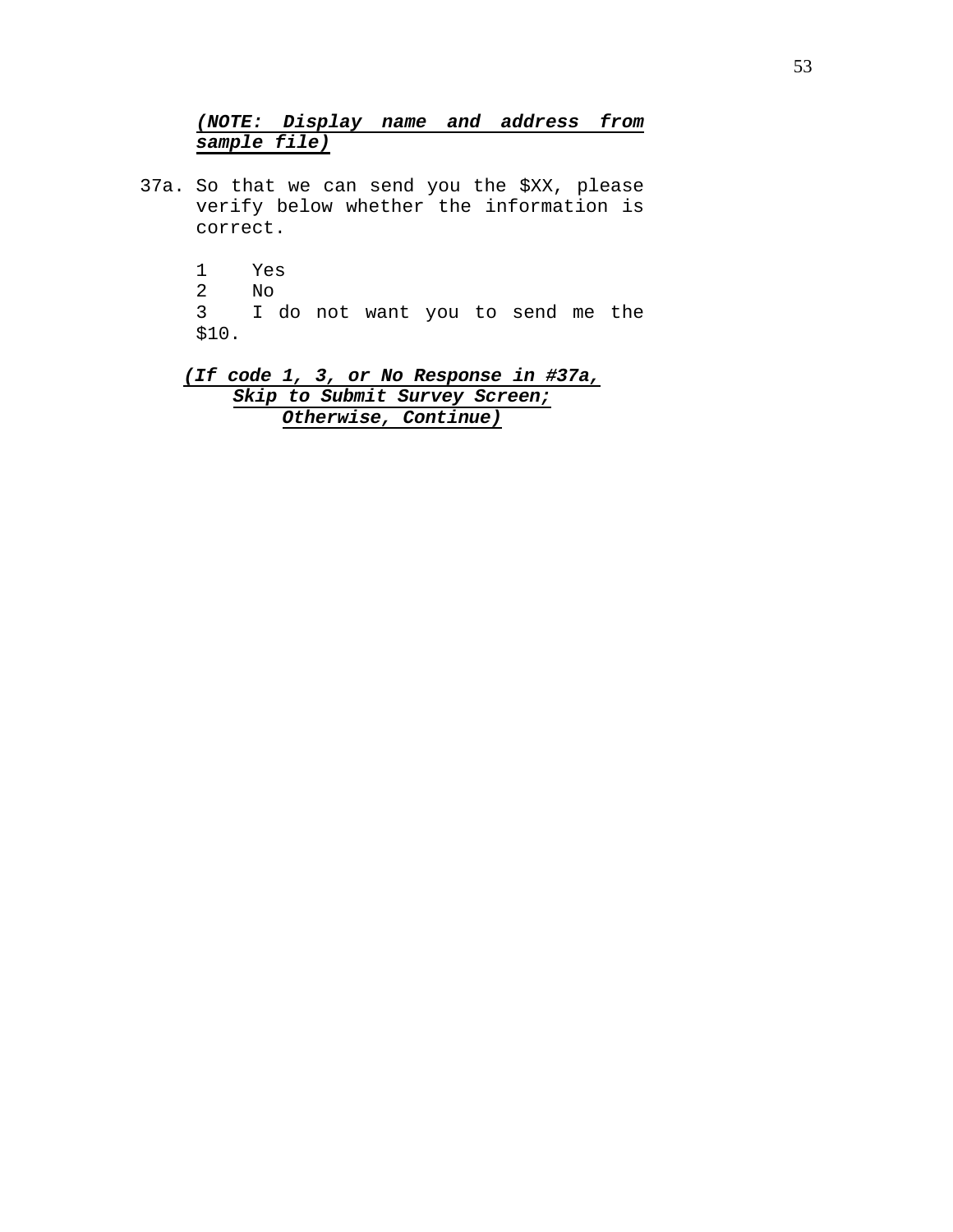***(NOTE: Display name and address from sample file)***

37a. So that we can send you the $XX, please verify below whether the information is correct.

1 Yes
2 No
3 I do not want you to send me the $10.

***(If code 1, 3, or No Response in #37a, Skip to Submit Survey Screen; Otherwise, Continue)***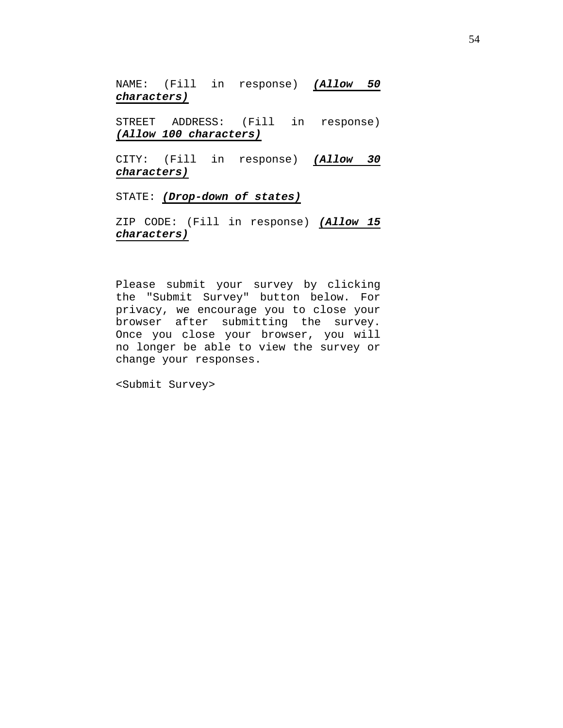NAME: (Fill in response) ***(Allow 50 characters)***

STREET ADDRESS: (Fill in response) ***(Allow 100 characters)***

CITY: (Fill in response) ***(Allow 30 characters)***

STATE: ***(Drop-down of states)***

ZIP CODE: (Fill in response) ***(Allow 15 characters)***

Please submit your survey by clicking the "Submit Survey" button below. For privacy, we encourage you to close your browser after submitting the survey. Once you close your browser, you will no longer be able to view the survey or change your responses.

<Submit Survey>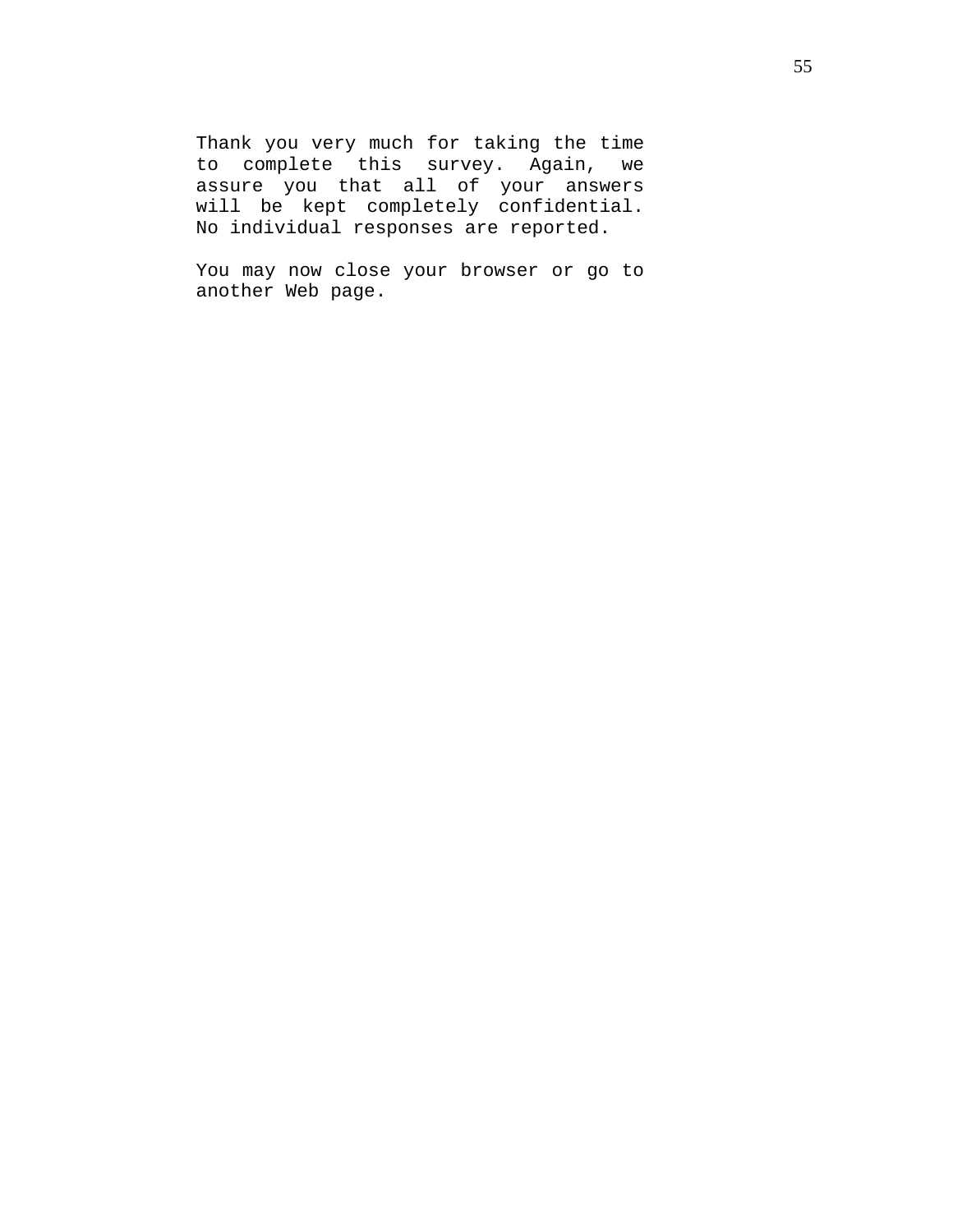Thank you very much for taking the time to complete this survey. Again, we assure you that all of your answers will be kept completely confidential. No individual responses are reported.

You may now close your browser or go to another Web page.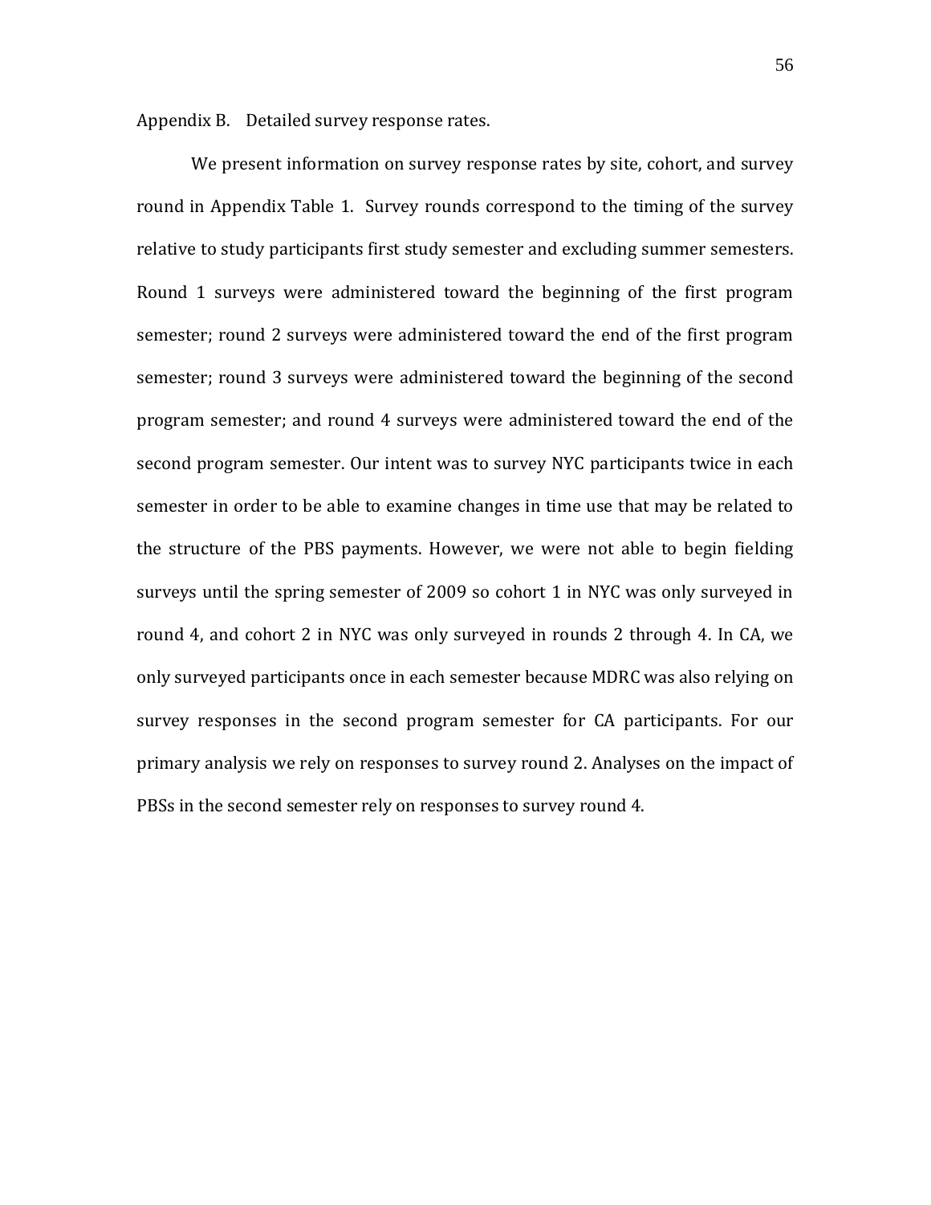## Appendix B. Detailed survey response rates.

We present information on survey response rates by site, cohort, and survey round in Appendix Table 1. Survey rounds correspond to the timing of the survey relative to study participants first study semester and excluding summer semesters. Round 1 surveys were administered toward the beginning of the first program semester; round 2 surveys were administered toward the end of the first program semester; round 3 surveys were administered toward the beginning of the second program semester; and round 4 surveys were administered toward the end of the second program semester. Our intent was to survey NYC participants twice in each semester in order to be able to examine changes in time use that may be related to the structure of the PBS payments. However, we were not able to begin fielding surveys until the spring semester of 2009 so cohort 1 in NYC was only surveyed in round 4, and cohort 2 in NYC was only surveyed in rounds 2 through 4. In CA, we only surveyed participants once in each semester because MDRC was also relying on survey responses in the second program semester for CA participants. For our primary analysis we rely on responses to survey round 2. Analyses on the impact of PBSs in the second semester rely on responses to survey round 4.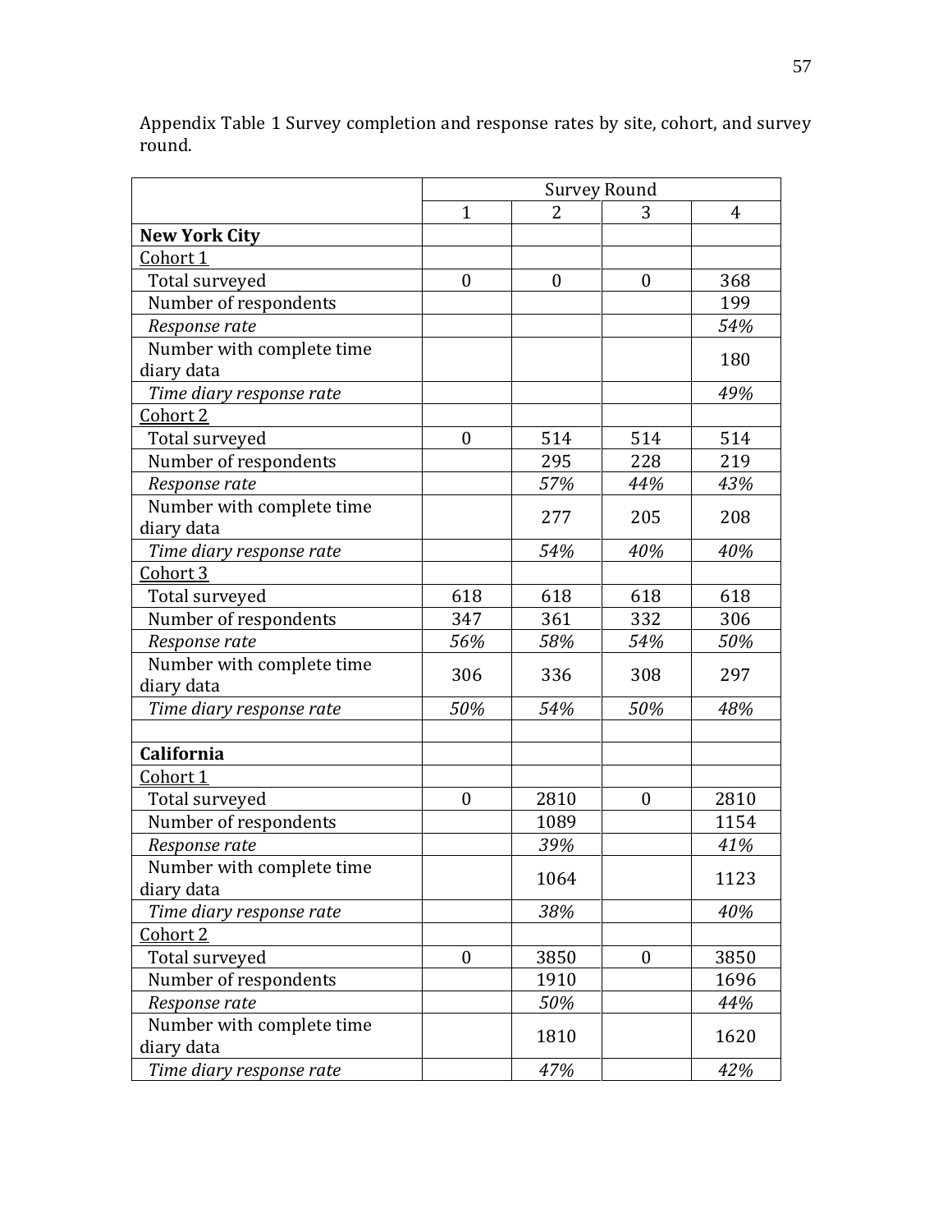Appendix Table 1 Survey completion and response rates by site, cohort, and survey round.

| | Survey Round | | | |
|---|---|---|---|---|
| | 1 | 2 | 3 | 4 |
| **New York City** | | | | |
| Cohort 1 | | | | |
| Total surveyed | 0 | 0 | 0 | 368 |
| Number of respondents | | | | 199 |
| *Response rate* | | | | *54%* |
| Number with complete time diary data | | | | 180 |
| *Time diary response rate* | | | | *49%* |
| Cohort 2 | | | | |
| Total surveyed | 0 | 514 | 514 | 514 |
| Number of respondents | | 295 | 228 | 219 |
| *Response rate* | | *57%* | *44%* | *43%* |
| Number with complete time diary data | | 277 | 205 | 208 |
| *Time diary response rate* | | *54%* | *40%* | *40%* |
| Cohort 3 | | | | |
| Total surveyed | 618 | 618 | 618 | 618 |
| Number of respondents | 347 | 361 | 332 | 306 |
| *Response rate* | *56%* | *58%* | *54%* | *50%* |
| Number with complete time diary data | 306 | 336 | 308 | 297 |
| *Time diary response rate* | *50%* | *54%* | *50%* | *48%* |
| | | | | |
| **California** | | | | |
| Cohort 1 | | | | |
| Total surveyed | 0 | 2810 | 0 | 2810 |
| Number of respondents | | 1089 | | 1154 |
| *Response rate* | | *39%* | | *41%* |
| Number with complete time diary data | | 1064 | | 1123 |
| *Time diary response rate* | | *38%* | | *40%* |
| Cohort 2 | | | | |
| Total surveyed | 0 | 3850 | 0 | 3850 |
| Number of respondents | | 1910 | | 1696 |
| *Response rate* | | *50%* | | *44%* |
| Number with complete time diary data | | 1810 | | 1620 |
| *Time diary response rate* | | *47%* | | *42%* |